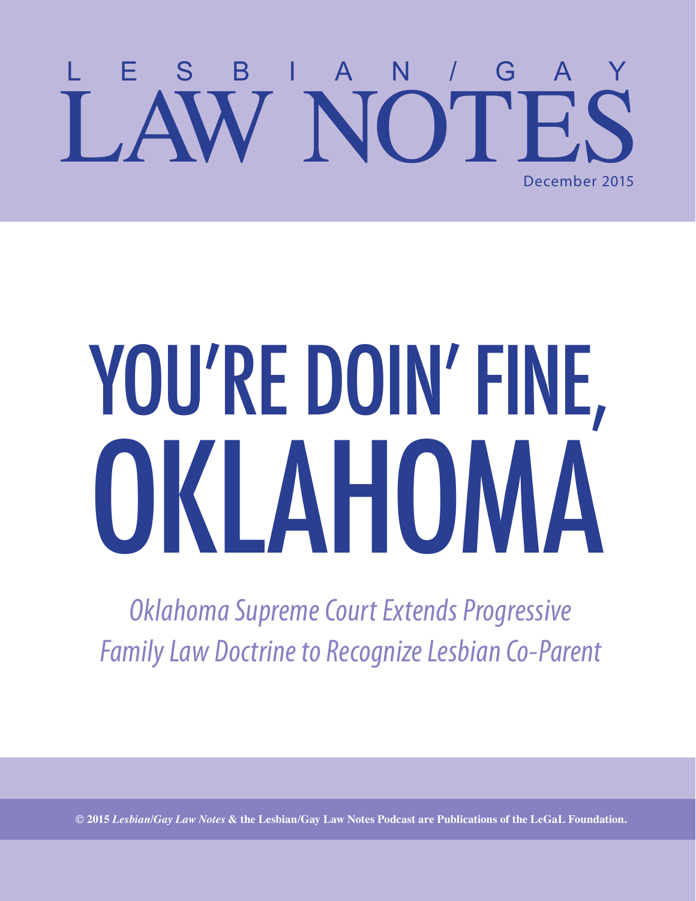# LESBIAN/GAY LAW NOTES

December 2015

# YOU'RE DOIN' FINE, OKLAHOMA

*Oklahoma Supreme Court Extends Progressive Family Law Doctrine to Recognize Lesbian Co-Parent*

**© 2015 *Lesbian/Gay Law Notes* & the Lesbian/Gay Law Notes Podcast are Publications of the LeGaL Foundation.**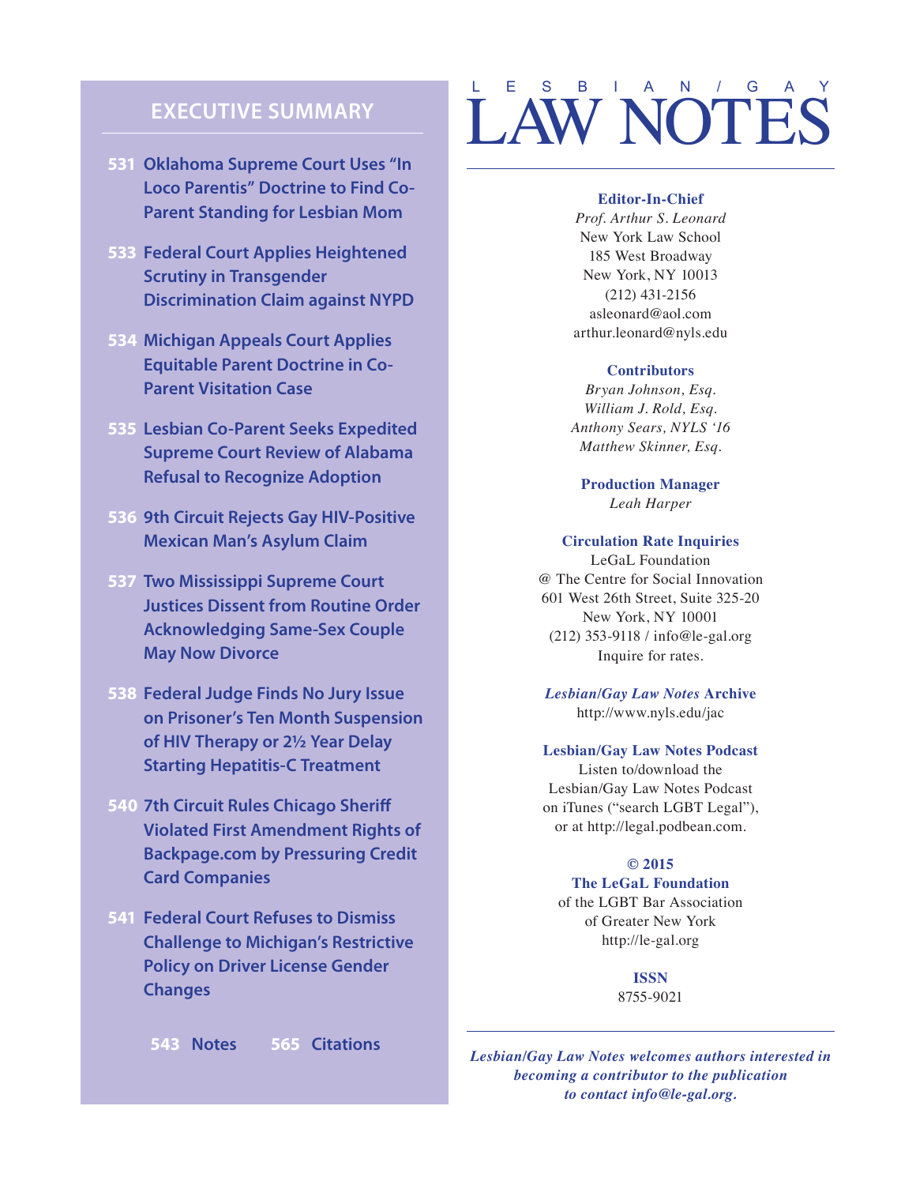## EXECUTIVE SUMMARY

**531** Oklahoma Supreme Court Uses "In Loco Parentis" Doctrine to Find Co-Parent Standing for Lesbian Mom

**533** Federal Court Applies Heightened Scrutiny in Transgender Discrimination Claim against NYPD

**534** Michigan Appeals Court Applies Equitable Parent Doctrine in Co-Parent Visitation Case

**535** Lesbian Co-Parent Seeks Expedited Supreme Court Review of Alabama Refusal to Recognize Adoption

**536** 9th Circuit Rejects Gay HIV-Positive Mexican Man's Asylum Claim

**537** Two Mississippi Supreme Court Justices Dissent from Routine Order Acknowledging Same-Sex Couple May Now Divorce

**538** Federal Judge Finds No Jury Issue on Prisoner's Ten Month Suspension of HIV Therapy or 2½ Year Delay Starting Hepatitis-C Treatment

**540** 7th Circuit Rules Chicago Sheriff Violated First Amendment Rights of Backpage.com by Pressuring Credit Card Companies

**541** Federal Court Refuses to Dismiss Challenge to Michigan's Restrictive Policy on Driver License Gender Changes

**543** Notes **565** Citations

# L E S B I A N / G A Y LAW NOTES

**Editor-In-Chief**
*Prof. Arthur S. Leonard*
New York Law School
185 West Broadway
New York, NY 10013
(212) 431-2156
asleonard@aol.com
arthur.leonard@nyls.edu

**Contributors**
*Bryan Johnson, Esq.*
*William J. Rold, Esq.*
*Anthony Sears, NYLS '16*
*Matthew Skinner, Esq.*

**Production Manager**
*Leah Harper*

**Circulation Rate Inquiries**
LeGaL Foundation
@ The Centre for Social Innovation
601 West 26th Street, Suite 325-20
New York, NY 10001
(212) 353-9118 / info@le-gal.org
Inquire for rates.

***Lesbian/Gay Law Notes* Archive**
http://www.nyls.edu/jac

**Lesbian/Gay Law Notes Podcast**
Listen to/download the Lesbian/Gay Law Notes Podcast on iTunes ("search LGBT Legal"), or at http://legal.podbean.com.

**© 2015**
**The LeGaL Foundation**
of the LGBT Bar Association of Greater New York
http://le-gal.org

**ISSN**
8755-9021

***Lesbian/Gay Law Notes welcomes authors interested in becoming a contributor to the publication to contact info@le-gal.org.***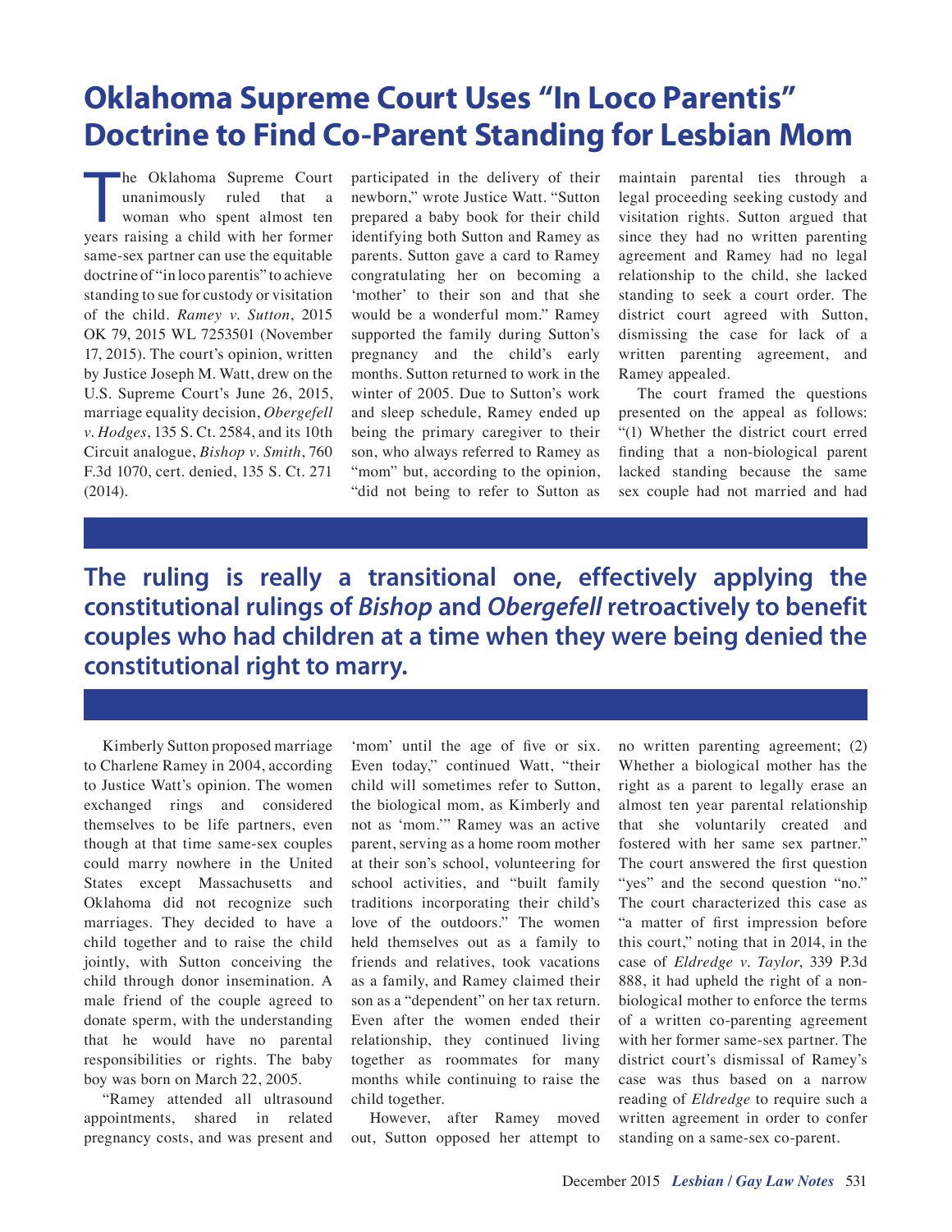# Oklahoma Supreme Court Uses "In Loco Parentis" Doctrine to Find Co-Parent Standing for Lesbian Mom

The Oklahoma Supreme Court unanimously ruled that a woman who spent almost ten years raising a child with her former same-sex partner can use the equitable doctrine of "in loco parentis" to achieve standing to sue for custody or visitation of the child. *Ramey v. Sutton*, 2015 OK 79, 2015 WL 7253501 (November 17, 2015). The court's opinion, written by Justice Joseph M. Watt, drew on the U.S. Supreme Court's June 26, 2015, marriage equality decision, *Obergefell v. Hodges*, 135 S. Ct. 2584, and its 10th Circuit analogue, *Bishop v. Smith*, 760 F.3d 1070, cert. denied, 135 S. Ct. 271 (2014).

**The ruling is really a transitional one, effectively applying the constitutional rulings of *Bishop* and *Obergefell* retroactively to benefit couples who had children at a time when they were being denied the constitutional right to marry.**

Kimberly Sutton proposed marriage to Charlene Ramey in 2004, according to Justice Watt's opinion. The women exchanged rings and considered themselves to be life partners, even though at that time same-sex couples could marry nowhere in the United States except Massachusetts and Oklahoma did not recognize such marriages. They decided to have a child together and to raise the child jointly, with Sutton conceiving the child through donor insemination. A male friend of the couple agreed to donate sperm, with the understanding that he would have no parental responsibilities or rights. The baby boy was born on March 22, 2005.

"Ramey attended all ultrasound appointments, shared in related pregnancy costs, and was present and participated in the delivery of their newborn," wrote Justice Watt. "Sutton prepared a baby book for their child identifying both Sutton and Ramey as parents. Sutton gave a card to Ramey congratulating her on becoming a 'mother' to their son and that she would be a wonderful mom." Ramey supported the family during Sutton's pregnancy and the child's early months. Sutton returned to work in the winter of 2005. Due to Sutton's work and sleep schedule, Ramey ended up being the primary caregiver to their son, who always referred to Ramey as "mom" but, according to the opinion, "did not being to refer to Sutton as 'mom' until the age of five or six. Even today," continued Watt, "their child will sometimes refer to Sutton, the biological mom, as Kimberly and not as 'mom.'" Ramey was an active parent, serving as a home room mother at their son's school, volunteering for school activities, and "built family traditions incorporating their child's love of the outdoors." The women held themselves out as a family to friends and relatives, took vacations as a family, and Ramey claimed their son as a "dependent" on her tax return. Even after the women ended their relationship, they continued living together as roommates for many months while continuing to raise the child together.

However, after Ramey moved out, Sutton opposed her attempt to maintain parental ties through a legal proceeding seeking custody and visitation rights. Sutton argued that since they had no written parenting agreement and Ramey had no legal relationship to the child, she lacked standing to seek a court order. The district court agreed with Sutton, dismissing the case for lack of a written parenting agreement, and Ramey appealed.

The court framed the questions presented on the appeal as follows: "(1) Whether the district court erred finding that a non-biological parent lacked standing because the same sex couple had not married and had no written parenting agreement; (2) Whether a biological mother has the right as a parent to legally erase an almost ten year parental relationship that she voluntarily created and fostered with her same sex partner." The court answered the first question "yes" and the second question "no." The court characterized this case as "a matter of first impression before this court," noting that in 2014, in the case of *Eldredge v. Taylor*, 339 P.3d 888, it had upheld the right of a non-biological mother to enforce the terms of a written co-parenting agreement with her former same-sex partner. The district court's dismissal of Ramey's case was thus based on a narrow reading of *Eldredge* to require such a written agreement in order to confer standing on a same-sex co-parent.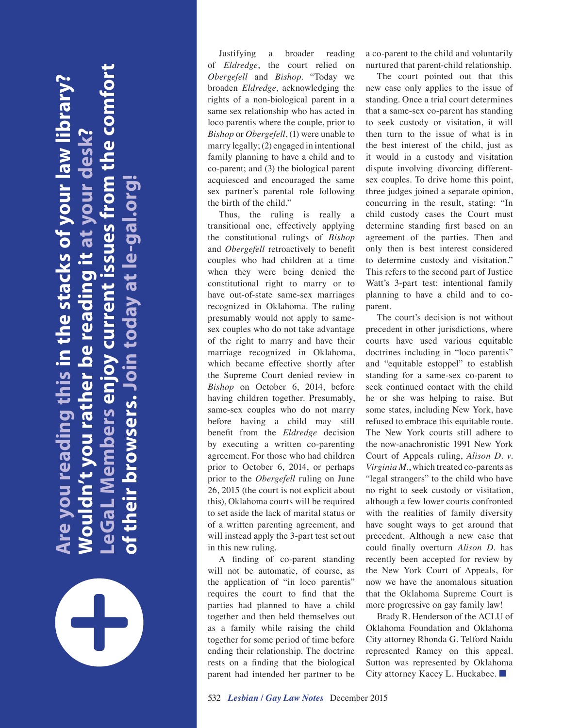**Are you reading this in the stacks of your law library? Wouldn't you rather be reading it at your desk? LeGaL Members enjoy current issues from the comfort of their browsers. Join today at le-gal.org!**

Justifying a broader reading of *Eldredge*, the court relied on *Obergefell* and *Bishop*. "Today we broaden *Eldredge*, acknowledging the rights of a non-biological parent in a same sex relationship who has acted in loco parentis where the couple, prior to *Bishop* or *Obergefell*, (1) were unable to marry legally; (2) engaged in intentional family planning to have a child and to co-parent; and (3) the biological parent acquiesced and encouraged the same sex partner's parental role following the birth of the child."

Thus, the ruling is really a transitional one, effectively applying the constitutional rulings of *Bishop* and *Obergefell* retroactively to benefit couples who had children at a time when they were being denied the constitutional right to marry or to have out-of-state same-sex marriages recognized in Oklahoma. The ruling presumably would not apply to same-sex couples who do not take advantage of the right to marry and have their marriage recognized in Oklahoma, which became effective shortly after the Supreme Court denied review in *Bishop* on October 6, 2014, before having children together. Presumably, same-sex couples who do not marry before having a child may still benefit from the *Eldredge* decision by executing a written co-parenting agreement. For those who had children prior to October 6, 2014, or perhaps prior to the *Obergefell* ruling on June 26, 2015 (the court is not explicit about this), Oklahoma courts will be required to set aside the lack of marital status or of a written parenting agreement, and will instead apply the 3-part test set out in this new ruling.

A finding of co-parent standing will not be automatic, of course, as the application of "in loco parentis" requires the court to find that the parties had planned to have a child together and then held themselves out as a family while raising the child together for some period of time before ending their relationship. The doctrine rests on a finding that the biological parent had intended her partner to be a co-parent to the child and voluntarily nurtured that parent-child relationship.

The court pointed out that this new case only applies to the issue of standing. Once a trial court determines that a same-sex co-parent has standing to seek custody or visitation, it will then turn to the issue of what is in the best interest of the child, just as it would in a custody and visitation dispute involving divorcing different-sex couples. To drive home this point, three judges joined a separate opinion, concurring in the result, stating: "In child custody cases the Court must determine standing first based on an agreement of the parties. Then and only then is best interest considered to determine custody and visitation." This refers to the second part of Justice Watt's 3-part test: intentional family planning to have a child and to co-parent.

The court's decision is not without precedent in other jurisdictions, where courts have used various equitable doctrines including in "loco parentis" and "equitable estoppel" to establish standing for a same-sex co-parent to seek continued contact with the child he or she was helping to raise. But some states, including New York, have refused to embrace this equitable route. The New York courts still adhere to the now-anachronistic 1991 New York Court of Appeals ruling, *Alison D. v. Virginia M.*, which treated co-parents as "legal strangers" to the child who have no right to seek custody or visitation, although a few lower courts confronted with the realities of family diversity have sought ways to get around that precedent. Although a new case that could finally overturn *Alison D.* has recently been accepted for review by the New York Court of Appeals, for now we have the anomalous situation that the Oklahoma Supreme Court is more progressive on gay family law!

Brady R. Henderson of the ACLU of Oklahoma Foundation and Oklahoma City attorney Rhonda G. Telford Naidu represented Ramey on this appeal. Sutton was represented by Oklahoma City attorney Kacey L. Huckabee. ■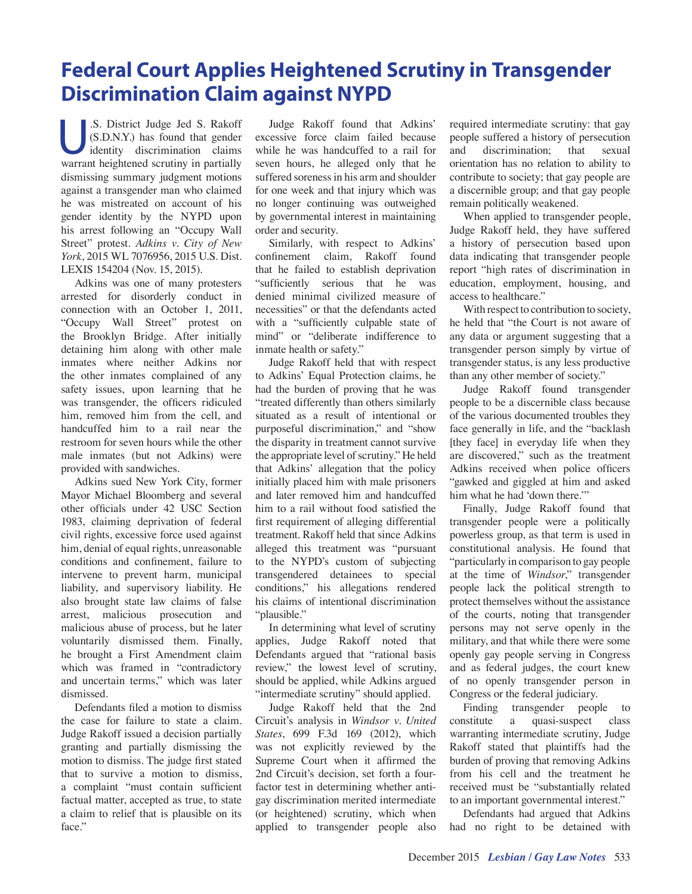# Federal Court Applies Heightened Scrutiny in Transgender Discrimination Claim against NYPD

U.S. District Judge Jed S. Rakoff (S.D.N.Y.) has found that gender identity discrimination claims warrant heightened scrutiny in partially dismissing summary judgment motions against a transgender man who claimed he was mistreated on account of his gender identity by the NYPD upon his arrest following an "Occupy Wall Street" protest. *Adkins v. City of New York*, 2015 WL 7076956, 2015 U.S. Dist. LEXIS 154204 (Nov. 15, 2015).

Adkins was one of many protesters arrested for disorderly conduct in connection with an October 1, 2011, "Occupy Wall Street" protest on the Brooklyn Bridge. After initially detaining him along with other male inmates where neither Adkins nor the other inmates complained of any safety issues, upon learning that he was transgender, the officers ridiculed him, removed him from the cell, and handcuffed him to a rail near the restroom for seven hours while the other male inmates (but not Adkins) were provided with sandwiches.

Adkins sued New York City, former Mayor Michael Bloomberg and several other officials under 42 USC Section 1983, claiming deprivation of federal civil rights, excessive force used against him, denial of equal rights, unreasonable conditions and confinement, failure to intervene to prevent harm, municipal liability, and supervisory liability. He also brought state law claims of false arrest, malicious prosecution and malicious abuse of process, but he later voluntarily dismissed them. Finally, he brought a First Amendment claim which was framed in "contradictory and uncertain terms," which was later dismissed.

Defendants filed a motion to dismiss the case for failure to state a claim. Judge Rakoff issued a decision partially granting and partially dismissing the motion to dismiss. The judge first stated that to survive a motion to dismiss, a complaint "must contain sufficient factual matter, accepted as true, to state a claim to relief that is plausible on its face."

Judge Rakoff found that Adkins' excessive force claim failed because while he was handcuffed to a rail for seven hours, he alleged only that he suffered soreness in his arm and shoulder for one week and that injury which was no longer continuing was outweighed by governmental interest in maintaining order and security.

Similarly, with respect to Adkins' confinement claim, Rakoff found that he failed to establish deprivation "sufficiently serious that he was denied minimal civilized measure of necessities" or that the defendants acted with a "sufficiently culpable state of mind" or "deliberate indifference to inmate health or safety."

Judge Rakoff held that with respect to Adkins' Equal Protection claims, he had the burden of proving that he was "treated differently than others similarly situated as a result of intentional or purposeful discrimination," and "show the disparity in treatment cannot survive the appropriate level of scrutiny." He held that Adkins' allegation that the policy initially placed him with male prisoners and later removed him and handcuffed him to a rail without food satisfied the first requirement of alleging differential treatment. Rakoff held that since Adkins alleged this treatment was "pursuant to the NYPD's custom of subjecting transgendered detainees to special conditions," his allegations rendered his claims of intentional discrimination "plausible."

In determining what level of scrutiny applies, Judge Rakoff noted that Defendants argued that "rational basis review," the lowest level of scrutiny, should be applied, while Adkins argued "intermediate scrutiny" should applied.

Judge Rakoff held that the 2nd Circuit's analysis in *Windsor v. United States*, 699 F.3d 169 (2012), which was not explicitly reviewed by the Supreme Court when it affirmed the 2nd Circuit's decision, set forth a four-factor test in determining whether anti-gay discrimination merited intermediate (or heightened) scrutiny, which when applied to transgender people also required intermediate scrutiny: that gay people suffered a history of persecution and discrimination; that sexual orientation has no relation to ability to contribute to society; that gay people are a discernible group; and that gay people remain politically weakened.

When applied to transgender people, Judge Rakoff held, they have suffered a history of persecution based upon data indicating that transgender people report "high rates of discrimination in education, employment, housing, and access to healthcare."

With respect to contribution to society, he held that "the Court is not aware of any data or argument suggesting that a transgender person simply by virtue of transgender status, is any less productive than any other member of society."

Judge Rakoff found transgender people to be a discernible class because of the various documented troubles they face generally in life, and the "backlash [they face] in everyday life when they are discovered," such as the treatment Adkins received when police officers "gawked and giggled at him and asked him what he had 'down there.'"

Finally, Judge Rakoff found that transgender people were a politically powerless group, as that term is used in constitutional analysis. He found that "particularly in comparison to gay people at the time of *Windsor*," transgender people lack the political strength to protect themselves without the assistance of the courts, noting that transgender persons may not serve openly in the military, and that while there were some openly gay people serving in Congress and as federal judges, the court knew of no openly transgender person in Congress or the federal judiciary.

Finding transgender people to constitute a quasi-suspect class warranting intermediate scrutiny, Judge Rakoff stated that plaintiffs had the burden of proving that removing Adkins from his cell and the treatment he received must be "substantially related to an important governmental interest."

Defendants had argued that Adkins had no right to be detained with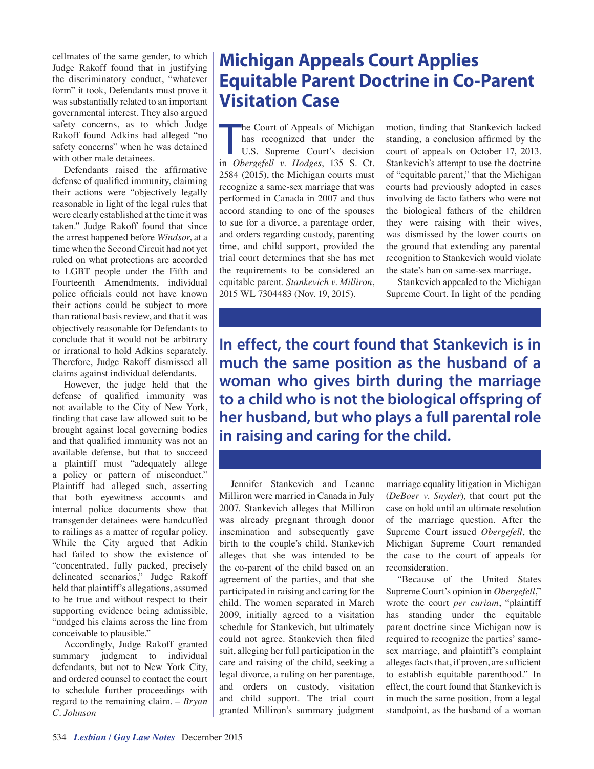cellmates of the same gender, to which Judge Rakoff found that in justifying the discriminatory conduct, "whatever form" it took, Defendants must prove it was substantially related to an important governmental interest. They also argued safety concerns, as to which Judge Rakoff found Adkins had alleged "no safety concerns" when he was detained with other male detainees.

Defendants raised the affirmative defense of qualified immunity, claiming their actions were "objectively legally reasonable in light of the legal rules that were clearly established at the time it was taken." Judge Rakoff found that since the arrest happened before *Windsor*, at a time when the Second Circuit had not yet ruled on what protections are accorded to LGBT people under the Fifth and Fourteenth Amendments, individual police officials could not have known their actions could be subject to more than rational basis review, and that it was objectively reasonable for Defendants to conclude that it would not be arbitrary or irrational to hold Adkins separately. Therefore, Judge Rakoff dismissed all claims against individual defendants.

However, the judge held that the defense of qualified immunity was not available to the City of New York, finding that case law allowed suit to be brought against local governing bodies and that qualified immunity was not an available defense, but that to succeed a plaintiff must "adequately allege a policy or pattern of misconduct." Plaintiff had alleged such, asserting that both eyewitness accounts and internal police documents show that transgender detainees were handcuffed to railings as a matter of regular policy. While the City argued that Adkin had failed to show the existence of "concentrated, fully packed, precisely delineated scenarios," Judge Rakoff held that plaintiff's allegations, assumed to be true and without respect to their supporting evidence being admissible, "nudged his claims across the line from conceivable to plausible."

Accordingly, Judge Rakoff granted summary judgment to individual defendants, but not to New York City, and ordered counsel to contact the court to schedule further proceedings with regard to the remaining claim. – *Bryan C. Johnson*

# Michigan Appeals Court Applies Equitable Parent Doctrine in Co-Parent Visitation Case

The Court of Appeals of Michigan has recognized that under the U.S. Supreme Court's decision in *Obergefell v. Hodges*, 135 S. Ct. 2584 (2015), the Michigan courts must recognize a same-sex marriage that was performed in Canada in 2007 and thus accord standing to one of the spouses to sue for a divorce, a parentage order, and orders regarding custody, parenting time, and child support, provided the trial court determines that she has met the requirements to be considered an equitable parent. *Stankevich v. Milliron*, 2015 WL 7304483 (Nov. 19, 2015).

**In effect, the court found that Stankevich is in much the same position as the husband of a woman who gives birth during the marriage to a child who is not the biological offspring of her husband, but who plays a full parental role in raising and caring for the child.**

Jennifer Stankevich and Leanne Milliron were married in Canada in July 2007. Stankevich alleges that Milliron was already pregnant through donor insemination and subsequently gave birth to the couple's child. Stankevich alleges that she was intended to be the co-parent of the child based on an agreement of the parties, and that she participated in raising and caring for the child. The women separated in March 2009, initially agreed to a visitation schedule for Stankevich, but ultimately could not agree. Stankevich then filed suit, alleging her full participation in the care and raising of the child, seeking a legal divorce, a ruling on her parentage, and orders on custody, visitation and child support. The trial court granted Milliron's summary judgment motion, finding that Stankevich lacked standing, a conclusion affirmed by the court of appeals on October 17, 2013. Stankevich's attempt to use the doctrine of "equitable parent," that the Michigan courts had previously adopted in cases involving de facto fathers who were not the biological fathers of the children they were raising with their wives, was dismissed by the lower courts on the ground that extending any parental recognition to Stankevich would violate the state's ban on same-sex marriage.

Stankevich appealed to the Michigan Supreme Court. In light of the pending marriage equality litigation in Michigan (*DeBoer v. Snyder*), that court put the case on hold until an ultimate resolution of the marriage question. After the Supreme Court issued *Obergefell*, the Michigan Supreme Court remanded the case to the court of appeals for reconsideration.

"Because of the United States Supreme Court's opinion in *Obergefell*," wrote the court *per curiam*, "plaintiff has standing under the equitable parent doctrine since Michigan now is required to recognize the parties' same-sex marriage, and plaintiff's complaint alleges facts that, if proven, are sufficient to establish equitable parenthood." In effect, the court found that Stankevich is in much the same position, from a legal standpoint, as the husband of a woman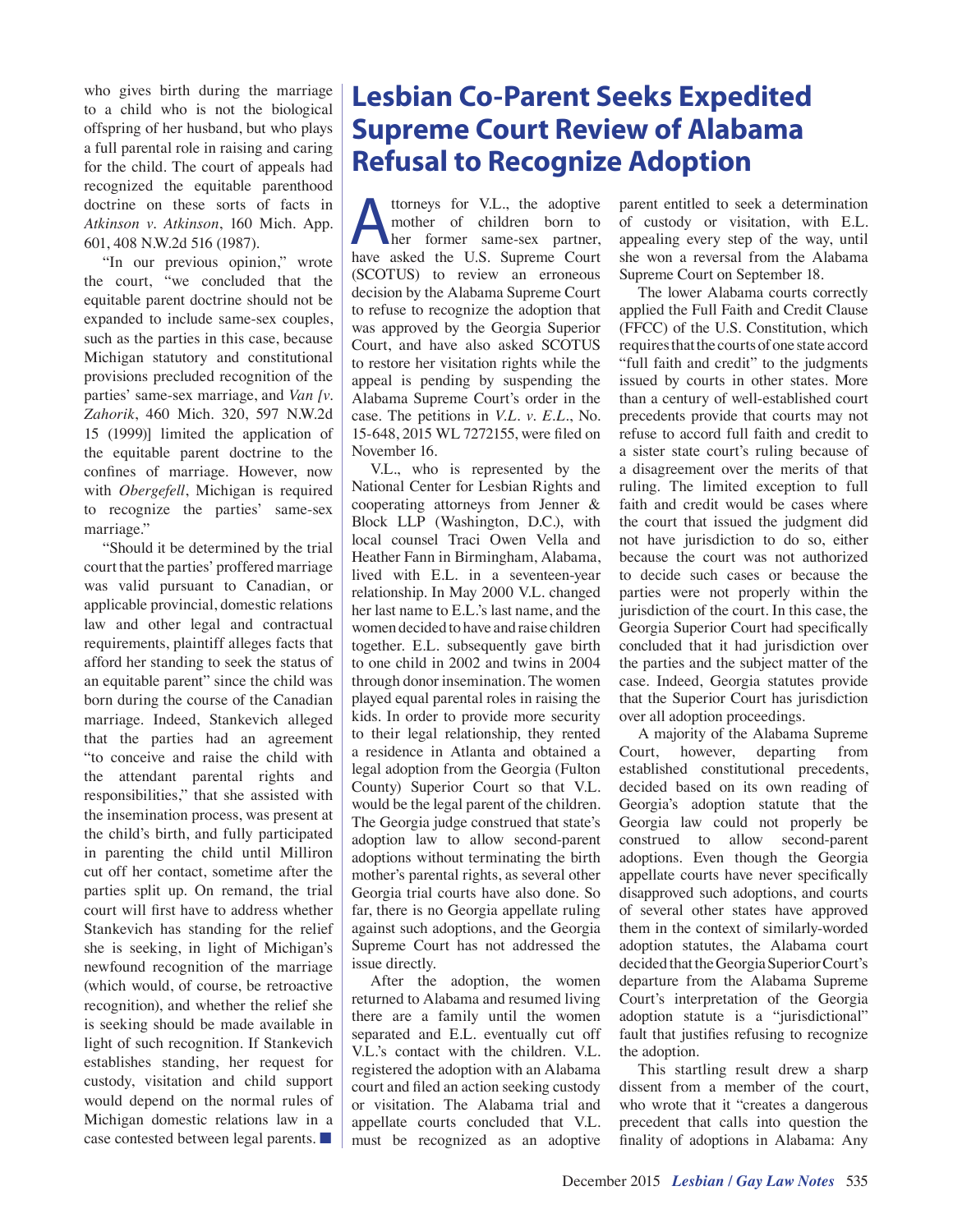who gives birth during the marriage to a child who is not the biological offspring of her husband, but who plays a full parental role in raising and caring for the child. The court of appeals had recognized the equitable parenthood doctrine on these sorts of facts in *Atkinson v. Atkinson*, 160 Mich. App. 601, 408 N.W.2d 516 (1987).

"In our previous opinion," wrote the court, "we concluded that the equitable parent doctrine should not be expanded to include same-sex couples, such as the parties in this case, because Michigan statutory and constitutional provisions precluded recognition of the parties' same-sex marriage, and *Van [v. Zahorik*, 460 Mich. 320, 597 N.W.2d 15 (1999)] limited the application of the equitable parent doctrine to the confines of marriage. However, now with *Obergefell*, Michigan is required to recognize the parties' same-sex marriage."

"Should it be determined by the trial court that the parties' proffered marriage was valid pursuant to Canadian, or applicable provincial, domestic relations law and other legal and contractual requirements, plaintiff alleges facts that afford her standing to seek the status of an equitable parent" since the child was born during the course of the Canadian marriage. Indeed, Stankevich alleged that the parties had an agreement "to conceive and raise the child with the attendant parental rights and responsibilities," that she assisted with the insemination process, was present at the child's birth, and fully participated in parenting the child until Milliron cut off her contact, sometime after the parties split up. On remand, the trial court will first have to address whether Stankevich has standing for the relief she is seeking, in light of Michigan's newfound recognition of the marriage (which would, of course, be retroactive recognition), and whether the relief she is seeking should be made available in light of such recognition. If Stankevich establishes standing, her request for custody, visitation and child support would depend on the normal rules of Michigan domestic relations law in a case contested between legal parents. ■

# Lesbian Co-Parent Seeks Expedited Supreme Court Review of Alabama Refusal to Recognize Adoption

Attorneys for V.L., the adoptive mother of children born to her former same-sex partner, have asked the U.S. Supreme Court (SCOTUS) to review an erroneous decision by the Alabama Supreme Court to refuse to recognize the adoption that was approved by the Georgia Superior Court, and have also asked SCOTUS to restore her visitation rights while the appeal is pending by suspending the Alabama Supreme Court's order in the case. The petitions in *V.L. v. E.L.*, No. 15-648, 2015 WL 7272155, were filed on November 16.

V.L., who is represented by the National Center for Lesbian Rights and cooperating attorneys from Jenner & Block LLP (Washington, D.C.), with local counsel Traci Owen Vella and Heather Fann in Birmingham, Alabama, lived with E.L. in a seventeen-year relationship. In May 2000 V.L. changed her last name to E.L.'s last name, and the women decided to have and raise children together. E.L. subsequently gave birth to one child in 2002 and twins in 2004 through donor insemination. The women played equal parental roles in raising the kids. In order to provide more security to their legal relationship, they rented a residence in Atlanta and obtained a legal adoption from the Georgia (Fulton County) Superior Court so that V.L. would be the legal parent of the children. The Georgia judge construed that state's adoption law to allow second-parent adoptions without terminating the birth mother's parental rights, as several other Georgia trial courts have also done. So far, there is no Georgia appellate ruling against such adoptions, and the Georgia Supreme Court has not addressed the issue directly.

After the adoption, the women returned to Alabama and resumed living there are a family until the women separated and E.L. eventually cut off V.L.'s contact with the children. V.L. registered the adoption with an Alabama court and filed an action seeking custody or visitation. The Alabama trial and appellate courts concluded that V.L. must be recognized as an adoptive parent entitled to seek a determination of custody or visitation, with E.L. appealing every step of the way, until she won a reversal from the Alabama Supreme Court on September 18.

The lower Alabama courts correctly applied the Full Faith and Credit Clause (FFCC) of the U.S. Constitution, which requires that the courts of one state accord "full faith and credit" to the judgments issued by courts in other states. More than a century of well-established court precedents provide that courts may not refuse to accord full faith and credit to a sister state court's ruling because of a disagreement over the merits of that ruling. The limited exception to full faith and credit would be cases where the court that issued the judgment did not have jurisdiction to do so, either because the court was not authorized to decide such cases or because the parties were not properly within the jurisdiction of the court. In this case, the Georgia Superior Court had specifically concluded that it had jurisdiction over the parties and the subject matter of the case. Indeed, Georgia statutes provide that the Superior Court has jurisdiction over all adoption proceedings.

A majority of the Alabama Supreme Court, however, departing from established constitutional precedents, decided based on its own reading of Georgia's adoption statute that the Georgia law could not properly be construed to allow second-parent adoptions. Even though the Georgia appellate courts have never specifically disapproved such adoptions, and courts of several other states have approved them in the context of similarly-worded adoption statutes, the Alabama court decided that the Georgia Superior Court's departure from the Alabama Supreme Court's interpretation of the Georgia adoption statute is a "jurisdictional" fault that justifies refusing to recognize the adoption.

This startling result drew a sharp dissent from a member of the court, who wrote that it "creates a dangerous precedent that calls into question the finality of adoptions in Alabama: Any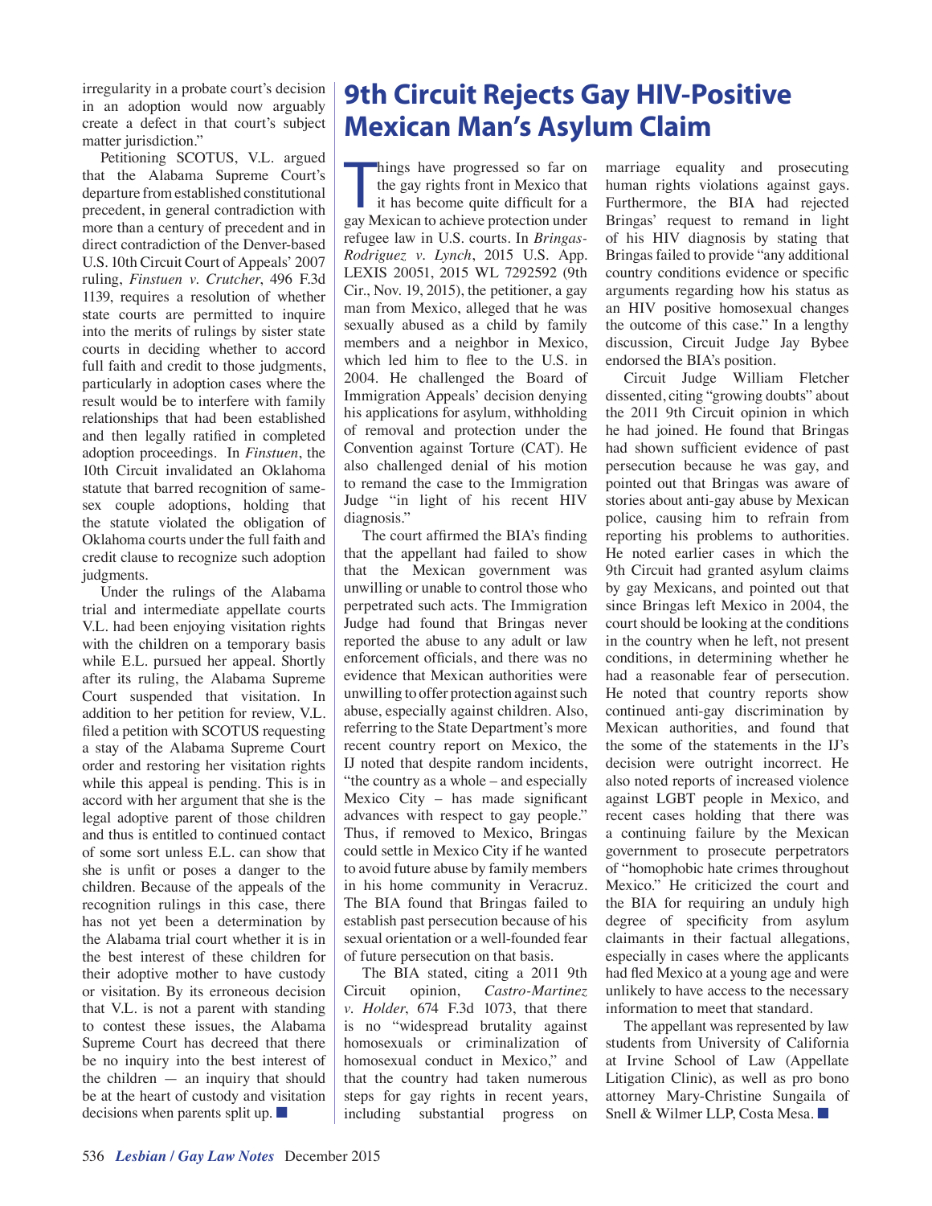irregularity in a probate court's decision in an adoption would now arguably create a defect in that court's subject matter jurisdiction."

Petitioning SCOTUS, V.L. argued that the Alabama Supreme Court's departure from established constitutional precedent, in general contradiction with more than a century of precedent and in direct contradiction of the Denver-based U.S. 10th Circuit Court of Appeals' 2007 ruling, *Finstuen v. Crutcher*, 496 F.3d 1139, requires a resolution of whether state courts are permitted to inquire into the merits of rulings by sister state courts in deciding whether to accord full faith and credit to those judgments, particularly in adoption cases where the result would be to interfere with family relationships that had been established and then legally ratified in completed adoption proceedings. In *Finstuen*, the 10th Circuit invalidated an Oklahoma statute that barred recognition of same-sex couple adoptions, holding that the statute violated the obligation of Oklahoma courts under the full faith and credit clause to recognize such adoption judgments.

Under the rulings of the Alabama trial and intermediate appellate courts V.L. had been enjoying visitation rights with the children on a temporary basis while E.L. pursued her appeal. Shortly after its ruling, the Alabama Supreme Court suspended that visitation. In addition to her petition for review, V.L. filed a petition with SCOTUS requesting a stay of the Alabama Supreme Court order and restoring her visitation rights while this appeal is pending. This is in accord with her argument that she is the legal adoptive parent of those children and thus is entitled to continued contact of some sort unless E.L. can show that she is unfit or poses a danger to the children. Because of the appeals of the recognition rulings in this case, there has not yet been a determination by the Alabama trial court whether it is in the best interest of these children for their adoptive mother to have custody or visitation. By its erroneous decision that V.L. is not a parent with standing to contest these issues, the Alabama Supreme Court has decreed that there be no inquiry into the best interest of the children — an inquiry that should be at the heart of custody and visitation decisions when parents split up. ■

# 9th Circuit Rejects Gay HIV-Positive Mexican Man's Asylum Claim

Things have progressed so far on the gay rights front in Mexico that it has become quite difficult for a gay Mexican to achieve protection under refugee law in U.S. courts. In *Bringas-Rodriguez v. Lynch*, 2015 U.S. App. LEXIS 20051, 2015 WL 7292592 (9th Cir., Nov. 19, 2015), the petitioner, a gay man from Mexico, alleged that he was sexually abused as a child by family members and a neighbor in Mexico, which led him to flee to the U.S. in 2004. He challenged the Board of Immigration Appeals' decision denying his applications for asylum, withholding of removal and protection under the Convention against Torture (CAT). He also challenged denial of his motion to remand the case to the Immigration Judge "in light of his recent HIV diagnosis."

The court affirmed the BIA's finding that the appellant had failed to show that the Mexican government was unwilling or unable to control those who perpetrated such acts. The Immigration Judge had found that Bringas never reported the abuse to any adult or law enforcement officials, and there was no evidence that Mexican authorities were unwilling to offer protection against such abuse, especially against children. Also, referring to the State Department's more recent country report on Mexico, the IJ noted that despite random incidents, "the country as a whole – and especially Mexico City – has made significant advances with respect to gay people." Thus, if removed to Mexico, Bringas could settle in Mexico City if he wanted to avoid future abuse by family members in his home community in Veracruz. The BIA found that Bringas failed to establish past persecution because of his sexual orientation or a well-founded fear of future persecution on that basis.

The BIA stated, citing a 2011 9th Circuit opinion, *Castro-Martinez v. Holder*, 674 F.3d 1073, that there is no "widespread brutality against homosexuals or criminalization of homosexual conduct in Mexico," and that the country had taken numerous steps for gay rights in recent years, including substantial progress on marriage equality and prosecuting human rights violations against gays. Furthermore, the BIA had rejected Bringas' request to remand in light of his HIV diagnosis by stating that Bringas failed to provide "any additional country conditions evidence or specific arguments regarding how his status as an HIV positive homosexual changes the outcome of this case." In a lengthy discussion, Circuit Judge Jay Bybee endorsed the BIA's position.

Circuit Judge William Fletcher dissented, citing "growing doubts" about the 2011 9th Circuit opinion in which he had joined. He found that Bringas had shown sufficient evidence of past persecution because he was gay, and pointed out that Bringas was aware of stories about anti-gay abuse by Mexican police, causing him to refrain from reporting his problems to authorities. He noted earlier cases in which the 9th Circuit had granted asylum claims by gay Mexicans, and pointed out that since Bringas left Mexico in 2004, the court should be looking at the conditions in the country when he left, not present conditions, in determining whether he had a reasonable fear of persecution. He noted that country reports show continued anti-gay discrimination by Mexican authorities, and found that the some of the statements in the IJ's decision were outright incorrect. He also noted reports of increased violence against LGBT people in Mexico, and recent cases holding that there was a continuing failure by the Mexican government to prosecute perpetrators of "homophobic hate crimes throughout Mexico." He criticized the court and the BIA for requiring an unduly high degree of specificity from asylum claimants in their factual allegations, especially in cases where the applicants had fled Mexico at a young age and were unlikely to have access to the necessary information to meet that standard.

The appellant was represented by law students from University of California at Irvine School of Law (Appellate Litigation Clinic), as well as pro bono attorney Mary-Christine Sungaila of Snell & Wilmer LLP, Costa Mesa. ■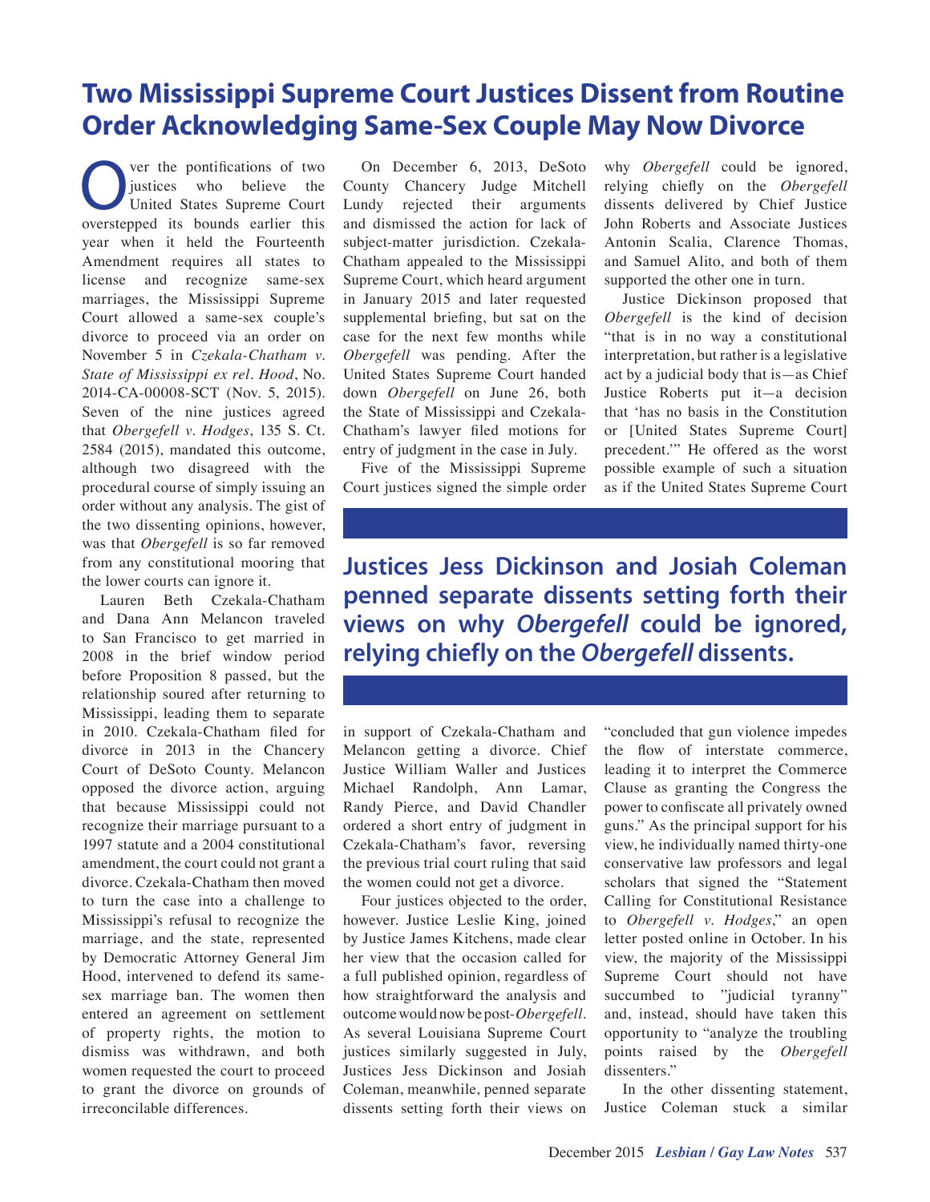# Two Mississippi Supreme Court Justices Dissent from Routine Order Acknowledging Same-Sex Couple May Now Divorce

Over the pontifications of two justices who believe the United States Supreme Court overstepped its bounds earlier this year when it held the Fourteenth Amendment requires all states to license and recognize same-sex marriages, the Mississippi Supreme Court allowed a same-sex couple's divorce to proceed via an order on November 5 in *Czekala-Chatham v. State of Mississippi ex rel. Hood*, No. 2014-CA-00008-SCT (Nov. 5, 2015). Seven of the nine justices agreed that *Obergefell v. Hodges*, 135 S. Ct. 2584 (2015), mandated this outcome, although two disagreed with the procedural course of simply issuing an order without any analysis. The gist of the two dissenting opinions, however, was that *Obergefell* is so far removed from any constitutional mooring that the lower courts can ignore it.

Lauren Beth Czekala-Chatham and Dana Ann Melancon traveled to San Francisco to get married in 2008 in the brief window period before Proposition 8 passed, but the relationship soured after returning to Mississippi, leading them to separate in 2010. Czekala-Chatham filed for divorce in 2013 in the Chancery Court of DeSoto County. Melancon opposed the divorce action, arguing that because Mississippi could not recognize their marriage pursuant to a 1997 statute and a 2004 constitutional amendment, the court could not grant a divorce. Czekala-Chatham then moved to turn the case into a challenge to Mississippi's refusal to recognize the marriage, and the state, represented by Democratic Attorney General Jim Hood, intervened to defend its same-sex marriage ban. The women then entered an agreement on settlement of property rights, the motion to dismiss was withdrawn, and both women requested the court to proceed to grant the divorce on grounds of irreconcilable differences.

On December 6, 2013, DeSoto County Chancery Judge Mitchell Lundy rejected their arguments and dismissed the action for lack of subject-matter jurisdiction. Czekala-Chatham appealed to the Mississippi Supreme Court, which heard argument in January 2015 and later requested supplemental briefing, but sat on the case for the next few months while *Obergefell* was pending. After the United States Supreme Court handed down *Obergefell* on June 26, both the State of Mississippi and Czekala-Chatham's lawyer filed motions for entry of judgment in the case in July.

Five of the Mississippi Supreme Court justices signed the simple order in support of Czekala-Chatham and Melancon getting a divorce. Chief Justice William Waller and Justices Michael Randolph, Ann Lamar, Randy Pierce, and David Chandler ordered a short entry of judgment in Czekala-Chatham's favor, reversing the previous trial court ruling that said the women could not get a divorce.

Four justices objected to the order, however. Justice Leslie King, joined by Justice James Kitchens, made clear her view that the occasion called for a full published opinion, regardless of how straightforward the analysis and outcome would now be post-*Obergefell*. As several Louisiana Supreme Court justices similarly suggested in July, Justices Jess Dickinson and Josiah Coleman, meanwhile, penned separate dissents setting forth their views on why *Obergefell* could be ignored, relying chiefly on the *Obergefell* dissents delivered by Chief Justice John Roberts and Associate Justices Antonin Scalia, Clarence Thomas, and Samuel Alito, and both of them supported the other one in turn.

**Justices Jess Dickinson and Josiah Coleman penned separate dissents setting forth their views on why *Obergefell* could be ignored, relying chiefly on the *Obergefell* dissents.**

Justice Dickinson proposed that *Obergefell* is the kind of decision "that is in no way a constitutional interpretation, but rather is a legislative act by a judicial body that is—as Chief Justice Roberts put it—a decision that 'has no basis in the Constitution or [United States Supreme Court] precedent.'" He offered as the worst possible example of such a situation as if the United States Supreme Court "concluded that gun violence impedes the flow of interstate commerce, leading it to interpret the Commerce Clause as granting the Congress the power to confiscate all privately owned guns." As the principal support for his view, he individually named thirty-one conservative law professors and legal scholars that signed the "Statement Calling for Constitutional Resistance to *Obergefell v. Hodges*," an open letter posted online in October. In his view, the majority of the Mississippi Supreme Court should not have succumbed to "judicial tyranny" and, instead, should have taken this opportunity to "analyze the troubling points raised by the *Obergefell* dissenters."

In the other dissenting statement, Justice Coleman stuck a similar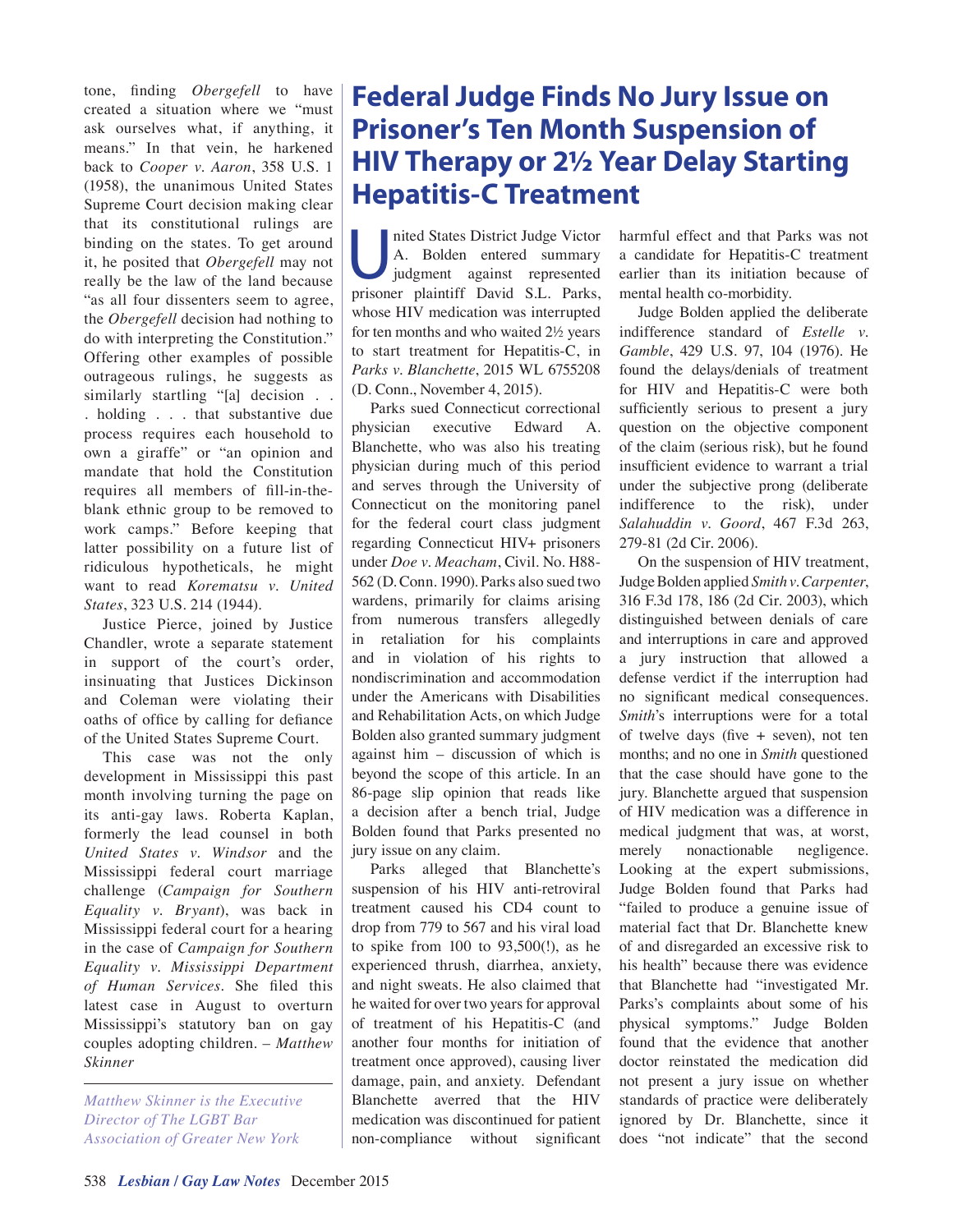tone, finding *Obergefell* to have created a situation where we "must ask ourselves what, if anything, it means." In that vein, he harkened back to *Cooper v. Aaron*, 358 U.S. 1 (1958), the unanimous United States Supreme Court decision making clear that its constitutional rulings are binding on the states. To get around it, he posited that *Obergefell* may not really be the law of the land because "as all four dissenters seem to agree, the *Obergefell* decision had nothing to do with interpreting the Constitution." Offering other examples of possible outrageous rulings, he suggests as similarly startling "[a] decision . . . holding . . . that substantive due process requires each household to own a giraffe" or "an opinion and mandate that hold the Constitution requires all members of fill-in-the-blank ethnic group to be removed to work camps." Before keeping that latter possibility on a future list of ridiculous hypotheticals, he might want to read *Korematsu v. United States*, 323 U.S. 214 (1944).

Justice Pierce, joined by Justice Chandler, wrote a separate statement in support of the court's order, insinuating that Justices Dickinson and Coleman were violating their oaths of office by calling for defiance of the United States Supreme Court.

This case was not the only development in Mississippi this past month involving turning the page on its anti-gay laws. Roberta Kaplan, formerly the lead counsel in both *United States v. Windsor* and the Mississippi federal court marriage challenge (*Campaign for Southern Equality v. Bryant*), was back in Mississippi federal court for a hearing in the case of *Campaign for Southern Equality v. Mississippi Department of Human Services*. She filed this latest case in August to overturn Mississippi's statutory ban on gay couples adopting children. – *Matthew Skinner*

*Matthew Skinner is the Executive Director of The LGBT Bar Association of Greater New York*

# Federal Judge Finds No Jury Issue on Prisoner's Ten Month Suspension of HIV Therapy or 2½ Year Delay Starting Hepatitis-C Treatment

United States District Judge Victor A. Bolden entered summary judgment against represented prisoner plaintiff David S.L. Parks, whose HIV medication was interrupted for ten months and who waited 2½ years to start treatment for Hepatitis-C, in *Parks v. Blanchette*, 2015 WL 6755208 (D. Conn., November 4, 2015).

Parks sued Connecticut correctional physician executive Edward A. Blanchette, who was also his treating physician during much of this period and serves through the University of Connecticut on the monitoring panel for the federal court class judgment regarding Connecticut HIV+ prisoners under *Doe v. Meacham*, Civil. No. H88-562 (D. Conn. 1990). Parks also sued two wardens, primarily for claims arising from numerous transfers allegedly in retaliation for his complaints and in violation of his rights to nondiscrimination and accommodation under the Americans with Disabilities and Rehabilitation Acts, on which Judge Bolden also granted summary judgment against him – discussion of which is beyond the scope of this article. In an 86-page slip opinion that reads like a decision after a bench trial, Judge Bolden found that Parks presented no jury issue on any claim.

Parks alleged that Blanchette's suspension of his HIV anti-retroviral treatment caused his CD4 count to drop from 779 to 567 and his viral load to spike from 100 to 93,500(!), as he experienced thrush, diarrhea, anxiety, and night sweats. He also claimed that he waited for over two years for approval of treatment of his Hepatitis-C (and another four months for initiation of treatment once approved), causing liver damage, pain, and anxiety. Defendant Blanchette averred that the HIV medication was discontinued for patient non-compliance without significant harmful effect and that Parks was not a candidate for Hepatitis-C treatment earlier than its initiation because of mental health co-morbidity.

Judge Bolden applied the deliberate indifference standard of *Estelle v. Gamble*, 429 U.S. 97, 104 (1976). He found the delays/denials of treatment for HIV and Hepatitis-C were both sufficiently serious to present a jury question on the objective component of the claim (serious risk), but he found insufficient evidence to warrant a trial under the subjective prong (deliberate indifference to the risk), under *Salahuddin v. Goord*, 467 F.3d 263, 279-81 (2d Cir. 2006).

On the suspension of HIV treatment, Judge Bolden applied *Smith v. Carpenter*, 316 F.3d 178, 186 (2d Cir. 2003), which distinguished between denials of care and interruptions in care and approved a jury instruction that allowed a defense verdict if the interruption had no significant medical consequences. *Smith*'s interruptions were for a total of twelve days (five + seven), not ten months; and no one in *Smith* questioned that the case should have gone to the jury. Blanchette argued that suspension of HIV medication was a difference in medical judgment that was, at worst, merely nonactionable negligence. Looking at the expert submissions, Judge Bolden found that Parks had "failed to produce a genuine issue of material fact that Dr. Blanchette knew of and disregarded an excessive risk to his health" because there was evidence that Blanchette had "investigated Mr. Parks's complaints about some of his physical symptoms." Judge Bolden found that the evidence that another doctor reinstated the medication did not present a jury issue on whether standards of practice were deliberately ignored by Dr. Blanchette, since it does "not indicate" that the second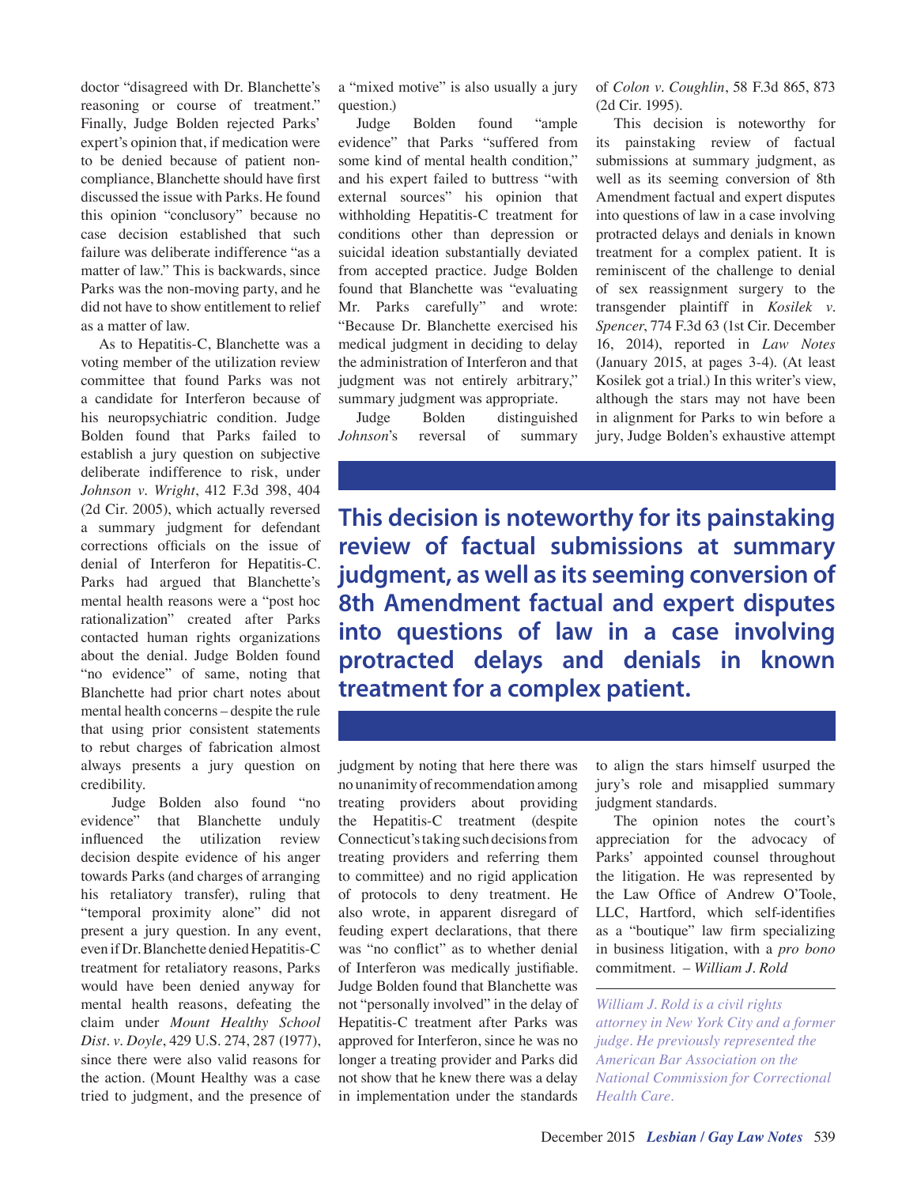doctor "disagreed with Dr. Blanchette's reasoning or course of treatment." Finally, Judge Bolden rejected Parks' expert's opinion that, if medication were to be denied because of patient non-compliance, Blanchette should have first discussed the issue with Parks. He found this opinion "conclusory" because no case decision established that such failure was deliberate indifference "as a matter of law." This is backwards, since Parks was the non-moving party, and he did not have to show entitlement to relief as a matter of law.

As to Hepatitis-C, Blanchette was a voting member of the utilization review committee that found Parks was not a candidate for Interferon because of his neuropsychiatric condition. Judge Bolden found that Parks failed to establish a jury question on subjective deliberate indifference to risk, under *Johnson v. Wright*, 412 F.3d 398, 404 (2d Cir. 2005), which actually reversed a summary judgment for defendant corrections officials on the issue of denial of Interferon for Hepatitis-C. Parks had argued that Blanchette's mental health reasons were a "post hoc rationalization" created after Parks contacted human rights organizations about the denial. Judge Bolden found "no evidence" of same, noting that Blanchette had prior chart notes about mental health concerns – despite the rule that using prior consistent statements to rebut charges of fabrication almost always presents a jury question on credibility.

Judge Bolden also found "no evidence" that Blanchette unduly influenced the utilization review decision despite evidence of his anger towards Parks (and charges of arranging his retaliatory transfer), ruling that "temporal proximity alone" did not present a jury question. In any event, even if Dr. Blanchette denied Hepatitis-C treatment for retaliatory reasons, Parks would have been denied anyway for mental health reasons, defeating the claim under *Mount Healthy School Dist. v. Doyle*, 429 U.S. 274, 287 (1977), since there were also valid reasons for the action. (Mount Healthy was a case tried to judgment, and the presence of a "mixed motive" is also usually a jury question.)

Judge Bolden found "ample evidence" that Parks "suffered from some kind of mental health condition," and his expert failed to buttress "with external sources" his opinion that withholding Hepatitis-C treatment for conditions other than depression or suicidal ideation substantially deviated from accepted practice. Judge Bolden found that Blanchette was "evaluating Mr. Parks carefully" and wrote: "Because Dr. Blanchette exercised his medical judgment in deciding to delay the administration of Interferon and that judgment was not entirely arbitrary," summary judgment was appropriate.

Judge Bolden distinguished *Johnson*'s reversal of summary judgment by noting that here there was no unanimity of recommendation among treating providers about providing the Hepatitis-C treatment (despite Connecticut's taking such decisions from treating providers and referring them to committee) and no rigid application of protocols to deny treatment. He also wrote, in apparent disregard of feuding expert declarations, that there was "no conflict" as to whether denial of Interferon was medically justifiable. Judge Bolden found that Blanchette was not "personally involved" in the delay of Hepatitis-C treatment after Parks was approved for Interferon, since he was no longer a treating provider and Parks did not show that he knew there was a delay in implementation under the standards of *Colon v. Coughlin*, 58 F.3d 865, 873 (2d Cir. 1995).

This decision is noteworthy for its painstaking review of factual submissions at summary judgment, as well as its seeming conversion of 8th Amendment factual and expert disputes into questions of law in a case involving protracted delays and denials in known treatment for a complex patient. It is reminiscent of the challenge to denial of sex reassignment surgery to the transgender plaintiff in *Kosilek v. Spencer*, 774 F.3d 63 (1st Cir. December 16, 2014), reported in *Law Notes* (January 2015, at pages 3-4). (At least Kosilek got a trial.) In this writer's view, although the stars may not have been in alignment for Parks to win before a jury, Judge Bolden's exhaustive attempt to align the stars himself usurped the jury's role and misapplied summary judgment standards.

**This decision is noteworthy for its painstaking review of factual submissions at summary judgment, as well as its seeming conversion of 8th Amendment factual and expert disputes into questions of law in a case involving protracted delays and denials in known treatment for a complex patient.**

The opinion notes the court's appreciation for the advocacy of Parks' appointed counsel throughout the litigation. He was represented by the Law Office of Andrew O'Toole, LLC, Hartford, which self-identifies as a "boutique" law firm specializing in business litigation, with a *pro bono* commitment. *– William J. Rold*

*William J. Rold is a civil rights attorney in New York City and a former judge. He previously represented the American Bar Association on the National Commission for Correctional Health Care.*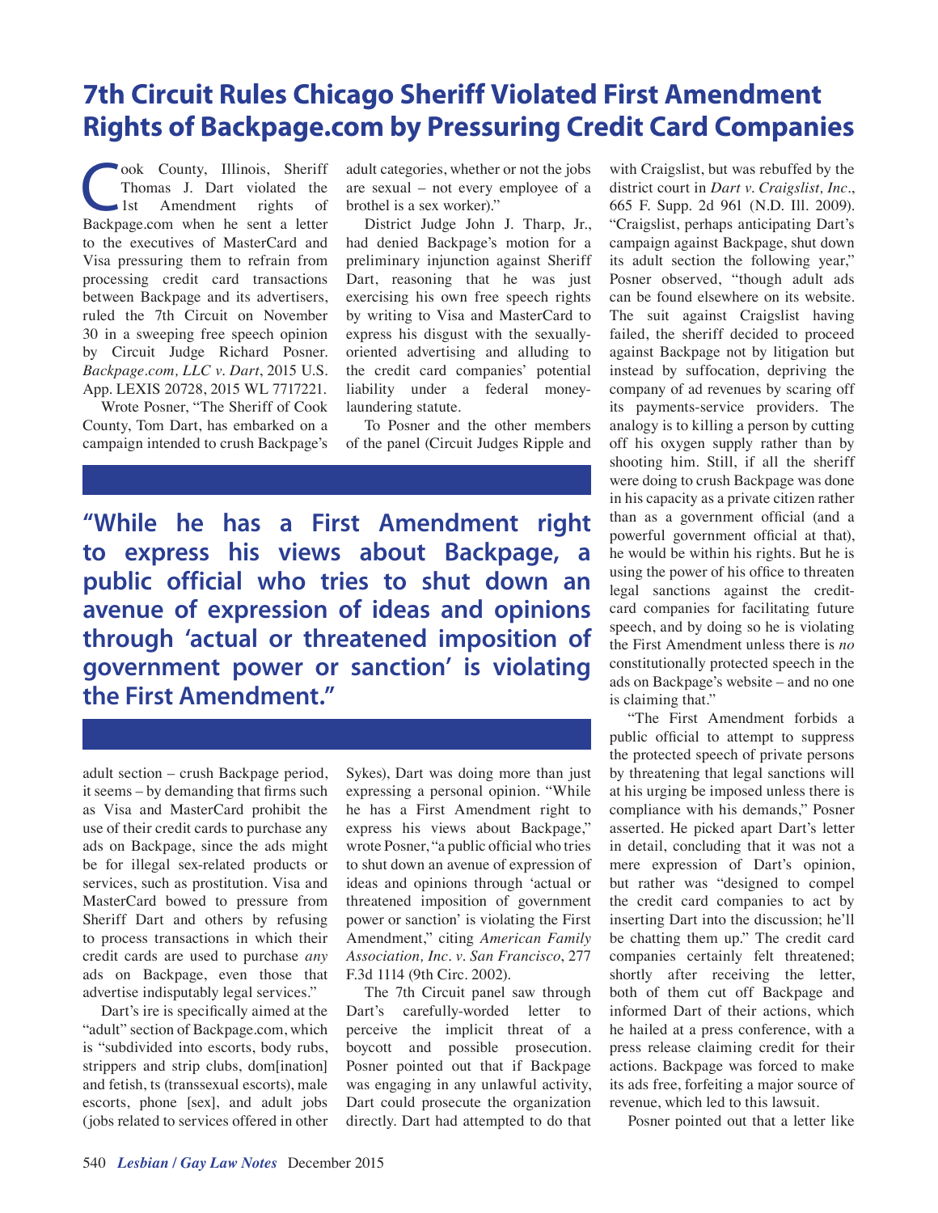# 7th Circuit Rules Chicago Sheriff Violated First Amendment Rights of Backpage.com by Pressuring Credit Card Companies

Cook County, Illinois, Sheriff Thomas J. Dart violated the 1st Amendment rights of Backpage.com when he sent a letter to the executives of MasterCard and Visa pressuring them to refrain from processing credit card transactions between Backpage and its advertisers, ruled the 7th Circuit on November 30 in a sweeping free speech opinion by Circuit Judge Richard Posner. *Backpage.com, LLC v. Dart*, 2015 U.S. App. LEXIS 20728, 2015 WL 7717221.

Wrote Posner, "The Sheriff of Cook County, Tom Dart, has embarked on a campaign intended to crush Backpage's adult section – crush Backpage period, it seems – by demanding that firms such as Visa and MasterCard prohibit the use of their credit cards to purchase any ads on Backpage, since the ads might be for illegal sex-related products or services, such as prostitution. Visa and MasterCard bowed to pressure from Sheriff Dart and others by refusing to process transactions in which their credit cards are used to purchase *any* ads on Backpage, even those that advertise indisputably legal services."

Dart's ire is specifically aimed at the "adult" section of Backpage.com, which is "subdivided into escorts, body rubs, strippers and strip clubs, dom[ination] and fetish, ts (transsexual escorts), male escorts, phone [sex], and adult jobs (jobs related to services offered in other adult categories, whether or not the jobs are sexual – not every employee of a brothel is a sex worker)."

District Judge John J. Tharp, Jr., had denied Backpage's motion for a preliminary injunction against Sheriff Dart, reasoning that he was just exercising his own free speech rights by writing to Visa and MasterCard to express his disgust with the sexually-oriented advertising and alluding to the credit card companies' potential liability under a federal money-laundering statute.

To Posner and the other members of the panel (Circuit Judges Ripple and Sykes), Dart was doing more than just expressing a personal opinion. "While he has a First Amendment right to express his views about Backpage," wrote Posner, "a public official who tries to shut down an avenue of expression of ideas and opinions through 'actual or threatened imposition of government power or sanction' is violating the First Amendment," citing *American Family Association, Inc. v. San Francisco*, 277 F.3d 1114 (9th Circ. 2002).

> **"While he has a First Amendment right to express his views about Backpage, a public official who tries to shut down an avenue of expression of ideas and opinions through 'actual or threatened imposition of government power or sanction' is violating the First Amendment."**

The 7th Circuit panel saw through Dart's carefully-worded letter to perceive the implicit threat of a boycott and possible prosecution. Posner pointed out that if Backpage was engaging in any unlawful activity, Dart could prosecute the organization directly. Dart had attempted to do that with Craigslist, but was rebuffed by the district court in *Dart v. Craigslist, Inc.*, 665 F. Supp. 2d 961 (N.D. Ill. 2009). "Craigslist, perhaps anticipating Dart's campaign against Backpage, shut down its adult section the following year," Posner observed, "though adult ads can be found elsewhere on its website. The suit against Craigslist having failed, the sheriff decided to proceed against Backpage not by litigation but instead by suffocation, depriving the company of ad revenues by scaring off its payments-service providers. The analogy is to killing a person by cutting off his oxygen supply rather than by shooting him. Still, if all the sheriff were doing to crush Backpage was done in his capacity as a private citizen rather than as a government official (and a powerful government official at that), he would be within his rights. But he is using the power of his office to threaten legal sanctions against the credit-card companies for facilitating future speech, and by doing so he is violating the First Amendment unless there is *no* constitutionally protected speech in the ads on Backpage's website – and no one is claiming that."

"The First Amendment forbids a public official to attempt to suppress the protected speech of private persons by threatening that legal sanctions will at his urging be imposed unless there is compliance with his demands," Posner asserted. He picked apart Dart's letter in detail, concluding that it was not a mere expression of Dart's opinion, but rather was "designed to compel the credit card companies to act by inserting Dart into the discussion; he'll be chatting them up." The credit card companies certainly felt threatened; shortly after receiving the letter, both of them cut off Backpage and informed Dart of their actions, which he hailed at a press conference, with a press release claiming credit for their actions. Backpage was forced to make its ads free, forfeiting a major source of revenue, which led to this lawsuit.

Posner pointed out that a letter like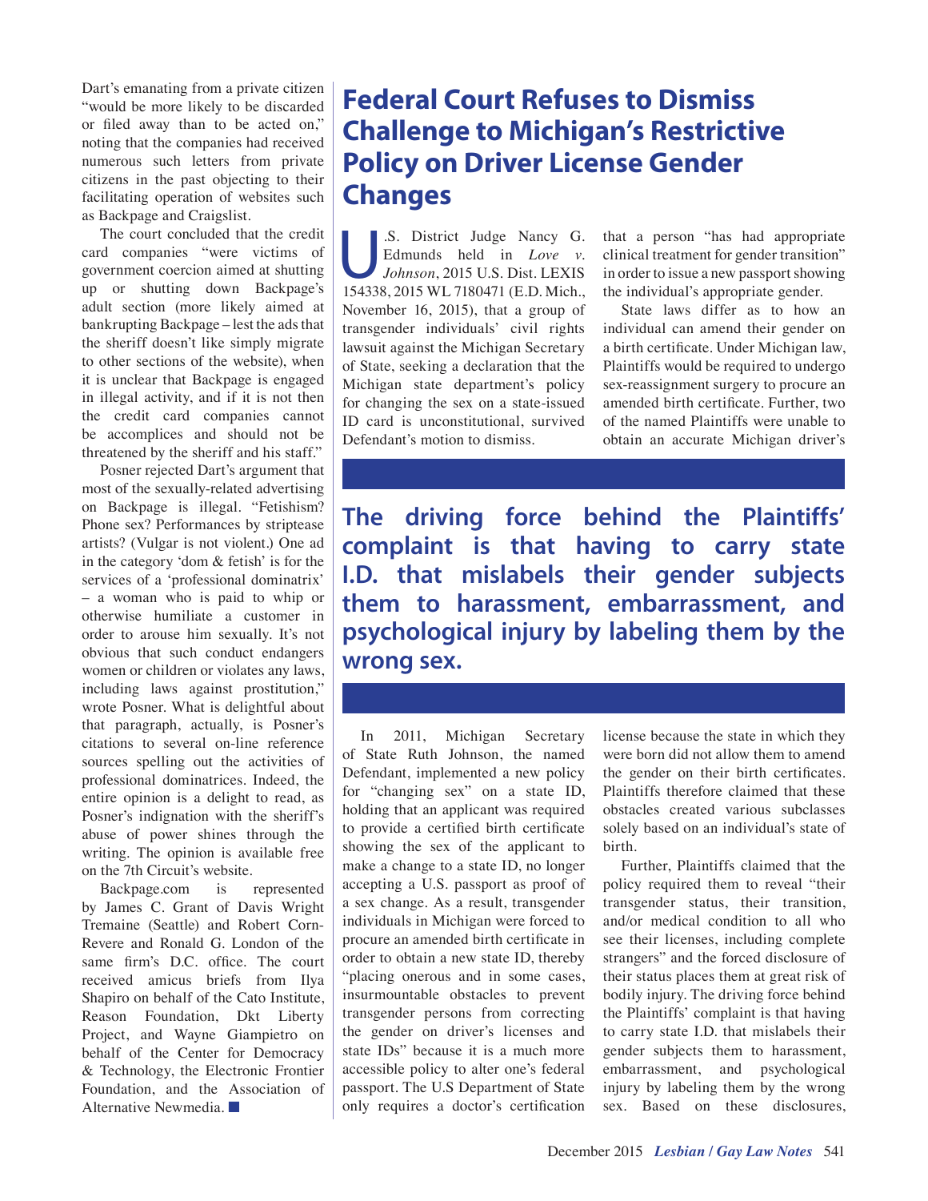Dart's emanating from a private citizen "would be more likely to be discarded or filed away than to be acted on," noting that the companies had received numerous such letters from private citizens in the past objecting to their facilitating operation of websites such as Backpage and Craigslist.

The court concluded that the credit card companies "were victims of government coercion aimed at shutting up or shutting down Backpage's adult section (more likely aimed at bankrupting Backpage – lest the ads that the sheriff doesn't like simply migrate to other sections of the website), when it is unclear that Backpage is engaged in illegal activity, and if it is not then the credit card companies cannot be accomplices and should not be threatened by the sheriff and his staff."

Posner rejected Dart's argument that most of the sexually-related advertising on Backpage is illegal. "Fetishism? Phone sex? Performances by striptease artists? (Vulgar is not violent.) One ad in the category 'dom & fetish' is for the services of a 'professional dominatrix' – a woman who is paid to whip or otherwise humiliate a customer in order to arouse him sexually. It's not obvious that such conduct endangers women or children or violates any laws, including laws against prostitution," wrote Posner. What is delightful about that paragraph, actually, is Posner's citations to several on-line reference sources spelling out the activities of professional dominatrices. Indeed, the entire opinion is a delight to read, as Posner's indignation with the sheriff's abuse of power shines through the writing. The opinion is available free on the 7th Circuit's website.

Backpage.com is represented by James C. Grant of Davis Wright Tremaine (Seattle) and Robert Corn-Revere and Ronald G. London of the same firm's D.C. office. The court received amicus briefs from Ilya Shapiro on behalf of the Cato Institute, Reason Foundation, Dkt Liberty Project, and Wayne Giampietro on behalf of the Center for Democracy & Technology, the Electronic Frontier Foundation, and the Association of Alternative Newmedia. ■

# Federal Court Refuses to Dismiss Challenge to Michigan's Restrictive Policy on Driver License Gender Changes

U.S. District Judge Nancy G. Edmunds held in *Love v. Johnson*, 2015 U.S. Dist. LEXIS 154338, 2015 WL 7180471 (E.D. Mich., November 16, 2015), that a group of transgender individuals' civil rights lawsuit against the Michigan Secretary of State, seeking a declaration that the Michigan state department's policy for changing the sex on a state-issued ID card is unconstitutional, survived Defendant's motion to dismiss.

In 2011, Michigan Secretary of State Ruth Johnson, the named Defendant, implemented a new policy for "changing sex" on a state ID, holding that an applicant was required to provide a certified birth certificate showing the sex of the applicant to make a change to a state ID, no longer accepting a U.S. passport as proof of a sex change. As a result, transgender individuals in Michigan were forced to procure an amended birth certificate in order to obtain a new state ID, thereby "placing onerous and in some cases, insurmountable obstacles to prevent transgender persons from correcting the gender on driver's licenses and state IDs" because it is a much more accessible policy to alter one's federal passport. The U.S Department of State only requires a doctor's certification that a person "has had appropriate clinical treatment for gender transition" in order to issue a new passport showing the individual's appropriate gender.

State laws differ as to how an individual can amend their gender on a birth certificate. Under Michigan law, Plaintiffs would be required to undergo sex-reassignment surgery to procure an amended birth certificate. Further, two of the named Plaintiffs were unable to obtain an accurate Michigan driver's license because the state in which they were born did not allow them to amend the gender on their birth certificates. Plaintiffs therefore claimed that these obstacles created various subclasses solely based on an individual's state of birth.

> **The driving force behind the Plaintiffs' complaint is that having to carry state I.D. that mislabels their gender subjects them to harassment, embarrassment, and psychological injury by labeling them by the wrong sex.**

Further, Plaintiffs claimed that the policy required them to reveal "their transgender status, their transition, and/or medical condition to all who see their licenses, including complete strangers" and the forced disclosure of their status places them at great risk of bodily injury. The driving force behind the Plaintiffs' complaint is that having to carry state I.D. that mislabels their gender subjects them to harassment, embarrassment, and psychological injury by labeling them by the wrong sex. Based on these disclosures,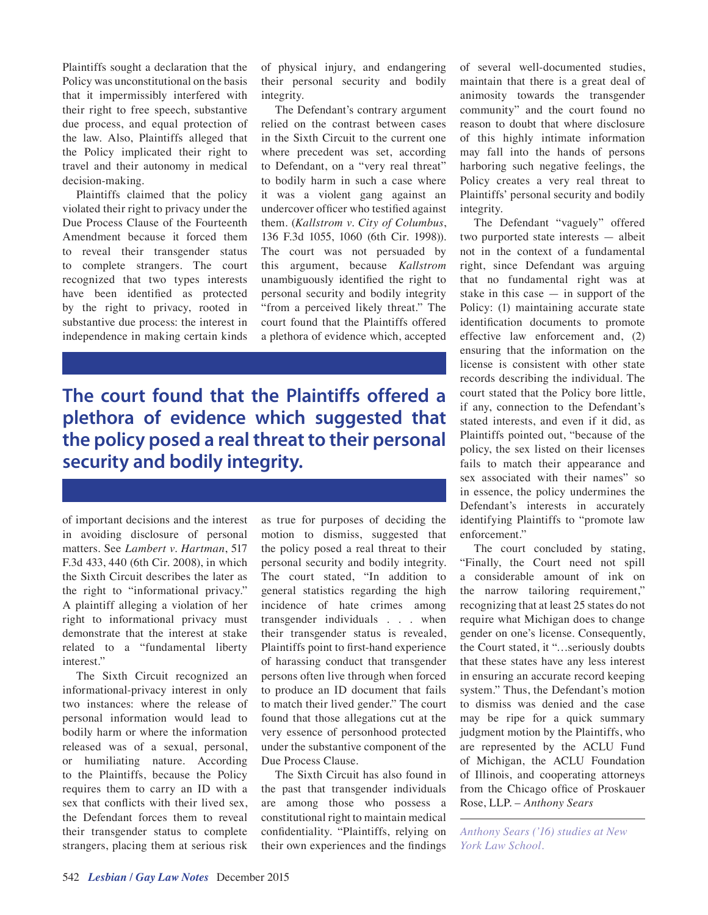Plaintiffs sought a declaration that the Policy was unconstitutional on the basis that it impermissibly interfered with their right to free speech, substantive due process, and equal protection of the law. Also, Plaintiffs alleged that the Policy implicated their right to travel and their autonomy in medical decision-making.

Plaintiffs claimed that the policy violated their right to privacy under the Due Process Clause of the Fourteenth Amendment because it forced them to reveal their transgender status to complete strangers. The court recognized that two types interests have been identified as protected by the right to privacy, rooted in substantive due process: the interest in independence in making certain kinds of important decisions and the interest in avoiding disclosure of personal matters. See *Lambert v. Hartman*, 517 F.3d 433, 440 (6th Cir. 2008), in which the Sixth Circuit describes the later as the right to "informational privacy." A plaintiff alleging a violation of her right to informational privacy must demonstrate that the interest at stake related to a "fundamental liberty interest."

The Sixth Circuit recognized an informational-privacy interest in only two instances: where the release of personal information would lead to bodily harm or where the information released was of a sexual, personal, or humiliating nature. According to the Plaintiffs, because the Policy requires them to carry an ID with a sex that conflicts with their lived sex, the Defendant forces them to reveal their transgender status to complete strangers, placing them at serious risk of physical injury, and endangering their personal security and bodily integrity.

The Defendant's contrary argument relied on the contrast between cases in the Sixth Circuit to the current one where precedent was set, according to Defendant, on a "very real threat" to bodily harm in such a case where it was a violent gang against an undercover officer who testified against them. (*Kallstrom v. City of Columbus*, 136 F.3d 1055, 1060 (6th Cir. 1998)). The court was not persuaded by this argument, because *Kallstrom* unambiguously identified the right to personal security and bodily integrity "from a perceived likely threat." The court found that the Plaintiffs offered a plethora of evidence which, accepted as true for purposes of deciding the motion to dismiss, suggested that the policy posed a real threat to their personal security and bodily integrity. The court stated, "In addition to general statistics regarding the high incidence of hate crimes among transgender individuals . . . when their transgender status is revealed, Plaintiffs point to first-hand experience of harassing conduct that transgender persons often live through when forced to produce an ID document that fails to match their lived gender." The court found that those allegations cut at the very essence of personhood protected under the substantive component of the Due Process Clause.

**The court found that the Plaintiffs offered a plethora of evidence which suggested that the policy posed a real threat to their personal security and bodily integrity.**

The Sixth Circuit has also found in the past that transgender individuals are among those who possess a constitutional right to maintain medical confidentiality. "Plaintiffs, relying on their own experiences and the findings of several well-documented studies, maintain that there is a great deal of animosity towards the transgender community" and the court found no reason to doubt that where disclosure of this highly intimate information may fall into the hands of persons harboring such negative feelings, the Policy creates a very real threat to Plaintiffs' personal security and bodily integrity.

The Defendant "vaguely" offered two purported state interests — albeit not in the context of a fundamental right, since Defendant was arguing that no fundamental right was at stake in this case — in support of the Policy: (1) maintaining accurate state identification documents to promote effective law enforcement and, (2) ensuring that the information on the license is consistent with other state records describing the individual. The court stated that the Policy bore little, if any, connection to the Defendant's stated interests, and even if it did, as Plaintiffs pointed out, "because of the policy, the sex listed on their licenses fails to match their appearance and sex associated with their names" so in essence, the policy undermines the Defendant's interests in accurately identifying Plaintiffs to "promote law enforcement."

The court concluded by stating, "Finally, the Court need not spill a considerable amount of ink on the narrow tailoring requirement," recognizing that at least 25 states do not require what Michigan does to change gender on one's license. Consequently, the Court stated, it "…seriously doubts that these states have any less interest in ensuring an accurate record keeping system." Thus, the Defendant's motion to dismiss was denied and the case may be ripe for a quick summary judgment motion by the Plaintiffs, who are represented by the ACLU Fund of Michigan, the ACLU Foundation of Illinois, and cooperating attorneys from the Chicago office of Proskauer Rose, LLP. – *Anthony Sears*

*Anthony Sears ('16) studies at New York Law School.*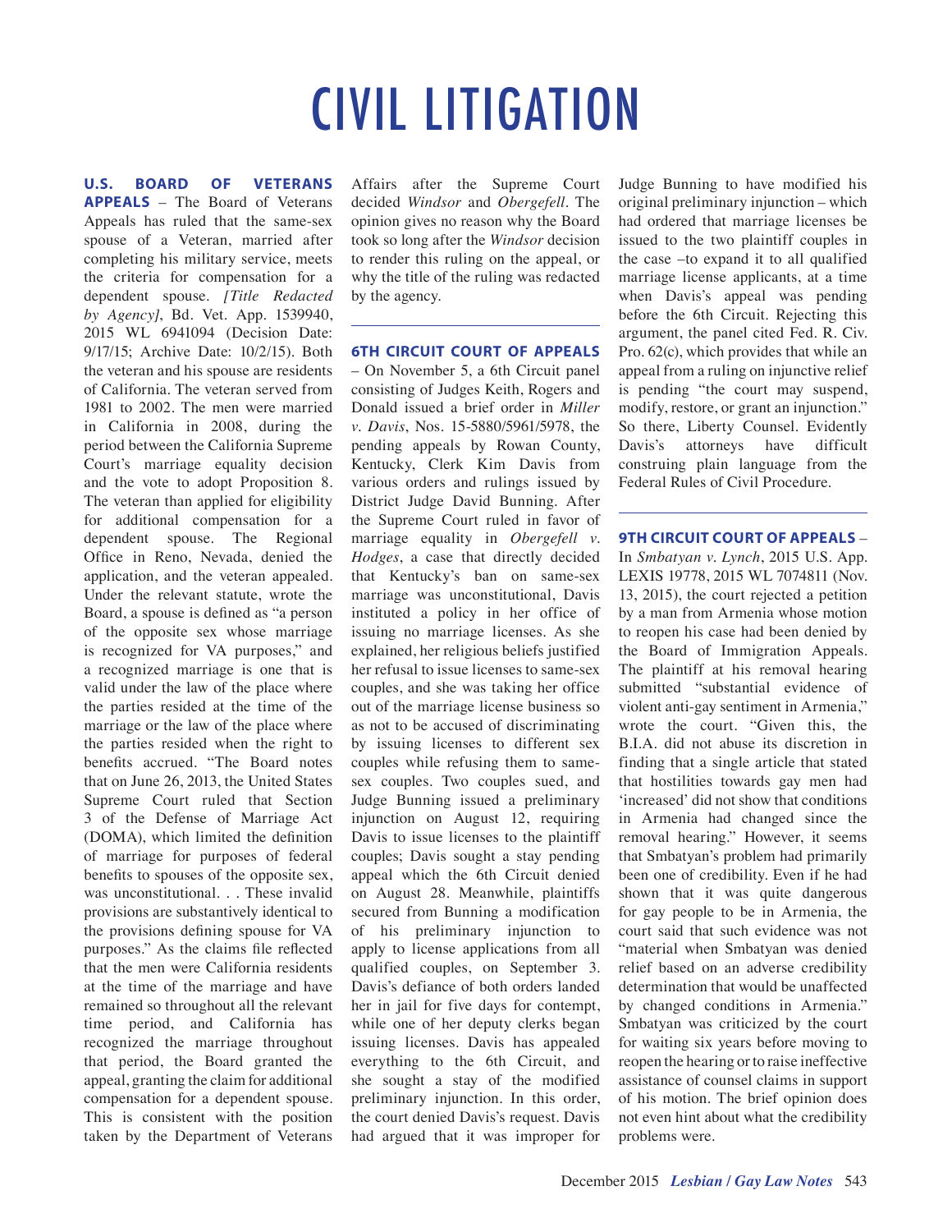# CIVIL LITIGATION

**U.S. BOARD OF VETERANS APPEALS** – The Board of Veterans Appeals has ruled that the same-sex spouse of a Veteran, married after completing his military service, meets the criteria for compensation for a dependent spouse. *[Title Redacted by Agency]*, Bd. Vet. App. 1539940, 2015 WL 6941094 (Decision Date: 9/17/15; Archive Date: 10/2/15). Both the veteran and his spouse are residents of California. The veteran served from 1981 to 2002. The men were married in California in 2008, during the period between the California Supreme Court's marriage equality decision and the vote to adopt Proposition 8. The veteran than applied for eligibility for additional compensation for a dependent spouse. The Regional Office in Reno, Nevada, denied the application, and the veteran appealed. Under the relevant statute, wrote the Board, a spouse is defined as "a person of the opposite sex whose marriage is recognized for VA purposes," and a recognized marriage is one that is valid under the law of the place where the parties resided at the time of the marriage or the law of the place where the parties resided when the right to benefits accrued. "The Board notes that on June 26, 2013, the United States Supreme Court ruled that Section 3 of the Defense of Marriage Act (DOMA), which limited the definition of marriage for purposes of federal benefits to spouses of the opposite sex, was unconstitutional. . . These invalid provisions are substantively identical to the provisions defining spouse for VA purposes." As the claims file reflected that the men were California residents at the time of the marriage and have remained so throughout all the relevant time period, and California has recognized the marriage throughout that period, the Board granted the appeal, granting the claim for additional compensation for a dependent spouse. This is consistent with the position taken by the Department of Veterans Affairs after the Supreme Court decided *Windsor* and *Obergefell*. The opinion gives no reason why the Board took so long after the *Windsor* decision to render this ruling on the appeal, or why the title of the ruling was redacted by the agency.

**6TH CIRCUIT COURT OF APPEALS** – On November 5, a 6th Circuit panel consisting of Judges Keith, Rogers and Donald issued a brief order in *Miller v. Davis*, Nos. 15-5880/5961/5978, the pending appeals by Rowan County, Kentucky, Clerk Kim Davis from various orders and rulings issued by District Judge David Bunning. After the Supreme Court ruled in favor of marriage equality in *Obergefell v. Hodges*, a case that directly decided that Kentucky's ban on same-sex marriage was unconstitutional, Davis instituted a policy in her office of issuing no marriage licenses. As she explained, her religious beliefs justified her refusal to issue licenses to same-sex couples, and she was taking her office out of the marriage license business so as not to be accused of discriminating by issuing licenses to different sex couples while refusing them to same-sex couples. Two couples sued, and Judge Bunning issued a preliminary injunction on August 12, requiring Davis to issue licenses to the plaintiff couples; Davis sought a stay pending appeal which the 6th Circuit denied on August 28. Meanwhile, plaintiffs secured from Bunning a modification of his preliminary injunction to apply to license applications from all qualified couples, on September 3. Davis's defiance of both orders landed her in jail for five days for contempt, while one of her deputy clerks began issuing licenses. Davis has appealed everything to the 6th Circuit, and she sought a stay of the modified preliminary injunction. In this order, the court denied Davis's request. Davis had argued that it was improper for Judge Bunning to have modified his original preliminary injunction – which had ordered that marriage licenses be issued to the two plaintiff couples in the case –to expand it to all qualified marriage license applicants, at a time when Davis's appeal was pending before the 6th Circuit. Rejecting this argument, the panel cited Fed. R. Civ. Pro. 62(c), which provides that while an appeal from a ruling on injunctive relief is pending "the court may suspend, modify, restore, or grant an injunction." So there, Liberty Counsel. Evidently Davis's attorneys have difficult construing plain language from the Federal Rules of Civil Procedure.

**9TH CIRCUIT COURT OF APPEALS** – In *Smbatyan v. Lynch*, 2015 U.S. App. LEXIS 19778, 2015 WL 7074811 (Nov. 13, 2015), the court rejected a petition by a man from Armenia whose motion to reopen his case had been denied by the Board of Immigration Appeals. The plaintiff at his removal hearing submitted "substantial evidence of violent anti-gay sentiment in Armenia," wrote the court. "Given this, the B.I.A. did not abuse its discretion in finding that a single article that stated that hostilities towards gay men had 'increased' did not show that conditions in Armenia had changed since the removal hearing." However, it seems that Smbatyan's problem had primarily been one of credibility. Even if he had shown that it was quite dangerous for gay people to be in Armenia, the court said that such evidence was not "material when Smbatyan was denied relief based on an adverse credibility determination that would be unaffected by changed conditions in Armenia." Smbatyan was criticized by the court for waiting six years before moving to reopen the hearing or to raise ineffective assistance of counsel claims in support of his motion. The brief opinion does not even hint about what the credibility problems were.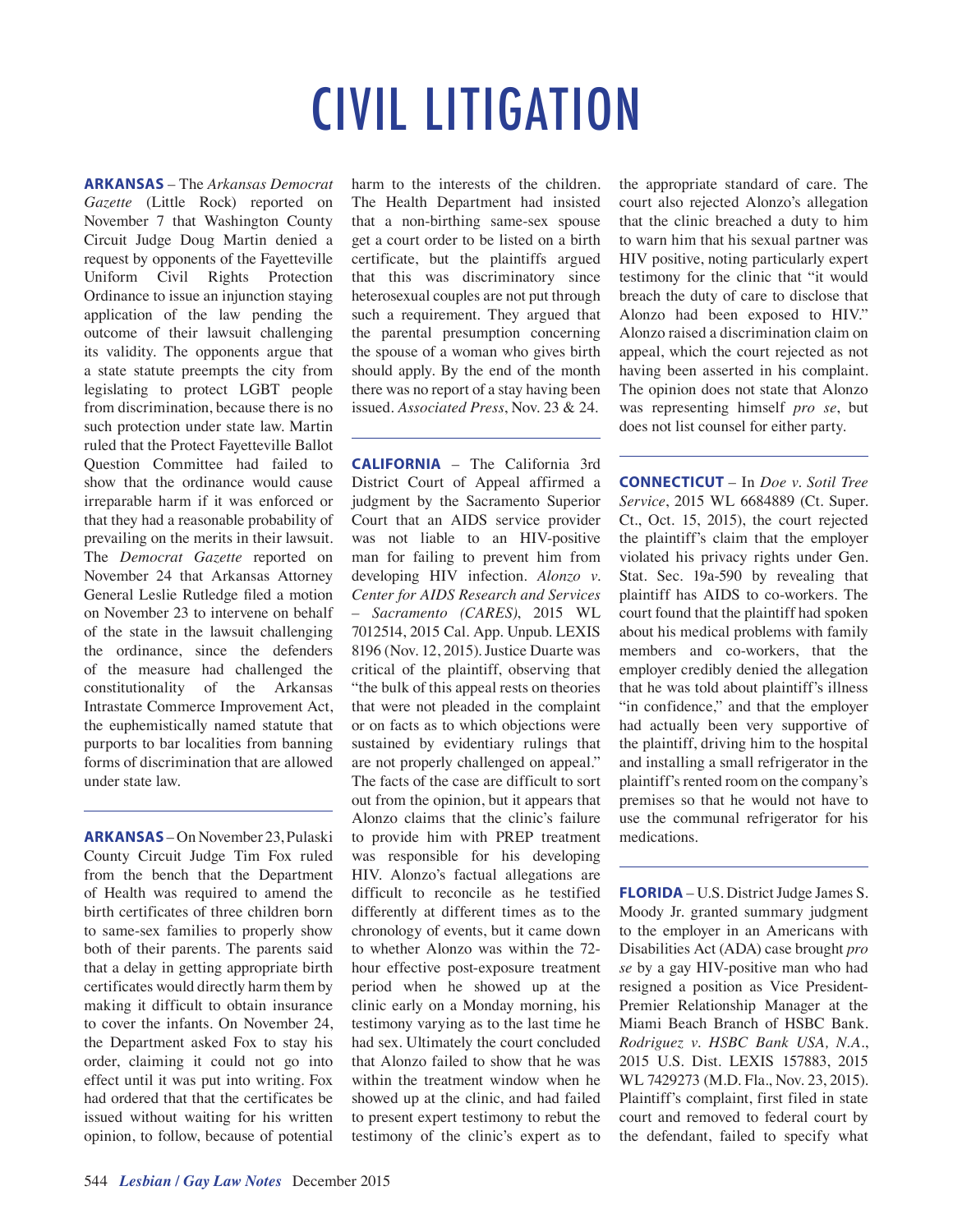# CIVIL LITIGATION

**ARKANSAS** – The *Arkansas Democrat Gazette* (Little Rock) reported on November 7 that Washington County Circuit Judge Doug Martin denied a request by opponents of the Fayetteville Uniform Civil Rights Protection Ordinance to issue an injunction staying application of the law pending the outcome of their lawsuit challenging its validity. The opponents argue that a state statute preempts the city from legislating to protect LGBT people from discrimination, because there is no such protection under state law. Martin ruled that the Protect Fayetteville Ballot Question Committee had failed to show that the ordinance would cause irreparable harm if it was enforced or that they had a reasonable probability of prevailing on the merits in their lawsuit. The *Democrat Gazette* reported on November 24 that Arkansas Attorney General Leslie Rutledge filed a motion on November 23 to intervene on behalf of the state in the lawsuit challenging the ordinance, since the defenders of the measure had challenged the constitutionality of the Arkansas Intrastate Commerce Improvement Act, the euphemistically named statute that purports to bar localities from banning forms of discrimination that are allowed under state law.

---

**ARKANSAS** – On November 23, Pulaski County Circuit Judge Tim Fox ruled from the bench that the Department of Health was required to amend the birth certificates of three children born to same-sex families to properly show both of their parents. The parents said that a delay in getting appropriate birth certificates would directly harm them by making it difficult to obtain insurance to cover the infants. On November 24, the Department asked Fox to stay his order, claiming it could not go into effect until it was put into writing. Fox had ordered that that the certificates be issued without waiting for his written opinion, to follow, because of potential harm to the interests of the children. The Health Department had insisted that a non-birthing same-sex spouse get a court order to be listed on a birth certificate, but the plaintiffs argued that this was discriminatory since heterosexual couples are not put through such a requirement. They argued that the parental presumption concerning the spouse of a woman who gives birth should apply. By the end of the month there was no report of a stay having been issued. *Associated Press*, Nov. 23 & 24.

---

**CALIFORNIA** – The California 3rd District Court of Appeal affirmed a judgment by the Sacramento Superior Court that an AIDS service provider was not liable to an HIV-positive man for failing to prevent him from developing HIV infection. *Alonzo v. Center for AIDS Research and Services – Sacramento (CARES)*, 2015 WL 7012514, 2015 Cal. App. Unpub. LEXIS 8196 (Nov. 12, 2015). Justice Duarte was critical of the plaintiff, observing that "the bulk of this appeal rests on theories that were not pleaded in the complaint or on facts as to which objections were sustained by evidentiary rulings that are not properly challenged on appeal." The facts of the case are difficult to sort out from the opinion, but it appears that Alonzo claims that the clinic's failure to provide him with PREP treatment was responsible for his developing HIV. Alonzo's factual allegations are difficult to reconcile as he testified differently at different times as to the chronology of events, but it came down to whether Alonzo was within the 72-hour effective post-exposure treatment period when he showed up at the clinic early on a Monday morning, his testimony varying as to the last time he had sex. Ultimately the court concluded that Alonzo failed to show that he was within the treatment window when he showed up at the clinic, and had failed to present expert testimony to rebut the testimony of the clinic's expert as to the appropriate standard of care. The court also rejected Alonzo's allegation that the clinic breached a duty to him to warn him that his sexual partner was HIV positive, noting particularly expert testimony for the clinic that "it would breach the duty of care to disclose that Alonzo had been exposed to HIV." Alonzo raised a discrimination claim on appeal, which the court rejected as not having been asserted in his complaint. The opinion does not state that Alonzo was representing himself *pro se*, but does not list counsel for either party.

---

**CONNECTICUT** – In *Doe v. Sotil Tree Service*, 2015 WL 6684889 (Ct. Super. Ct., Oct. 15, 2015), the court rejected the plaintiff's claim that the employer violated his privacy rights under Gen. Stat. Sec. 19a-590 by revealing that plaintiff has AIDS to co-workers. The court found that the plaintiff had spoken about his medical problems with family members and co-workers, that the employer credibly denied the allegation that he was told about plaintiff's illness "in confidence," and that the employer had actually been very supportive of the plaintiff, driving him to the hospital and installing a small refrigerator in the plaintiff's rented room on the company's premises so that he would not have to use the communal refrigerator for his medications.

---

**FLORIDA** – U.S. District Judge James S. Moody Jr. granted summary judgment to the employer in an Americans with Disabilities Act (ADA) case brought *pro se* by a gay HIV-positive man who had resigned a position as Vice President-Premier Relationship Manager at the Miami Beach Branch of HSBC Bank. *Rodriguez v. HSBC Bank USA, N.A.*, 2015 U.S. Dist. LEXIS 157883, 2015 WL 7429273 (M.D. Fla., Nov. 23, 2015). Plaintiff's complaint, first filed in state court and removed to federal court by the defendant, failed to specify what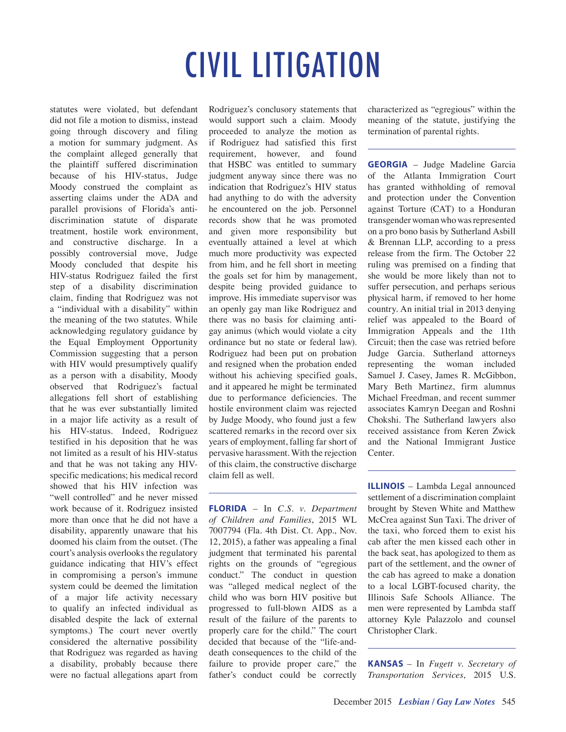# CIVIL LITIGATION

statutes were violated, but defendant did not file a motion to dismiss, instead going through discovery and filing a motion for summary judgment. As the complaint alleged generally that the plaintiff suffered discrimination because of his HIV-status, Judge Moody construed the complaint as asserting claims under the ADA and parallel provisions of Florida's anti-discrimination statute of disparate treatment, hostile work environment, and constructive discharge. In a possibly controversial move, Judge Moody concluded that despite his HIV-status Rodriguez failed the first step of a disability discrimination claim, finding that Rodriguez was not a "individual with a disability" within the meaning of the two statutes. While acknowledging regulatory guidance by the Equal Employment Opportunity Commission suggesting that a person with HIV would presumptively qualify as a person with a disability, Moody observed that Rodriguez's factual allegations fell short of establishing that he was ever substantially limited in a major life activity as a result of his HIV-status. Indeed, Rodriguez testified in his deposition that he was not limited as a result of his HIV-status and that he was not taking any HIV-specific medications; his medical record showed that his HIV infection was "well controlled" and he never missed work because of it. Rodriguez insisted more than once that he did not have a disability, apparently unaware that his doomed his claim from the outset. (The court's analysis overlooks the regulatory guidance indicating that HIV's effect in compromising a person's immune system could be deemed the limitation of a major life activity necessary to qualify an infected individual as disabled despite the lack of external symptoms.) The court never overtly considered the alternative possibility that Rodriguez was regarded as having a disability, probably because there were no factual allegations apart from Rodriguez's conclusory statements that would support such a claim. Moody proceeded to analyze the motion as if Rodriguez had satisfied this first requirement, however, and found that HSBC was entitled to summary judgment anyway since there was no indication that Rodriguez's HIV status had anything to do with the adversity he encountered on the job. Personnel records show that he was promoted and given more responsibility but eventually attained a level at which much more productivity was expected from him, and he fell short in meeting the goals set for him by management, despite being provided guidance to improve. His immediate supervisor was an openly gay man like Rodriguez and there was no basis for claiming anti-gay animus (which would violate a city ordinance but no state or federal law). Rodriguez had been put on probation and resigned when the probation ended without his achieving specified goals, and it appeared he might be terminated due to performance deficiencies. The hostile environment claim was rejected by Judge Moody, who found just a few scattered remarks in the record over six years of employment, falling far short of pervasive harassment. With the rejection of this claim, the constructive discharge claim fell as well.

---

**FLORIDA** – In *C.S. v. Department of Children and Families*, 2015 WL 7007794 (Fla. 4th Dist. Ct. App., Nov. 12, 2015), a father was appealing a final judgment that terminated his parental rights on the grounds of "egregious conduct." The conduct in question was "alleged medical neglect of the child who was born HIV positive but progressed to full-blown AIDS as a result of the failure of the parents to properly care for the child." The court decided that because of the "life-and-death consequences to the child of the failure to provide proper care," the father's conduct could be correctly characterized as "egregious" within the meaning of the statute, justifying the termination of parental rights.

---

**GEORGIA** – Judge Madeline Garcia of the Atlanta Immigration Court has granted withholding of removal and protection under the Convention against Torture (CAT) to a Honduran transgender woman who was represented on a pro bono basis by Sutherland Asbill & Brennan LLP, according to a press release from the firm. The October 22 ruling was premised on a finding that she would be more likely than not to suffer persecution, and perhaps serious physical harm, if removed to her home country. An initial trial in 2013 denying relief was appealed to the Board of Immigration Appeals and the 11th Circuit; then the case was retried before Judge Garcia. Sutherland attorneys representing the woman included Samuel J. Casey, James R. McGibbon, Mary Beth Martinez, firm alumnus Michael Freedman, and recent summer associates Kamryn Deegan and Roshni Chokshi. The Sutherland lawyers also received assistance from Keren Zwick and the National Immigrant Justice Center.

---

**ILLINOIS** – Lambda Legal announced settlement of a discrimination complaint brought by Steven White and Matthew McCrea against Sun Taxi. The driver of the taxi, who forced them to exist his cab after the men kissed each other in the back seat, has apologized to them as part of the settlement, and the owner of the cab has agreed to make a donation to a local LGBT-focused charity, the Illinois Safe Schools Alliance. The men were represented by Lambda staff attorney Kyle Palazzolo and counsel Christopher Clark.

---

**KANSAS** – In *Fugett v. Secretary of Transportation Services*, 2015 U.S.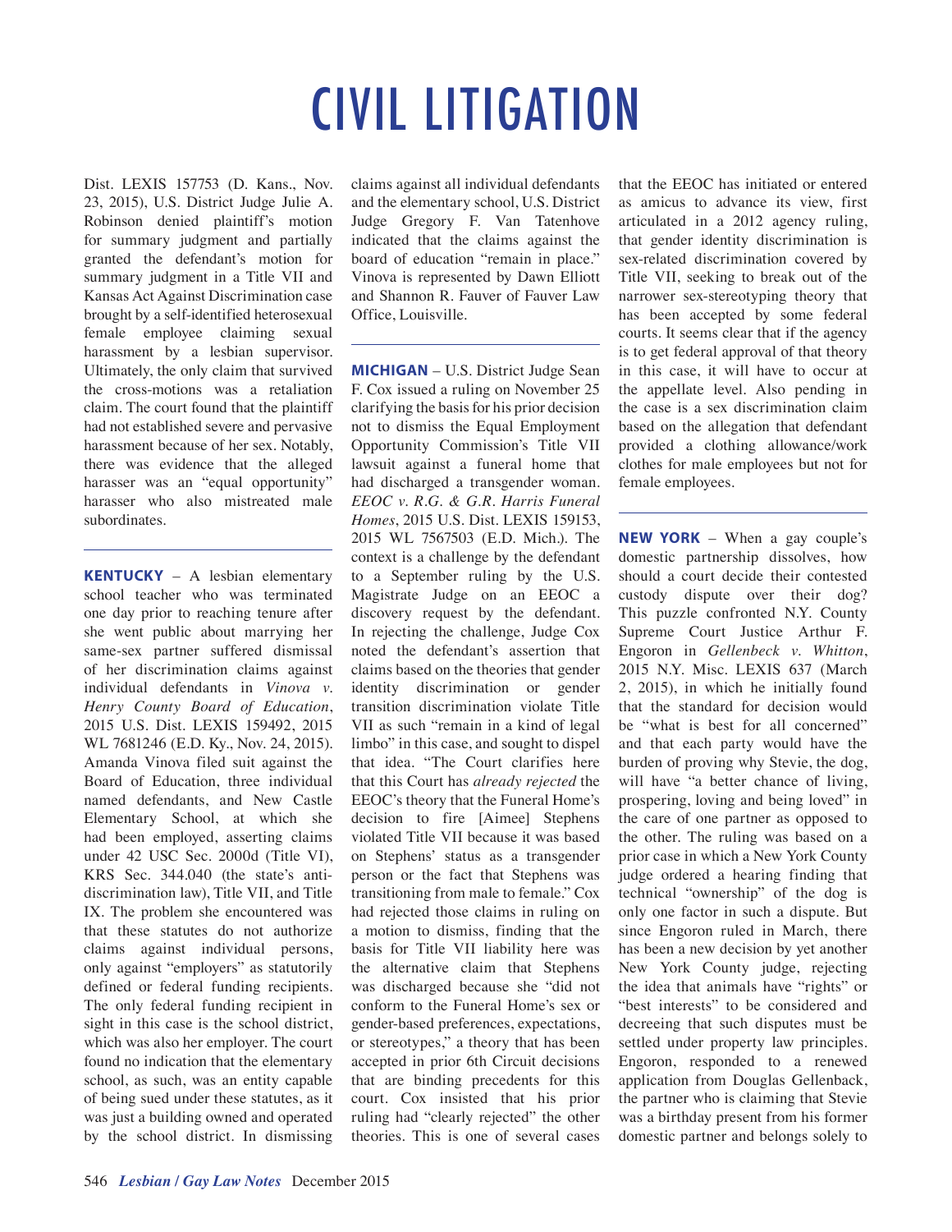# CIVIL LITIGATION

Dist. LEXIS 157753 (D. Kans., Nov. 23, 2015), U.S. District Judge Julie A. Robinson denied plaintiff's motion for summary judgment and partially granted the defendant's motion for summary judgment in a Title VII and Kansas Act Against Discrimination case brought by a self-identified heterosexual female employee claiming sexual harassment by a lesbian supervisor. Ultimately, the only claim that survived the cross-motions was a retaliation claim. The court found that the plaintiff had not established severe and pervasive harassment because of her sex. Notably, there was evidence that the alleged harasser was an "equal opportunity" harasser who also mistreated male subordinates.

---

**KENTUCKY** – A lesbian elementary school teacher who was terminated one day prior to reaching tenure after she went public about marrying her same-sex partner suffered dismissal of her discrimination claims against individual defendants in *Vinova v. Henry County Board of Education*, 2015 U.S. Dist. LEXIS 159492, 2015 WL 7681246 (E.D. Ky., Nov. 24, 2015). Amanda Vinova filed suit against the Board of Education, three individual named defendants, and New Castle Elementary School, at which she had been employed, asserting claims under 42 USC Sec. 2000d (Title VI), KRS Sec. 344.040 (the state's anti-discrimination law), Title VII, and Title IX. The problem she encountered was that these statutes do not authorize claims against individual persons, only against "employers" as statutorily defined or federal funding recipients. The only federal funding recipient in sight in this case is the school district, which was also her employer. The court found no indication that the elementary school, as such, was an entity capable of being sued under these statutes, as it was just a building owned and operated by the school district. In dismissing claims against all individual defendants and the elementary school, U.S. District Judge Gregory F. Van Tatenhove indicated that the claims against the board of education "remain in place." Vinova is represented by Dawn Elliott and Shannon R. Fauver of Fauver Law Office, Louisville.

---

**MICHIGAN** – U.S. District Judge Sean F. Cox issued a ruling on November 25 clarifying the basis for his prior decision not to dismiss the Equal Employment Opportunity Commission's Title VII lawsuit against a funeral home that had discharged a transgender woman. *EEOC v. R.G. & G.R. Harris Funeral Homes*, 2015 U.S. Dist. LEXIS 159153, 2015 WL 7567503 (E.D. Mich.). The context is a challenge by the defendant to a September ruling by the U.S. Magistrate Judge on an EEOC a discovery request by the defendant. In rejecting the challenge, Judge Cox noted the defendant's assertion that claims based on the theories that gender identity discrimination or gender transition discrimination violate Title VII as such "remain in a kind of legal limbo" in this case, and sought to dispel that idea. "The Court clarifies here that this Court has *already rejected* the EEOC's theory that the Funeral Home's decision to fire [Aimee] Stephens violated Title VII because it was based on Stephens' status as a transgender person or the fact that Stephens was transitioning from male to female." Cox had rejected those claims in ruling on a motion to dismiss, finding that the basis for Title VII liability here was the alternative claim that Stephens was discharged because she "did not conform to the Funeral Home's sex or gender-based preferences, expectations, or stereotypes," a theory that has been accepted in prior 6th Circuit decisions that are binding precedents for this court. Cox insisted that his prior ruling had "clearly rejected" the other theories. This is one of several cases that the EEOC has initiated or entered as amicus to advance its view, first articulated in a 2012 agency ruling, that gender identity discrimination is sex-related discrimination covered by Title VII, seeking to break out of the narrower sex-stereotyping theory that has been accepted by some federal courts. It seems clear that if the agency is to get federal approval of that theory in this case, it will have to occur at the appellate level. Also pending in the case is a sex discrimination claim based on the allegation that defendant provided a clothing allowance/work clothes for male employees but not for female employees.

---

**NEW YORK** – When a gay couple's domestic partnership dissolves, how should a court decide their contested custody dispute over their dog? This puzzle confronted N.Y. County Supreme Court Justice Arthur F. Engoron in *Gellenbeck v. Whitton*, 2015 N.Y. Misc. LEXIS 637 (March 2, 2015), in which he initially found that the standard for decision would be "what is best for all concerned" and that each party would have the burden of proving why Stevie, the dog, will have "a better chance of living, prospering, loving and being loved" in the care of one partner as opposed to the other. The ruling was based on a prior case in which a New York County judge ordered a hearing finding that technical "ownership" of the dog is only one factor in such a dispute. But since Engoron ruled in March, there has been a new decision by yet another New York County judge, rejecting the idea that animals have "rights" or "best interests" to be considered and decreeing that such disputes must be settled under property law principles. Engoron, responded to a renewed application from Douglas Gellenback, the partner who is claiming that Stevie was a birthday present from his former domestic partner and belongs solely to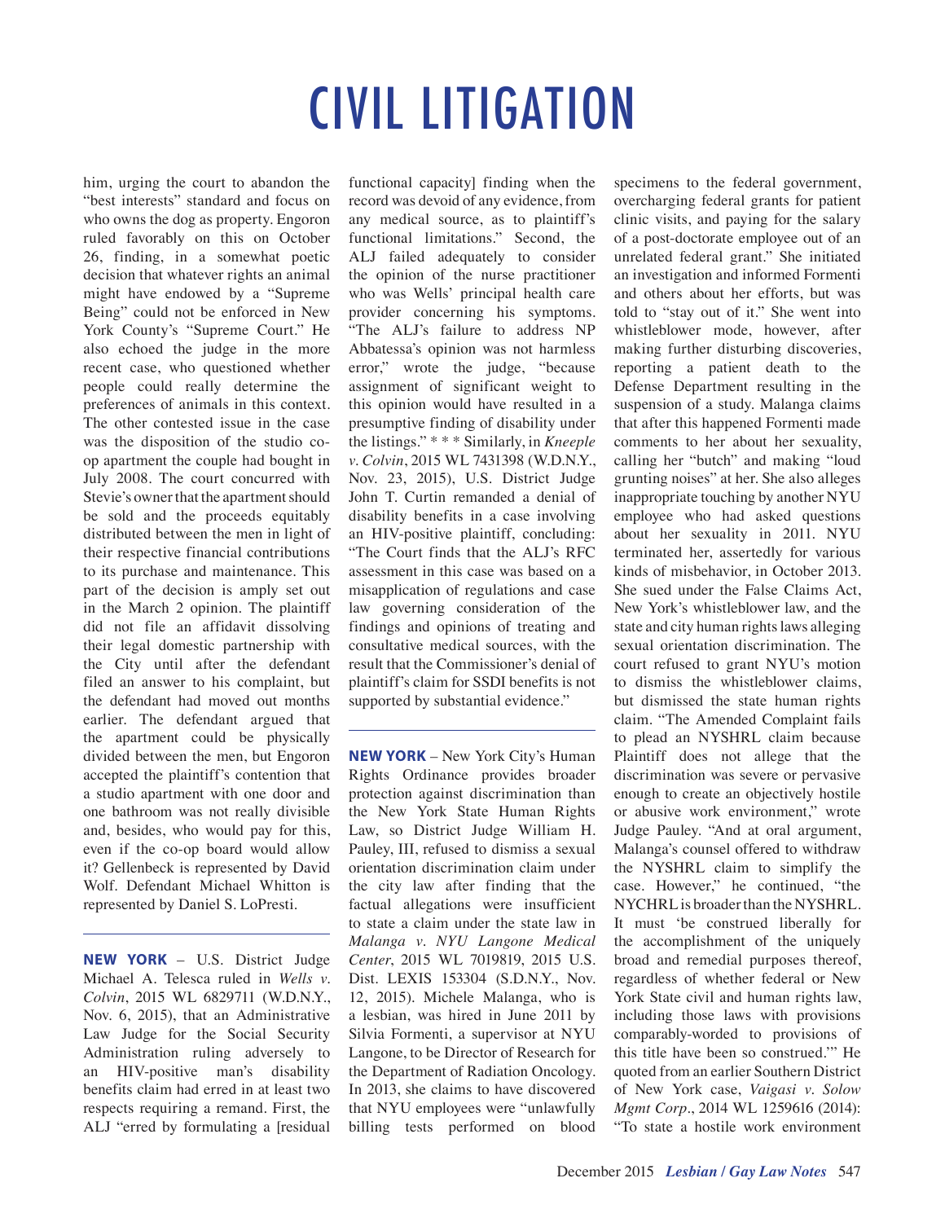# CIVIL LITIGATION

him, urging the court to abandon the "best interests" standard and focus on who owns the dog as property. Engoron ruled favorably on this on October 26, finding, in a somewhat poetic decision that whatever rights an animal might have endowed by a "Supreme Being" could not be enforced in New York County's "Supreme Court." He also echoed the judge in the more recent case, who questioned whether people could really determine the preferences of animals in this context. The other contested issue in the case was the disposition of the studio co-op apartment the couple had bought in July 2008. The court concurred with Stevie's owner that the apartment should be sold and the proceeds equitably distributed between the men in light of their respective financial contributions to its purchase and maintenance. This part of the decision is amply set out in the March 2 opinion. The plaintiff did not file an affidavit dissolving their legal domestic partnership with the City until after the defendant filed an answer to his complaint, but the defendant had moved out months earlier. The defendant argued that the apartment could be physically divided between the men, but Engoron accepted the plaintiff's contention that a studio apartment with one door and one bathroom was not really divisible and, besides, who would pay for this, even if the co-op board would allow it? Gellenbeck is represented by David Wolf. Defendant Michael Whitton is represented by Daniel S. LoPresti.

---

**NEW YORK** – U.S. District Judge Michael A. Telesca ruled in *Wells v. Colvin*, 2015 WL 6829711 (W.D.N.Y., Nov. 6, 2015), that an Administrative Law Judge for the Social Security Administration ruling adversely to an HIV-positive man's disability benefits claim had erred in at least two respects requiring a remand. First, the ALJ "erred by formulating a [residual functional capacity] finding when the record was devoid of any evidence, from any medical source, as to plaintiff's functional limitations." Second, the ALJ failed adequately to consider the opinion of the nurse practitioner who was Wells' principal health care provider concerning his symptoms. "The ALJ's failure to address NP Abbatessa's opinion was not harmless error," wrote the judge, "because assignment of significant weight to this opinion would have resulted in a presumptive finding of disability under the listings." * * * Similarly, in *Kneeple v. Colvin*, 2015 WL 7431398 (W.D.N.Y., Nov. 23, 2015), U.S. District Judge John T. Curtin remanded a denial of disability benefits in a case involving an HIV-positive plaintiff, concluding: "The Court finds that the ALJ's RFC assessment in this case was based on a misapplication of regulations and case law governing consideration of the findings and opinions of treating and consultative medical sources, with the result that the Commissioner's denial of plaintiff's claim for SSDI benefits is not supported by substantial evidence."

---

**NEW YORK** – New York City's Human Rights Ordinance provides broader protection against discrimination than the New York State Human Rights Law, so District Judge William H. Pauley, III, refused to dismiss a sexual orientation discrimination claim under the city law after finding that the factual allegations were insufficient to state a claim under the state law in *Malanga v. NYU Langone Medical Center*, 2015 WL 7019819, 2015 U.S. Dist. LEXIS 153304 (S.D.N.Y., Nov. 12, 2015). Michele Malanga, who is a lesbian, was hired in June 2011 by Silvia Formenti, a supervisor at NYU Langone, to be Director of Research for the Department of Radiation Oncology. In 2013, she claims to have discovered that NYU employees were "unlawfully billing tests performed on blood specimens to the federal government, overcharging federal grants for patient clinic visits, and paying for the salary of a post-doctorate employee out of an unrelated federal grant." She initiated an investigation and informed Formenti and others about her efforts, but was told to "stay out of it." She went into whistleblower mode, however, after making further disturbing discoveries, reporting a patient death to the Defense Department resulting in the suspension of a study. Malanga claims that after this happened Formenti made comments to her about her sexuality, calling her "butch" and making "loud grunting noises" at her. She also alleges inappropriate touching by another NYU employee who had asked questions about her sexuality in 2011. NYU terminated her, assertedly for various kinds of misbehavior, in October 2013. She sued under the False Claims Act, New York's whistleblower law, and the state and city human rights laws alleging sexual orientation discrimination. The court refused to grant NYU's motion to dismiss the whistleblower claims, but dismissed the state human rights claim. "The Amended Complaint fails to plead an NYSHRL claim because Plaintiff does not allege that the discrimination was severe or pervasive enough to create an objectively hostile or abusive work environment," wrote Judge Pauley. "And at oral argument, Malanga's counsel offered to withdraw the NYSHRL claim to simplify the case. However," he continued, "the NYCHRL is broader than the NYSHRL. It must 'be construed liberally for the accomplishment of the uniquely broad and remedial purposes thereof, regardless of whether federal or New York State civil and human rights law, including those laws with provisions comparably-worded to provisions of this title have been so construed.'" He quoted from an earlier Southern District of New York case, *Vaigasi v. Solow Mgmt Corp.*, 2014 WL 1259616 (2014): "To state a hostile work environment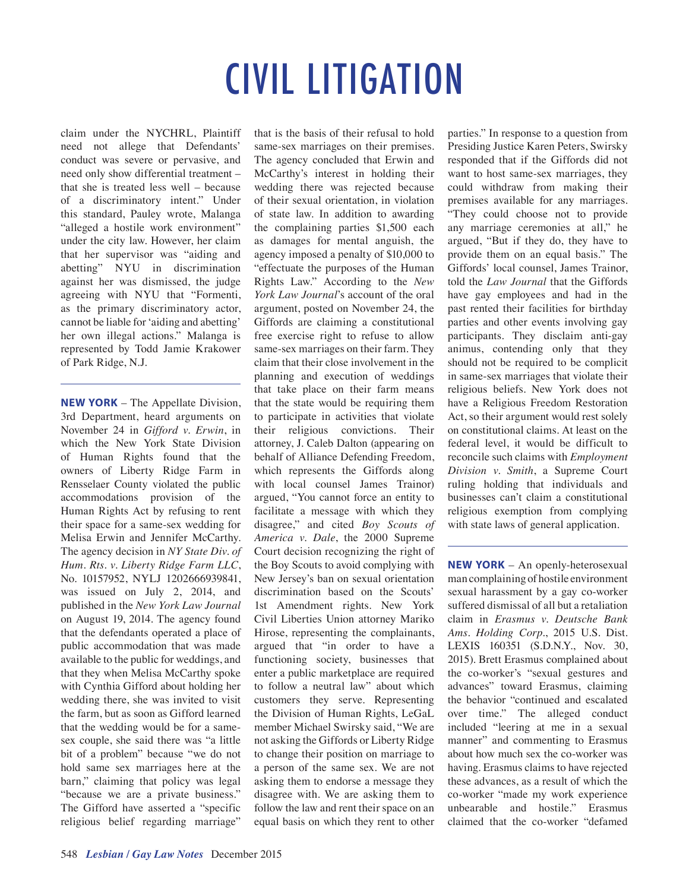# CIVIL LITIGATION

claim under the NYCHRL, Plaintiff need not allege that Defendants' conduct was severe or pervasive, and need only show differential treatment – that she is treated less well – because of a discriminatory intent." Under this standard, Pauley wrote, Malanga "alleged a hostile work environment" under the city law. However, her claim that her supervisor was "aiding and abetting" NYU in discrimination against her was dismissed, the judge agreeing with NYU that "Formenti, as the primary discriminatory actor, cannot be liable for 'aiding and abetting' her own illegal actions." Malanga is represented by Todd Jamie Krakower of Park Ridge, N.J.

---

**NEW YORK** – The Appellate Division, 3rd Department, heard arguments on November 24 in *Gifford v. Erwin*, in which the New York State Division of Human Rights found that the owners of Liberty Ridge Farm in Rensselaer County violated the public accommodations provision of the Human Rights Act by refusing to rent their space for a same-sex wedding for Melisa Erwin and Jennifer McCarthy. The agency decision in *NY State Div. of Hum. Rts. v. Liberty Ridge Farm LLC*, No. 10157952, NYLJ 1202666939841, was issued on July 2, 2014, and published in the *New York Law Journal* on August 19, 2014. The agency found that the defendants operated a place of public accommodation that was made available to the public for weddings, and that they when Melisa McCarthy spoke with Cynthia Gifford about holding her wedding there, she was invited to visit the farm, but as soon as Gifford learned that the wedding would be for a same-sex couple, she said there was "a little bit of a problem" because "we do not hold same sex marriages here at the barn," claiming that policy was legal "because we are a private business." The Gifford have asserted a "specific religious belief regarding marriage" that is the basis of their refusal to hold same-sex marriages on their premises. The agency concluded that Erwin and McCarthy's interest in holding their wedding there was rejected because of their sexual orientation, in violation of state law. In addition to awarding the complaining parties $1,500 each as damages for mental anguish, the agency imposed a penalty of $10,000 to "effectuate the purposes of the Human Rights Law." According to the *New York Law Journal*'s account of the oral argument, posted on November 24, the Giffords are claiming a constitutional free exercise right to refuse to allow same-sex marriages on their farm. They claim that their close involvement in the planning and execution of weddings that take place on their farm means that the state would be requiring them to participate in activities that violate their religious convictions. Their attorney, J. Caleb Dalton (appearing on behalf of Alliance Defending Freedom, which represents the Giffords along with local counsel James Trainor) argued, "You cannot force an entity to facilitate a message with which they disagree," and cited *Boy Scouts of America v. Dale*, the 2000 Supreme Court decision recognizing the right of the Boy Scouts to avoid complying with New Jersey's ban on sexual orientation discrimination based on the Scouts' 1st Amendment rights. New York Civil Liberties Union attorney Mariko Hirose, representing the complainants, argued that "in order to have a functioning society, businesses that enter a public marketplace are required to follow a neutral law" about which customers they serve. Representing the Division of Human Rights, LeGaL member Michael Swirsky said, "We are not asking the Giffords or Liberty Ridge to change their position on marriage to a person of the same sex. We are not asking them to endorse a message they disagree with. We are asking them to follow the law and rent their space on an equal basis on which they rent to other parties." In response to a question from Presiding Justice Karen Peters, Swirsky responded that if the Giffords did not want to host same-sex marriages, they could withdraw from making their premises available for any marriages. "They could choose not to provide any marriage ceremonies at all," he argued, "But if they do, they have to provide them on an equal basis." The Giffords' local counsel, James Trainor, told the *Law Journal* that the Giffords have gay employees and had in the past rented their facilities for birthday parties and other events involving gay participants. They disclaim anti-gay animus, contending only that they should not be required to be complicit in same-sex marriages that violate their religious beliefs. New York does not have a Religious Freedom Restoration Act, so their argument would rest solely on constitutional claims. At least on the federal level, it would be difficult to reconcile such claims with *Employment Division v. Smith*, a Supreme Court ruling holding that individuals and businesses can't claim a constitutional religious exemption from complying with state laws of general application.

---

**NEW YORK** – An openly-heterosexual man complaining of hostile environment sexual harassment by a gay co-worker suffered dismissal of all but a retaliation claim in *Erasmus v. Deutsche Bank Ams. Holding Corp.*, 2015 U.S. Dist. LEXIS 160351 (S.D.N.Y., Nov. 30, 2015). Brett Erasmus complained about the co-worker's "sexual gestures and advances" toward Erasmus, claiming the behavior "continued and escalated over time." The alleged conduct included "leering at me in a sexual manner" and commenting to Erasmus about how much sex the co-worker was having. Erasmus claims to have rejected these advances, as a result of which the co-worker "made my work experience unbearable and hostile." Erasmus claimed that the co-worker "defamed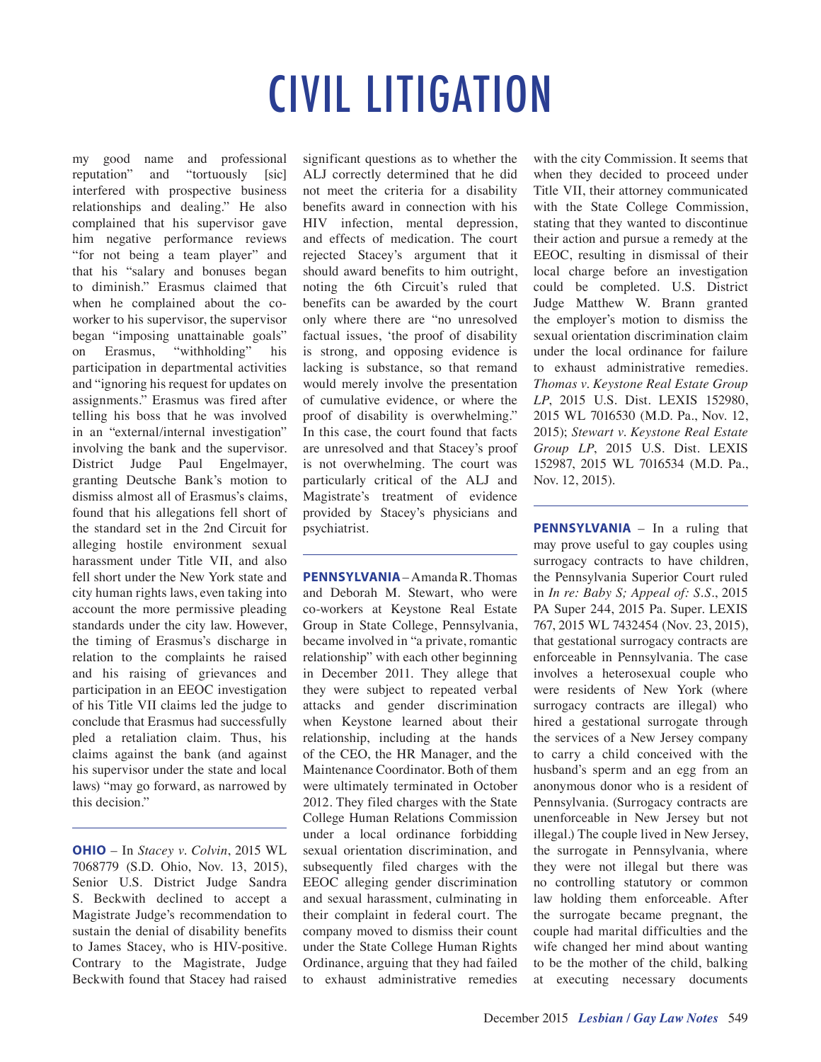# CIVIL LITIGATION

my good name and professional reputation" and "tortuously [sic] interfered with prospective business relationships and dealing." He also complained that his supervisor gave him negative performance reviews "for not being a team player" and that his "salary and bonuses began to diminish." Erasmus claimed that when he complained about the co-worker to his supervisor, the supervisor began "imposing unattainable goals" on Erasmus, "withholding" his participation in departmental activities and "ignoring his request for updates on assignments." Erasmus was fired after telling his boss that he was involved in an "external/internal investigation" involving the bank and the supervisor. District Judge Paul Engelmayer, granting Deutsche Bank's motion to dismiss almost all of Erasmus's claims, found that his allegations fell short of the standard set in the 2nd Circuit for alleging hostile environment sexual harassment under Title VII, and also fell short under the New York state and city human rights laws, even taking into account the more permissive pleading standards under the city law. However, the timing of Erasmus's discharge in relation to the complaints he raised and his raising of grievances and participation in an EEOC investigation of his Title VII claims led the judge to conclude that Erasmus had successfully pled a retaliation claim. Thus, his claims against the bank (and against his supervisor under the state and local laws) "may go forward, as narrowed by this decision."

---

**OHIO** – In *Stacey v. Colvin*, 2015 WL 7068779 (S.D. Ohio, Nov. 13, 2015), Senior U.S. District Judge Sandra S. Beckwith declined to accept a Magistrate Judge's recommendation to sustain the denial of disability benefits to James Stacey, who is HIV-positive. Contrary to the Magistrate, Judge Beckwith found that Stacey had raised significant questions as to whether the ALJ correctly determined that he did not meet the criteria for a disability benefits award in connection with his HIV infection, mental depression, and effects of medication. The court rejected Stacey's argument that it should award benefits to him outright, noting the 6th Circuit's ruled that benefits can be awarded by the court only where there are "no unresolved factual issues, 'the proof of disability is strong, and opposing evidence is lacking is substance, so that remand would merely involve the presentation of cumulative evidence, or where the proof of disability is overwhelming." In this case, the court found that facts are unresolved and that Stacey's proof is not overwhelming. The court was particularly critical of the ALJ and Magistrate's treatment of evidence provided by Stacey's physicians and psychiatrist.

---

**PENNSYLVANIA** – Amanda R. Thomas and Deborah M. Stewart, who were co-workers at Keystone Real Estate Group in State College, Pennsylvania, became involved in "a private, romantic relationship" with each other beginning in December 2011. They allege that they were subject to repeated verbal attacks and gender discrimination when Keystone learned about their relationship, including at the hands of the CEO, the HR Manager, and the Maintenance Coordinator. Both of them were ultimately terminated in October 2012. They filed charges with the State College Human Relations Commission under a local ordinance forbidding sexual orientation discrimination, and subsequently filed charges with the EEOC alleging gender discrimination and sexual harassment, culminating in their complaint in federal court. The company moved to dismiss their count under the State College Human Rights Ordinance, arguing that they had failed to exhaust administrative remedies with the city Commission. It seems that when they decided to proceed under Title VII, their attorney communicated with the State College Commission, stating that they wanted to discontinue their action and pursue a remedy at the EEOC, resulting in dismissal of their local charge before an investigation could be completed. U.S. District Judge Matthew W. Brann granted the employer's motion to dismiss the sexual orientation discrimination claim under the local ordinance for failure to exhaust administrative remedies. *Thomas v. Keystone Real Estate Group LP*, 2015 U.S. Dist. LEXIS 152980, 2015 WL 7016530 (M.D. Pa., Nov. 12, 2015); *Stewart v. Keystone Real Estate Group LP*, 2015 U.S. Dist. LEXIS 152987, 2015 WL 7016534 (M.D. Pa., Nov. 12, 2015).

---

**PENNSYLVANIA** – In a ruling that may prove useful to gay couples using surrogacy contracts to have children, the Pennsylvania Superior Court ruled in *In re: Baby S; Appeal of: S.S.*, 2015 PA Super 244, 2015 Pa. Super. LEXIS 767, 2015 WL 7432454 (Nov. 23, 2015), that gestational surrogacy contracts are enforceable in Pennsylvania. The case involves a heterosexual couple who were residents of New York (where surrogacy contracts are illegal) who hired a gestational surrogate through the services of a New Jersey company to carry a child conceived with the husband's sperm and an egg from an anonymous donor who is a resident of Pennsylvania. (Surrogacy contracts are unenforceable in New Jersey but not illegal.) The couple lived in New Jersey, the surrogate in Pennsylvania, where they were not illegal but there was no controlling statutory or common law holding them enforceable. After the surrogate became pregnant, the couple had marital difficulties and the wife changed her mind about wanting to be the mother of the child, balking at executing necessary documents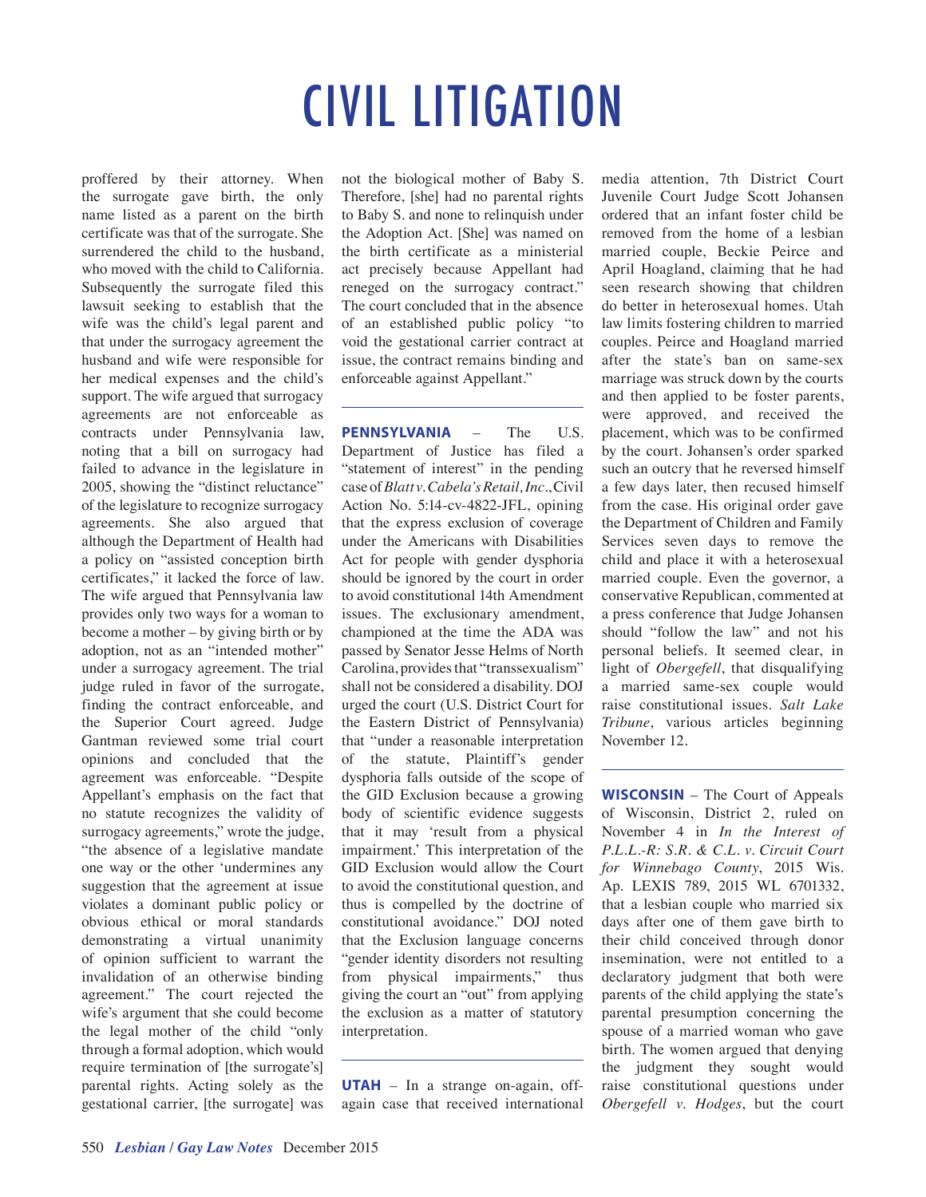# CIVIL LITIGATION

proffered by their attorney. When the surrogate gave birth, the only name listed as a parent on the birth certificate was that of the surrogate. She surrendered the child to the husband, who moved with the child to California. Subsequently the surrogate filed this lawsuit seeking to establish that the wife was the child's legal parent and that under the surrogacy agreement the husband and wife were responsible for her medical expenses and the child's support. The wife argued that surrogacy agreements are not enforceable as contracts under Pennsylvania law, noting that a bill on surrogacy had failed to advance in the legislature in 2005, showing the "distinct reluctance" of the legislature to recognize surrogacy agreements. She also argued that although the Department of Health had a policy on "assisted conception birth certificates," it lacked the force of law. The wife argued that Pennsylvania law provides only two ways for a woman to become a mother – by giving birth or by adoption, not as an "intended mother" under a surrogacy agreement. The trial judge ruled in favor of the surrogate, finding the contract enforceable, and the Superior Court agreed. Judge Gantman reviewed some trial court opinions and concluded that the agreement was enforceable. "Despite Appellant's emphasis on the fact that no statute recognizes the validity of surrogacy agreements," wrote the judge, "the absence of a legislative mandate one way or the other 'undermines any suggestion that the agreement at issue violates a dominant public policy or obvious ethical or moral standards demonstrating a virtual unanimity of opinion sufficient to warrant the invalidation of an otherwise binding agreement." The court rejected the wife's argument that she could become the legal mother of the child "only through a formal adoption, which would require termination of [the surrogate's] parental rights. Acting solely as the gestational carrier, [the surrogate] was not the biological mother of Baby S. Therefore, [she] had no parental rights to Baby S. and none to relinquish under the Adoption Act. [She] was named on the birth certificate as a ministerial act precisely because Appellant had reneged on the surrogacy contract." The court concluded that in the absence of an established public policy "to void the gestational carrier contract at issue, the contract remains binding and enforceable against Appellant."

---

**PENNSYLVANIA** – The U.S. Department of Justice has filed a "statement of interest" in the pending case of *Blatt v. Cabela's Retail, Inc*., Civil Action No. 5:14-cv-4822-JFL, opining that the express exclusion of coverage under the Americans with Disabilities Act for people with gender dysphoria should be ignored by the court in order to avoid constitutional 14th Amendment issues. The exclusionary amendment, championed at the time the ADA was passed by Senator Jesse Helms of North Carolina, provides that "transsexualism" shall not be considered a disability. DOJ urged the court (U.S. District Court for the Eastern District of Pennsylvania) that "under a reasonable interpretation of the statute, Plaintiff's gender dysphoria falls outside of the scope of the GID Exclusion because a growing body of scientific evidence suggests that it may 'result from a physical impairment.' This interpretation of the GID Exclusion would allow the Court to avoid the constitutional question, and thus is compelled by the doctrine of constitutional avoidance." DOJ noted that the Exclusion language concerns "gender identity disorders not resulting from physical impairments," thus giving the court an "out" from applying the exclusion as a matter of statutory interpretation.

---

**UTAH** – In a strange on-again, off-again case that received international media attention, 7th District Court Juvenile Court Judge Scott Johansen ordered that an infant foster child be removed from the home of a lesbian married couple, Beckie Peirce and April Hoagland, claiming that he had seen research showing that children do better in heterosexual homes. Utah law limits fostering children to married couples. Peirce and Hoagland married after the state's ban on same-sex marriage was struck down by the courts and then applied to be foster parents, were approved, and received the placement, which was to be confirmed by the court. Johansen's order sparked such an outcry that he reversed himself a few days later, then recused himself from the case. His original order gave the Department of Children and Family Services seven days to remove the child and place it with a heterosexual married couple. Even the governor, a conservative Republican, commented at a press conference that Judge Johansen should "follow the law" and not his personal beliefs. It seemed clear, in light of *Obergefell*, that disqualifying a married same-sex couple would raise constitutional issues. *Salt Lake Tribune*, various articles beginning November 12.

---

**WISCONSIN** – The Court of Appeals of Wisconsin, District 2, ruled on November 4 in *In the Interest of P.L.L.-R: S.R. & C.L. v. Circuit Court for Winnebago County*, 2015 Wis. Ap. LEXIS 789, 2015 WL 6701332, that a lesbian couple who married six days after one of them gave birth to their child conceived through donor insemination, were not entitled to a declaratory judgment that both were parents of the child applying the state's parental presumption concerning the spouse of a married woman who gave birth. The women argued that denying the judgment they sought would raise constitutional questions under *Obergefell v. Hodges*, but the court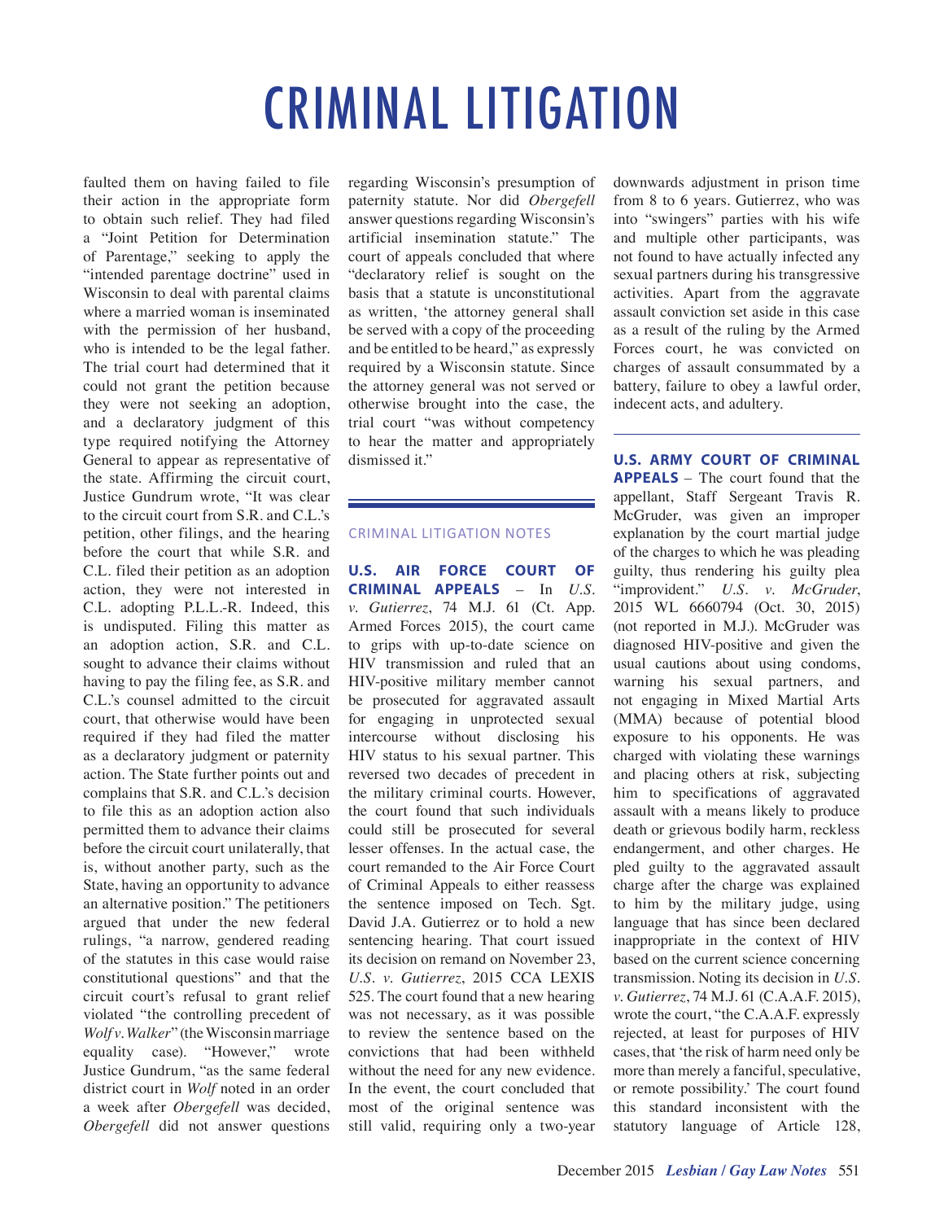# CRIMINAL LITIGATION

faulted them on having failed to file their action in the appropriate form to obtain such relief. They had filed a "Joint Petition for Determination of Parentage," seeking to apply the "intended parentage doctrine" used in Wisconsin to deal with parental claims where a married woman is inseminated with the permission of her husband, who is intended to be the legal father. The trial court had determined that it could not grant the petition because they were not seeking an adoption, and a declaratory judgment of this type required notifying the Attorney General to appear as representative of the state. Affirming the circuit court, Justice Gundrum wrote, "It was clear to the circuit court from S.R. and C.L.'s petition, other filings, and the hearing before the court that while S.R. and C.L. filed their petition as an adoption action, they were not interested in C.L. adopting P.L.L.-R. Indeed, this is undisputed. Filing this matter as an adoption action, S.R. and C.L. sought to advance their claims without having to pay the filing fee, as S.R. and C.L.'s counsel admitted to the circuit court, that otherwise would have been required if they had filed the matter as a declaratory judgment or paternity action. The State further points out and complains that S.R. and C.L.'s decision to file this as an adoption action also permitted them to advance their claims before the circuit court unilaterally, that is, without another party, such as the State, having an opportunity to advance an alternative position." The petitioners argued that under the new federal rulings, "a narrow, gendered reading of the statutes in this case would raise constitutional questions" and that the circuit court's refusal to grant relief violated "the controlling precedent of *Wolf v. Walker*" (the Wisconsin marriage equality case). "However," wrote Justice Gundrum, "as the same federal district court in *Wolf* noted in an order a week after *Obergefell* was decided, *Obergefell* did not answer questions regarding Wisconsin's presumption of paternity statute. Nor did *Obergefell* answer questions regarding Wisconsin's artificial insemination statute." The court of appeals concluded that where "declaratory relief is sought on the basis that a statute is unconstitutional as written, 'the attorney general shall be served with a copy of the proceeding and be entitled to be heard,'" as expressly required by a Wisconsin statute. Since the attorney general was not served or otherwise brought into the case, the trial court "was without competency to hear the matter and appropriately dismissed it."

## CRIMINAL LITIGATION NOTES

**U.S. AIR FORCE COURT OF CRIMINAL APPEALS** – In *U.S. v. Gutierrez*, 74 M.J. 61 (Ct. App. Armed Forces 2015), the court came to grips with up-to-date science on HIV transmission and ruled that an HIV-positive military member cannot be prosecuted for aggravated assault for engaging in unprotected sexual intercourse without disclosing his HIV status to his sexual partner. This reversed two decades of precedent in the military criminal courts. However, the court found that such individuals could still be prosecuted for several lesser offenses. In the actual case, the court remanded to the Air Force Court of Criminal Appeals to either reassess the sentence imposed on Tech. Sgt. David J.A. Gutierrez or to hold a new sentencing hearing. That court issued its decision on remand on November 23, *U.S. v. Gutierrez*, 2015 CCA LEXIS 525. The court found that a new hearing was not necessary, as it was possible to review the sentence based on the convictions that had been withheld without the need for any new evidence. In the event, the court concluded that most of the original sentence was still valid, requiring only a two-year downwards adjustment in prison time from 8 to 6 years. Gutierrez, who was into "swingers" parties with his wife and multiple other participants, was not found to have actually infected any sexual partners during his transgressive activities. Apart from the aggravate assault conviction set aside in this case as a result of the ruling by the Armed Forces court, he was convicted on charges of assault consummated by a battery, failure to obey a lawful order, indecent acts, and adultery.

---

**U.S. ARMY COURT OF CRIMINAL APPEALS** – The court found that the appellant, Staff Sergeant Travis R. McGruder, was given an improper explanation by the court martial judge of the charges to which he was pleading guilty, thus rendering his guilty plea "improvident." *U.S. v. McGruder*, 2015 WL 6660794 (Oct. 30, 2015) (not reported in M.J.). McGruder was diagnosed HIV-positive and given the usual cautions about using condoms, warning his sexual partners, and not engaging in Mixed Martial Arts (MMA) because of potential blood exposure to his opponents. He was charged with violating these warnings and placing others at risk, subjecting him to specifications of aggravated assault with a means likely to produce death or grievous bodily harm, reckless endangerment, and other charges. He pled guilty to the aggravated assault charge after the charge was explained to him by the military judge, using language that has since been declared inappropriate in the context of HIV based on the current science concerning transmission. Noting its decision in *U.S. v. Gutierrez*, 74 M.J. 61 (C.A.A.F. 2015), wrote the court, "the C.A.A.F. expressly rejected, at least for purposes of HIV cases, that 'the risk of harm need only be more than merely a fanciful, speculative, or remote possibility.' The court found this standard inconsistent with the statutory language of Article 128,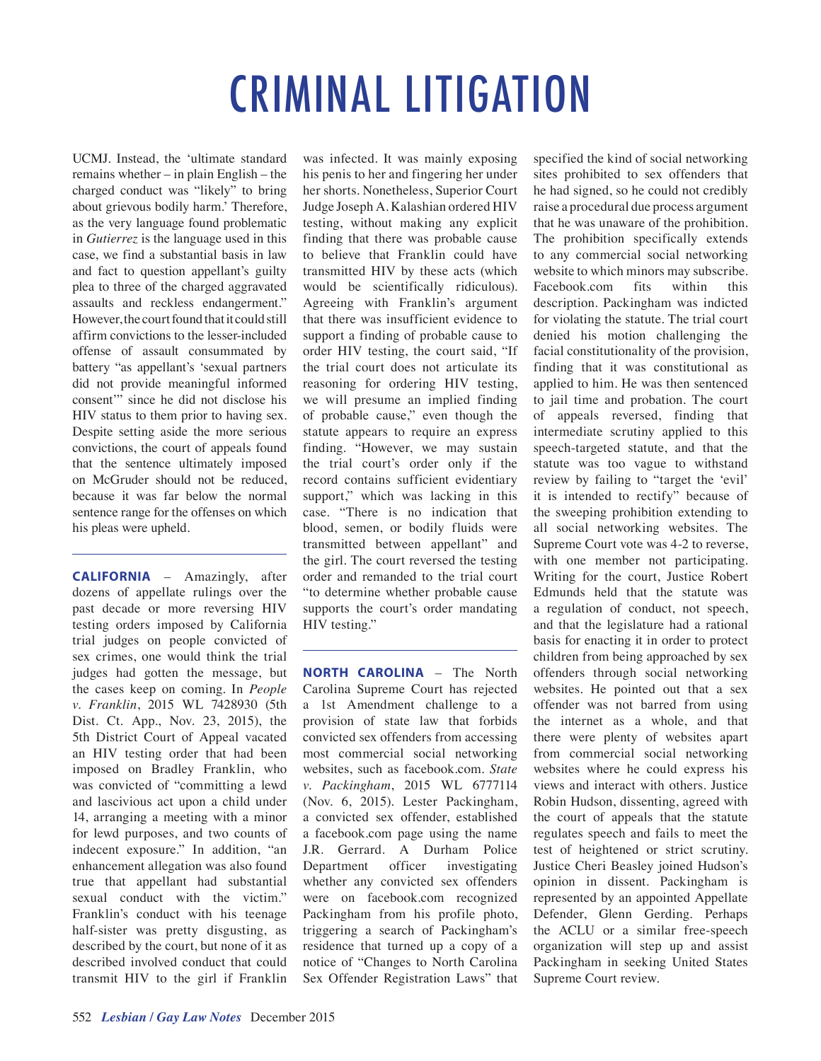# CRIMINAL LITIGATION

UCMJ. Instead, the 'ultimate standard remains whether – in plain English – the charged conduct was "likely" to bring about grievous bodily harm.' Therefore, as the very language found problematic in *Gutierrez* is the language used in this case, we find a substantial basis in law and fact to question appellant's guilty plea to three of the charged aggravated assaults and reckless endangerment." However, the court found that it could still affirm convictions to the lesser-included offense of assault consummated by battery "as appellant's 'sexual partners did not provide meaningful informed consent'" since he did not disclose his HIV status to them prior to having sex. Despite setting aside the more serious convictions, the court of appeals found that the sentence ultimately imposed on McGruder should not be reduced, because it was far below the normal sentence range for the offenses on which his pleas were upheld.

---

**CALIFORNIA** – Amazingly, after dozens of appellate rulings over the past decade or more reversing HIV testing orders imposed by California trial judges on people convicted of sex crimes, one would think the trial judges had gotten the message, but the cases keep on coming. In *People v. Franklin*, 2015 WL 7428930 (5th Dist. Ct. App., Nov. 23, 2015), the 5th District Court of Appeal vacated an HIV testing order that had been imposed on Bradley Franklin, who was convicted of "committing a lewd and lascivious act upon a child under 14, arranging a meeting with a minor for lewd purposes, and two counts of indecent exposure." In addition, "an enhancement allegation was also found true that appellant had substantial sexual conduct with the victim." Franklin's conduct with his teenage half-sister was pretty disgusting, as described by the court, but none of it as described involved conduct that could transmit HIV to the girl if Franklin was infected. It was mainly exposing his penis to her and fingering her under her shorts. Nonetheless, Superior Court Judge Joseph A. Kalashian ordered HIV testing, without making any explicit finding that there was probable cause to believe that Franklin could have transmitted HIV by these acts (which would be scientifically ridiculous). Agreeing with Franklin's argument that there was insufficient evidence to support a finding of probable cause to order HIV testing, the court said, "If the trial court does not articulate its reasoning for ordering HIV testing, we will presume an implied finding of probable cause," even though the statute appears to require an express finding. "However, we may sustain the trial court's order only if the record contains sufficient evidentiary support," which was lacking in this case. "There is no indication that blood, semen, or bodily fluids were transmitted between appellant" and the girl. The court reversed the testing order and remanded to the trial court "to determine whether probable cause supports the court's order mandating HIV testing."

---

**NORTH CAROLINA** – The North Carolina Supreme Court has rejected a 1st Amendment challenge to a provision of state law that forbids convicted sex offenders from accessing most commercial social networking websites, such as facebook.com. *State v. Packingham*, 2015 WL 6777114 (Nov. 6, 2015). Lester Packingham, a convicted sex offender, established a facebook.com page using the name J.R. Gerrard. A Durham Police Department officer investigating whether any convicted sex offenders were on facebook.com recognized Packingham from his profile photo, triggering a search of Packingham's residence that turned up a copy of a notice of "Changes to North Carolina Sex Offender Registration Laws" that specified the kind of social networking sites prohibited to sex offenders that he had signed, so he could not credibly raise a procedural due process argument that he was unaware of the prohibition. The prohibition specifically extends to any commercial social networking website to which minors may subscribe. Facebook.com fits within this description. Packingham was indicted for violating the statute. The trial court denied his motion challenging the facial constitutionality of the provision, finding that it was constitutional as applied to him. He was then sentenced to jail time and probation. The court of appeals reversed, finding that intermediate scrutiny applied to this speech-targeted statute, and that the statute was too vague to withstand review by failing to "target the 'evil' it is intended to rectify" because of the sweeping prohibition extending to all social networking websites. The Supreme Court vote was 4-2 to reverse, with one member not participating. Writing for the court, Justice Robert Edmunds held that the statute was a regulation of conduct, not speech, and that the legislature had a rational basis for enacting it in order to protect children from being approached by sex offenders through social networking websites. He pointed out that a sex offender was not barred from using the internet as a whole, and that there were plenty of websites apart from commercial social networking websites where he could express his views and interact with others. Justice Robin Hudson, dissenting, agreed with the court of appeals that the statute regulates speech and fails to meet the test of heightened or strict scrutiny. Justice Cheri Beasley joined Hudson's opinion in dissent. Packingham is represented by an appointed Appellate Defender, Glenn Gerding. Perhaps the ACLU or a similar free-speech organization will step up and assist Packingham in seeking United States Supreme Court review.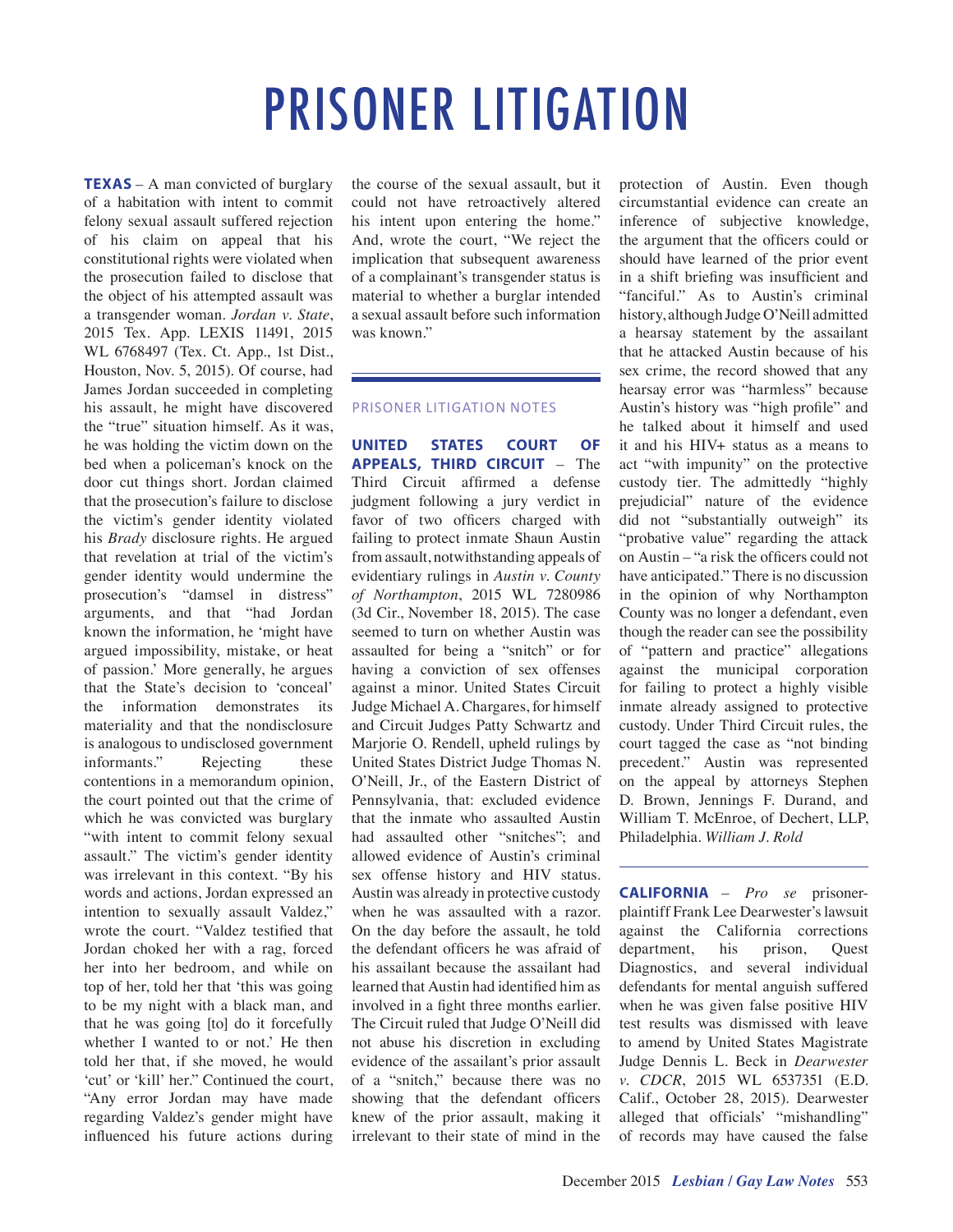# PRISONER LITIGATION

**TEXAS** – A man convicted of burglary of a habitation with intent to commit felony sexual assault suffered rejection of his claim on appeal that his constitutional rights were violated when the prosecution failed to disclose that the object of his attempted assault was a transgender woman. *Jordan v. State*, 2015 Tex. App. LEXIS 11491, 2015 WL 6768497 (Tex. Ct. App., 1st Dist., Houston, Nov. 5, 2015). Of course, had James Jordan succeeded in completing his assault, he might have discovered the "true" situation himself. As it was, he was holding the victim down on the bed when a policeman's knock on the door cut things short. Jordan claimed that the prosecution's failure to disclose the victim's gender identity violated his *Brady* disclosure rights. He argued that revelation at trial of the victim's gender identity would undermine the prosecution's "damsel in distress" arguments, and that "had Jordan known the information, he 'might have argued impossibility, mistake, or heat of passion.' More generally, he argues that the State's decision to 'conceal' the information demonstrates its materiality and that the nondisclosure is analogous to undisclosed government informants." Rejecting these contentions in a memorandum opinion, the court pointed out that the crime of which he was convicted was burglary "with intent to commit felony sexual assault." The victim's gender identity was irrelevant in this context. "By his words and actions, Jordan expressed an intention to sexually assault Valdez," wrote the court. "Valdez testified that Jordan choked her with a rag, forced her into her bedroom, and while on top of her, told her that 'this was going to be my night with a black man, and that he was going [to] do it forcefully whether I wanted to or not.' He then told her that, if she moved, he would 'cut' or 'kill' her." Continued the court, "Any error Jordan may have made regarding Valdez's gender might have influenced his future actions during the course of the sexual assault, but it could not have retroactively altered his intent upon entering the home." And, wrote the court, "We reject the implication that subsequent awareness of a complainant's transgender status is material to whether a burglar intended a sexual assault before such information was known."

## PRISONER LITIGATION NOTES

**UNITED STATES COURT OF APPEALS, THIRD CIRCUIT** – The Third Circuit affirmed a defense judgment following a jury verdict in favor of two officers charged with failing to protect inmate Shaun Austin from assault, notwithstanding appeals of evidentiary rulings in *Austin v. County of Northampton*, 2015 WL 7280986 (3d Cir., November 18, 2015). The case seemed to turn on whether Austin was assaulted for being a "snitch" or for having a conviction of sex offenses against a minor. United States Circuit Judge Michael A. Chargares, for himself and Circuit Judges Patty Schwartz and Marjorie O. Rendell, upheld rulings by United States District Judge Thomas N. O'Neill, Jr., of the Eastern District of Pennsylvania, that: excluded evidence that the inmate who assaulted Austin had assaulted other "snitches"; and allowed evidence of Austin's criminal sex offense history and HIV status. Austin was already in protective custody when he was assaulted with a razor. On the day before the assault, he told the defendant officers he was afraid of his assailant because the assailant had learned that Austin had identified him as involved in a fight three months earlier. The Circuit ruled that Judge O'Neill did not abuse his discretion in excluding evidence of the assailant's prior assault of a "snitch," because there was no showing that the defendant officers knew of the prior assault, making it irrelevant to their state of mind in the protection of Austin. Even though circumstantial evidence can create an inference of subjective knowledge, the argument that the officers could or should have learned of the prior event in a shift briefing was insufficient and "fanciful." As to Austin's criminal history, although Judge O'Neill admitted a hearsay statement by the assailant that he attacked Austin because of his sex crime, the record showed that any hearsay error was "harmless" because Austin's history was "high profile" and he talked about it himself and used it and his HIV+ status as a means to act "with impunity" on the protective custody tier. The admittedly "highly prejudicial" nature of the evidence did not "substantially outweigh" its "probative value" regarding the attack on Austin – "a risk the officers could not have anticipated." There is no discussion in the opinion of why Northampton County was no longer a defendant, even though the reader can see the possibility of "pattern and practice" allegations against the municipal corporation for failing to protect a highly visible inmate already assigned to protective custody. Under Third Circuit rules, the court tagged the case as "not binding precedent." Austin was represented on the appeal by attorneys Stephen D. Brown, Jennings F. Durand, and William T. McEnroe, of Dechert, LLP, Philadelphia. *William J. Rold*

**CALIFORNIA** – *Pro se* prisoner-plaintiff Frank Lee Dearwester's lawsuit against the California corrections department, his prison, Quest Diagnostics, and several individual defendants for mental anguish suffered when he was given false positive HIV test results was dismissed with leave to amend by United States Magistrate Judge Dennis L. Beck in *Dearwester v. CDCR*, 2015 WL 6537351 (E.D. Calif., October 28, 2015). Dearwester alleged that officials' "mishandling" of records may have caused the false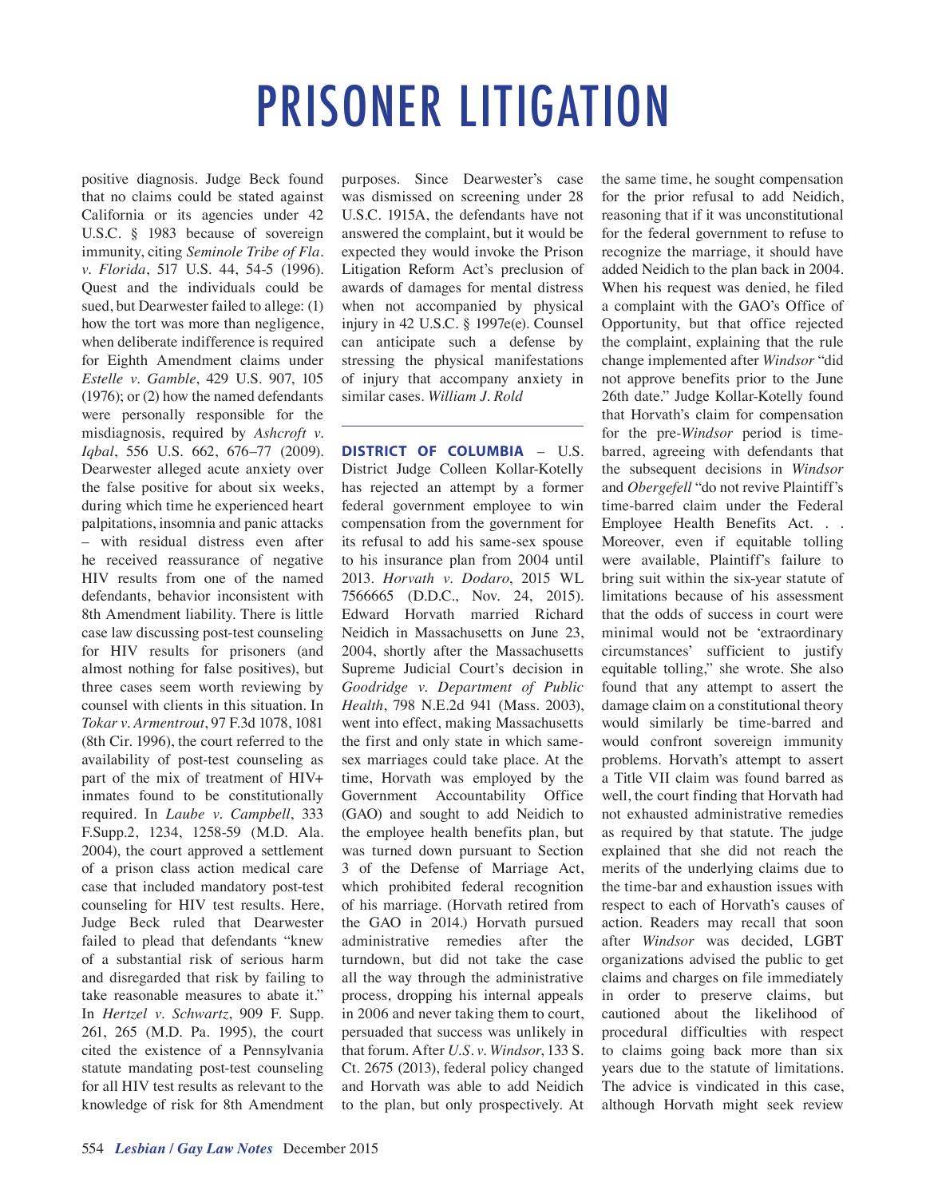# PRISONER LITIGATION

positive diagnosis. Judge Beck found that no claims could be stated against California or its agencies under 42 U.S.C. § 1983 because of sovereign immunity, citing *Seminole Tribe of Fla. v. Florida*, 517 U.S. 44, 54-5 (1996). Quest and the individuals could be sued, but Dearwester failed to allege: (1) how the tort was more than negligence, when deliberate indifference is required for Eighth Amendment claims under *Estelle v. Gamble*, 429 U.S. 907, 105 (1976); or (2) how the named defendants were personally responsible for the misdiagnosis, required by *Ashcroft v. Iqbal*, 556 U.S. 662, 676–77 (2009). Dearwester alleged acute anxiety over the false positive for about six weeks, during which time he experienced heart palpitations, insomnia and panic attacks – with residual distress even after he received reassurance of negative HIV results from one of the named defendants, behavior inconsistent with 8th Amendment liability. There is little case law discussing post-test counseling for HIV results for prisoners (and almost nothing for false positives), but three cases seem worth reviewing by counsel with clients in this situation. In *Tokar v. Armentrout*, 97 F.3d 1078, 1081 (8th Cir. 1996), the court referred to the availability of post-test counseling as part of the mix of treatment of HIV+ inmates found to be constitutionally required. In *Laube v. Campbell*, 333 F.Supp.2, 1234, 1258-59 (M.D. Ala. 2004), the court approved a settlement of a prison class action medical care case that included mandatory post-test counseling for HIV test results. Here, Judge Beck ruled that Dearwester failed to plead that defendants "knew of a substantial risk of serious harm and disregarded that risk by failing to take reasonable measures to abate it." In *Hertzel v. Schwartz*, 909 F. Supp. 261, 265 (M.D. Pa. 1995), the court cited the existence of a Pennsylvania statute mandating post-test counseling for all HIV test results as relevant to the knowledge of risk for 8th Amendment purposes. Since Dearwester's case was dismissed on screening under 28 U.S.C. 1915A, the defendants have not answered the complaint, but it would be expected they would invoke the Prison Litigation Reform Act's preclusion of awards of damages for mental distress when not accompanied by physical injury in 42 U.S.C. § 1997e(e). Counsel can anticipate such a defense by stressing the physical manifestations of injury that accompany anxiety in similar cases. *William J. Rold*

---

**DISTRICT OF COLUMBIA** – U.S. District Judge Colleen Kollar-Kotelly has rejected an attempt by a former federal government employee to win compensation from the government for its refusal to add his same-sex spouse to his insurance plan from 2004 until 2013. *Horvath v. Dodaro*, 2015 WL 7566665 (D.D.C., Nov. 24, 2015). Edward Horvath married Richard Neidich in Massachusetts on June 23, 2004, shortly after the Massachusetts Supreme Judicial Court's decision in *Goodridge v. Department of Public Health*, 798 N.E.2d 941 (Mass. 2003), went into effect, making Massachusetts the first and only state in which same-sex marriages could take place. At the time, Horvath was employed by the Government Accountability Office (GAO) and sought to add Neidich to the employee health benefits plan, but was turned down pursuant to Section 3 of the Defense of Marriage Act, which prohibited federal recognition of his marriage. (Horvath retired from the GAO in 2014.) Horvath pursued administrative remedies after the turndown, but did not take the case all the way through the administrative process, dropping his internal appeals in 2006 and never taking them to court, persuaded that success was unlikely in that forum. After *U.S. v. Windsor*, 133 S. Ct. 2675 (2013), federal policy changed and Horvath was able to add Neidich to the plan, but only prospectively. At the same time, he sought compensation for the prior refusal to add Neidich, reasoning that if it was unconstitutional for the federal government to refuse to recognize the marriage, it should have added Neidich to the plan back in 2004. When his request was denied, he filed a complaint with the GAO's Office of Opportunity, but that office rejected the complaint, explaining that the rule change implemented after *Windsor* "did not approve benefits prior to the June 26th date." Judge Kollar-Kotelly found that Horvath's claim for compensation for the pre-*Windsor* period is time-barred, agreeing with defendants that the subsequent decisions in *Windsor* and *Obergefell* "do not revive Plaintiff's time-barred claim under the Federal Employee Health Benefits Act. . . Moreover, even if equitable tolling were available, Plaintiff's failure to bring suit within the six-year statute of limitations because of his assessment that the odds of success in court were minimal would not be 'extraordinary circumstances' sufficient to justify equitable tolling," she wrote. She also found that any attempt to assert the damage claim on a constitutional theory would similarly be time-barred and would confront sovereign immunity problems. Horvath's attempt to assert a Title VII claim was found barred as well, the court finding that Horvath had not exhausted administrative remedies as required by that statute. The judge explained that she did not reach the merits of the underlying claims due to the time-bar and exhaustion issues with respect to each of Horvath's causes of action. Readers may recall that soon after *Windsor* was decided, LGBT organizations advised the public to get claims and charges on file immediately in order to preserve claims, but cautioned about the likelihood of procedural difficulties with respect to claims going back more than six years due to the statute of limitations. The advice is vindicated in this case, although Horvath might seek review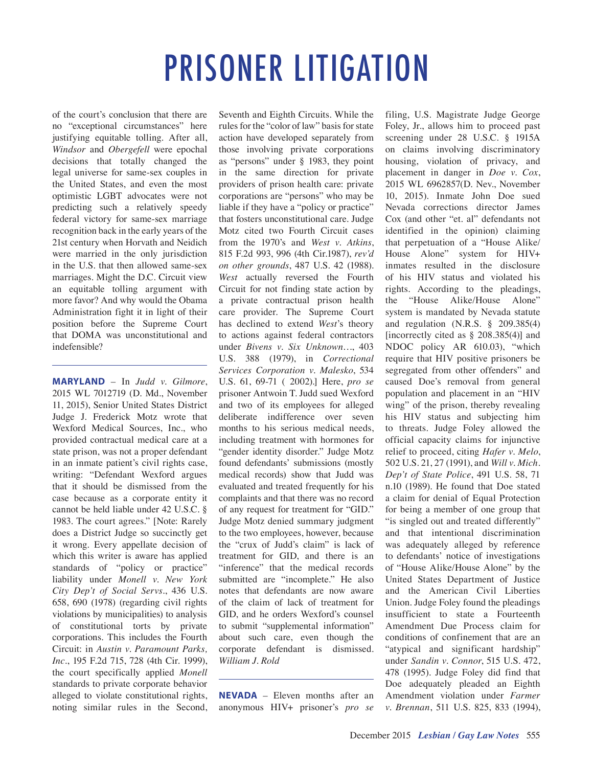# PRISONER LITIGATION

of the court's conclusion that there are no "exceptional circumstances" here justifying equitable tolling. After all, *Windsor* and *Obergefell* were epochal decisions that totally changed the legal universe for same-sex couples in the United States, and even the most optimistic LGBT advocates were not predicting such a relatively speedy federal victory for same-sex marriage recognition back in the early years of the 21st century when Horvath and Neidich were married in the only jurisdiction in the U.S. that then allowed same-sex marriages. Might the D.C. Circuit view an equitable tolling argument with more favor? And why would the Obama Administration fight it in light of their position before the Supreme Court that DOMA was unconstitutional and indefensible?

---

**MARYLAND** – In *Judd v. Gilmore*, 2015 WL 7012719 (D. Md., November 11, 2015), Senior United States District Judge J. Frederick Motz wrote that Wexford Medical Sources, Inc., who provided contractual medical care at a state prison, was not a proper defendant in an inmate patient's civil rights case, writing: "Defendant Wexford argues that it should be dismissed from the case because as a corporate entity it cannot be held liable under 42 U.S.C. § 1983. The court agrees." [Note: Rarely does a District Judge so succinctly get it wrong. Every appellate decision of which this writer is aware has applied standards of "policy or practice" liability under *Monell v. New York City Dep't of Social Servs*., 436 U.S. 658, 690 (1978) (regarding civil rights violations by municipalities) to analysis of constitutional torts by private corporations. This includes the Fourth Circuit: in *Austin v. Paramount Parks, Inc*., 195 F.2d 715, 728 (4th Cir. 1999), the court specifically applied *Monell* standards to private corporate behavior alleged to violate constitutional rights, noting similar rules in the Second, Seventh and Eighth Circuits. While the rules for the "color of law" basis for state action have developed separately from those involving private corporations as "persons" under § 1983, they point in the same direction for private providers of prison health care: private corporations are "persons" who may be liable if they have a "policy or practice" that fosters unconstitutional care. Judge Motz cited two Fourth Circuit cases from the 1970's and *West v. Atkins*, 815 F.2d 993, 996 (4th Cir.1987), *rev'd on other grounds*, 487 U.S. 42 (1988). *West* actually reversed the Fourth Circuit for not finding state action by a private contractual prison health care provider. The Supreme Court has declined to extend *West*'s theory to actions against federal contractors under *Bivens v. Six Unknown…*, 403 U.S. 388 (1979), in *Correctional Services Corporation v. Malesko*, 534 U.S. 61, 69-71 ( 2002).] Here, *pro se* prisoner Antwoin T. Judd sued Wexford and two of its employees for alleged deliberate indifference over seven months to his serious medical needs, including treatment with hormones for "gender identity disorder." Judge Motz found defendants' submissions (mostly medical records) show that Judd was evaluated and treated frequently for his complaints and that there was no record of any request for treatment for "GID." Judge Motz denied summary judgment to the two employees, however, because the "crux of Judd's claim" is lack of treatment for GID, and there is an "inference" that the medical records submitted are "incomplete." He also notes that defendants are now aware of the claim of lack of treatment for GID, and he orders Wexford's counsel to submit "supplemental information" about such care, even though the corporate defendant is dismissed. *William J. Rold*

---

**NEVADA** – Eleven months after an anonymous HIV+ prisoner's *pro se* filing, U.S. Magistrate Judge George Foley, Jr., allows him to proceed past screening under 28 U.S.C. § 1915A on claims involving discriminatory housing, violation of privacy, and placement in danger in *Doe v. Cox*, 2015 WL 6962857(D. Nev., November 10, 2015). Inmate John Doe sued Nevada corrections director James Cox (and other "et. al" defendants not identified in the opinion) claiming that perpetuation of a "House Alike/House Alone" system for HIV+ inmates resulted in the disclosure of his HIV status and violated his rights. According to the pleadings, the "House Alike/House Alone" system is mandated by Nevada statute and regulation (N.R.S. § 209.385(4) [incorrectly cited as § 208.385(4)] and NDOC policy AR 610.03), "which require that HIV positive prisoners be segregated from other offenders" and caused Doe's removal from general population and placement in an "HIV wing" of the prison, thereby revealing his HIV status and subjecting him to threats. Judge Foley allowed the official capacity claims for injunctive relief to proceed, citing *Hafer v. Melo*, 502 U.S. 21, 27 (1991), and *Will v. Mich. Dep't of State Police*, 491 U.S. 58, 71 n.10 (1989). He found that Doe stated a claim for denial of Equal Protection for being a member of one group that "is singled out and treated differently" and that intentional discrimination was adequately alleged by reference to defendants' notice of investigations of "House Alike/House Alone" by the United States Department of Justice and the American Civil Liberties Union. Judge Foley found the pleadings insufficient to state a Fourteenth Amendment Due Process claim for conditions of confinement that are an "atypical and significant hardship" under *Sandin v. Connor*, 515 U.S. 472, 478 (1995). Judge Foley did find that Doe adequately pleaded an Eighth Amendment violation under *Farmer v. Brennan*, 511 U.S. 825, 833 (1994),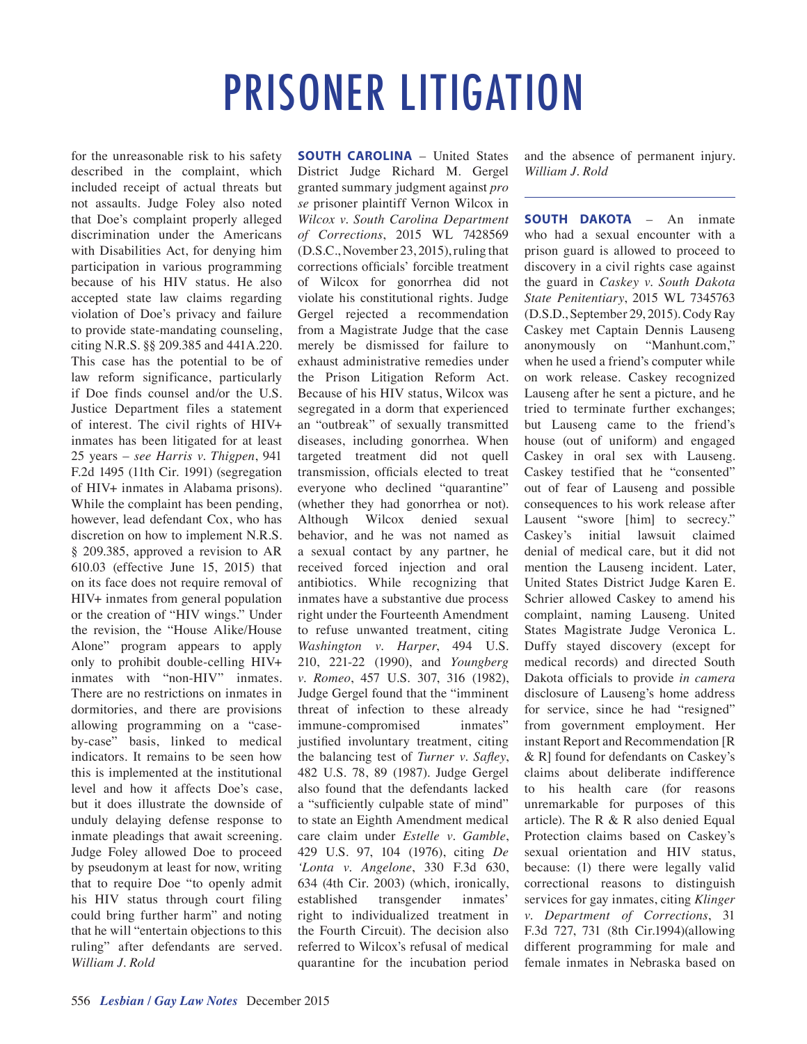# PRISONER LITIGATION

for the unreasonable risk to his safety described in the complaint, which included receipt of actual threats but not assaults. Judge Foley also noted that Doe's complaint properly alleged discrimination under the Americans with Disabilities Act, for denying him participation in various programming because of his HIV status. He also accepted state law claims regarding violation of Doe's privacy and failure to provide state-mandating counseling, citing N.R.S. §§ 209.385 and 441A.220. This case has the potential to be of law reform significance, particularly if Doe finds counsel and/or the U.S. Justice Department files a statement of interest. The civil rights of HIV+ inmates has been litigated for at least 25 years – *see Harris v. Thigpen*, 941 F.2d 1495 (11th Cir. 1991) (segregation of HIV+ inmates in Alabama prisons). While the complaint has been pending, however, lead defendant Cox, who has discretion on how to implement N.R.S. § 209.385, approved a revision to AR 610.03 (effective June 15, 2015) that on its face does not require removal of HIV+ inmates from general population or the creation of "HIV wings." Under the revision, the "House Alike/House Alone" program appears to apply only to prohibit double-celling HIV+ inmates with "non-HIV" inmates. There are no restrictions on inmates in dormitories, and there are provisions allowing programming on a "case-by-case" basis, linked to medical indicators. It remains to be seen how this is implemented at the institutional level and how it affects Doe's case, but it does illustrate the downside of unduly delaying defense response to inmate pleadings that await screening. Judge Foley allowed Doe to proceed by pseudonym at least for now, writing that to require Doe "to openly admit his HIV status through court filing could bring further harm" and noting that he will "entertain objections to this ruling" after defendants are served. *William J. Rold*

**SOUTH CAROLINA** – United States District Judge Richard M. Gergel granted summary judgment against *pro se* prisoner plaintiff Vernon Wilcox in *Wilcox v. South Carolina Department of Corrections*, 2015 WL 7428569 (D.S.C., November 23, 2015), ruling that corrections officials' forcible treatment of Wilcox for gonorrhea did not violate his constitutional rights. Judge Gergel rejected a recommendation from a Magistrate Judge that the case merely be dismissed for failure to exhaust administrative remedies under the Prison Litigation Reform Act. Because of his HIV status, Wilcox was segregated in a dorm that experienced an "outbreak" of sexually transmitted diseases, including gonorrhea. When targeted treatment did not quell transmission, officials elected to treat everyone who declined "quarantine" (whether they had gonorrhea or not). Although Wilcox denied sexual behavior, and he was not named as a sexual contact by any partner, he received forced injection and oral antibiotics. While recognizing that inmates have a substantive due process right under the Fourteenth Amendment to refuse unwanted treatment, citing *Washington v. Harper*, 494 U.S. 210, 221-22 (1990), and *Youngberg v. Romeo*, 457 U.S. 307, 316 (1982), Judge Gergel found that the "imminent threat of infection to these already immune-compromised inmates" justified involuntary treatment, citing the balancing test of *Turner v. Safley*, 482 U.S. 78, 89 (1987). Judge Gergel also found that the defendants lacked a "sufficiently culpable state of mind" to state an Eighth Amendment medical care claim under *Estelle v. Gamble*, 429 U.S. 97, 104 (1976), citing *De 'Lonta v. Angelone*, 330 F.3d 630, 634 (4th Cir. 2003) (which, ironically, established transgender inmates' right to individualized treatment in the Fourth Circuit). The decision also referred to Wilcox's refusal of medical quarantine for the incubation period and the absence of permanent injury. *William J. Rold*

**SOUTH DAKOTA** – An inmate who had a sexual encounter with a prison guard is allowed to proceed to discovery in a civil rights case against the guard in *Caskey v. South Dakota State Penitentiary*, 2015 WL 7345763 (D.S.D., September 29, 2015). Cody Ray Caskey met Captain Dennis Lauseng anonymously on "Manhunt.com," when he used a friend's computer while on work release. Caskey recognized Lauseng after he sent a picture, and he tried to terminate further exchanges; but Lauseng came to the friend's house (out of uniform) and engaged Caskey in oral sex with Lauseng. Caskey testified that he "consented" out of fear of Lauseng and possible consequences to his work release after Lausent "swore [him] to secrecy." Caskey's initial lawsuit claimed denial of medical care, but it did not mention the Lauseng incident. Later, United States District Judge Karen E. Schrier allowed Caskey to amend his complaint, naming Lauseng. United States Magistrate Judge Veronica L. Duffy stayed discovery (except for medical records) and directed South Dakota officials to provide *in camera* disclosure of Lauseng's home address for service, since he had "resigned" from government employment. Her instant Report and Recommendation [R & R] found for defendants on Caskey's claims about deliberate indifference to his health care (for reasons unremarkable for purposes of this article). The R & R also denied Equal Protection claims based on Caskey's sexual orientation and HIV status, because: (1) there were legally valid correctional reasons to distinguish services for gay inmates, citing *Klinger v. Department of Corrections*, 31 F.3d 727, 731 (8th Cir.1994)(allowing different programming for male and female inmates in Nebraska based on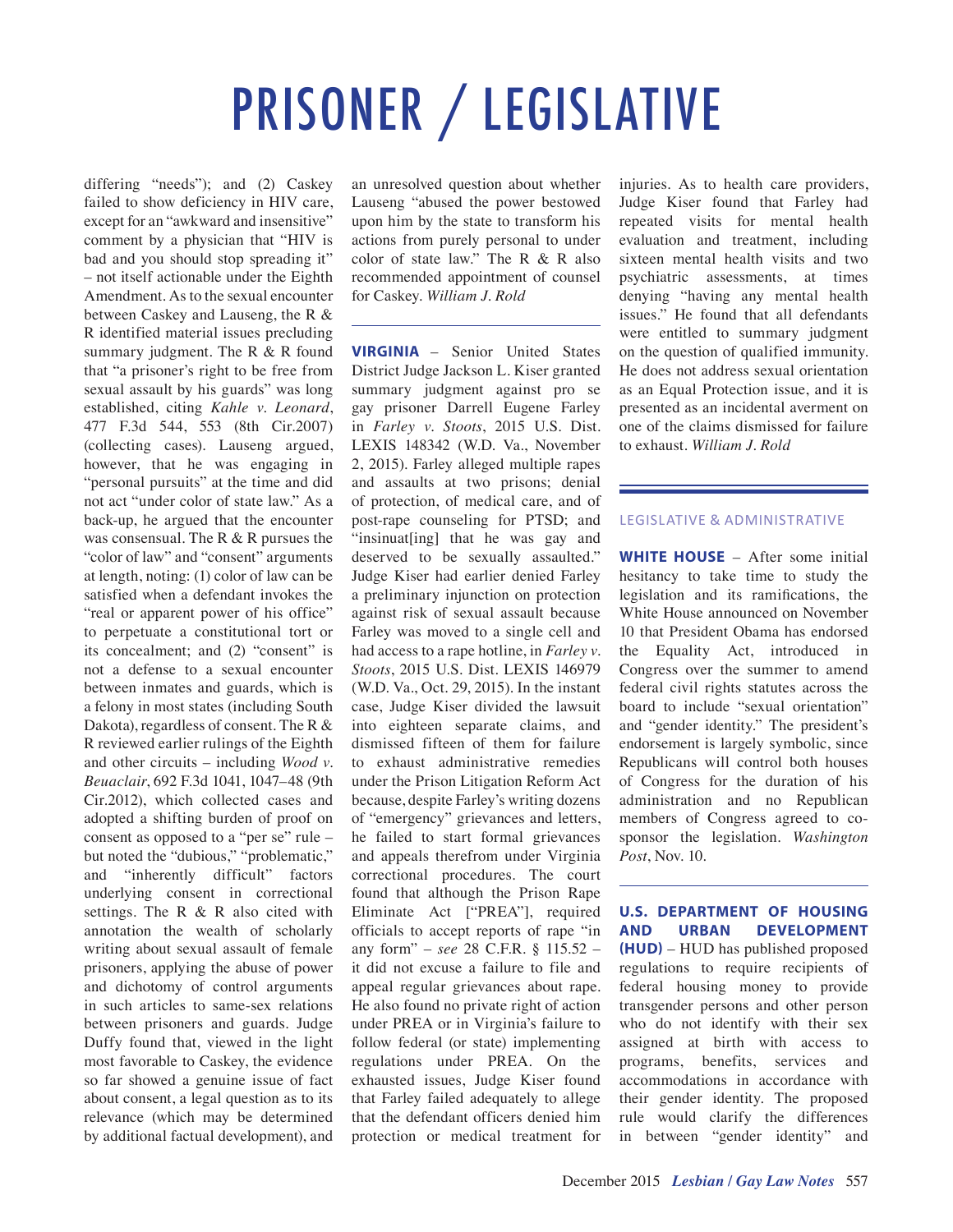# PRISONER / LEGISLATIVE

differing "needs"); and (2) Caskey failed to show deficiency in HIV care, except for an "awkward and insensitive" comment by a physician that "HIV is bad and you should stop spreading it" – not itself actionable under the Eighth Amendment. As to the sexual encounter between Caskey and Lauseng, the R & R identified material issues precluding summary judgment. The R & R found that "a prisoner's right to be free from sexual assault by his guards" was long established, citing *Kahle v. Leonard*, 477 F.3d 544, 553 (8th Cir.2007) (collecting cases). Lauseng argued, however, that he was engaging in "personal pursuits" at the time and did not act "under color of state law." As a back-up, he argued that the encounter was consensual. The R & R pursues the "color of law" and "consent" arguments at length, noting: (1) color of law can be satisfied when a defendant invokes the "real or apparent power of his office" to perpetuate a constitutional tort or its concealment; and (2) "consent" is not a defense to a sexual encounter between inmates and guards, which is a felony in most states (including South Dakota), regardless of consent. The R & R reviewed earlier rulings of the Eighth and other circuits – including *Wood v. Beuaclair*, 692 F.3d 1041, 1047–48 (9th Cir.2012), which collected cases and adopted a shifting burden of proof on consent as opposed to a "per se" rule – but noted the "dubious," "problematic," and "inherently difficult" factors underlying consent in correctional settings. The R & R also cited with annotation the wealth of scholarly writing about sexual assault of female prisoners, applying the abuse of power and dichotomy of control arguments in such articles to same-sex relations between prisoners and guards. Judge Duffy found that, viewed in the light most favorable to Caskey, the evidence so far showed a genuine issue of fact about consent, a legal question as to its relevance (which may be determined by additional factual development), and an unresolved question about whether Lauseng "abused the power bestowed upon him by the state to transform his actions from purely personal to under color of state law." The R & R also recommended appointment of counsel for Caskey. *William J. Rold*

---

**VIRGINIA** – Senior United States District Judge Jackson L. Kiser granted summary judgment against pro se gay prisoner Darrell Eugene Farley in *Farley v. Stoots*, 2015 U.S. Dist. LEXIS 148342 (W.D. Va., November 2, 2015). Farley alleged multiple rapes and assaults at two prisons; denial of protection, of medical care, and of post-rape counseling for PTSD; and "insinuat[ing] that he was gay and deserved to be sexually assaulted." Judge Kiser had earlier denied Farley a preliminary injunction on protection against risk of sexual assault because Farley was moved to a single cell and had access to a rape hotline, in *Farley v. Stoots*, 2015 U.S. Dist. LEXIS 146979 (W.D. Va., Oct. 29, 2015). In the instant case, Judge Kiser divided the lawsuit into eighteen separate claims, and dismissed fifteen of them for failure to exhaust administrative remedies under the Prison Litigation Reform Act because, despite Farley's writing dozens of "emergency" grievances and letters, he failed to start formal grievances and appeals therefrom under Virginia correctional procedures. The court found that although the Prison Rape Eliminate Act ["PREA"], required officials to accept reports of rape "in any form" – *see* 28 C.F.R. § 115.52 – it did not excuse a failure to file and appeal regular grievances about rape. He also found no private right of action under PREA or in Virginia's failure to follow federal (or state) implementing regulations under PREA. On the exhausted issues, Judge Kiser found that Farley failed adequately to allege that the defendant officers denied him protection or medical treatment for injuries. As to health care providers, Judge Kiser found that Farley had repeated visits for mental health evaluation and treatment, including sixteen mental health visits and two psychiatric assessments, at times denying "having any mental health issues." He found that all defendants were entitled to summary judgment on the question of qualified immunity. He does not address sexual orientation as an Equal Protection issue, and it is presented as an incidental averment on one of the claims dismissed for failure to exhaust. *William J. Rold*

---

## LEGISLATIVE & ADMINISTRATIVE

**WHITE HOUSE** – After some initial hesitancy to take time to study the legislation and its ramifications, the White House announced on November 10 that President Obama has endorsed the Equality Act, introduced in Congress over the summer to amend federal civil rights statutes across the board to include "sexual orientation" and "gender identity." The president's endorsement is largely symbolic, since Republicans will control both houses of Congress for the duration of his administration and no Republican members of Congress agreed to co-sponsor the legislation. *Washington Post*, Nov. 10.

---

**U.S. DEPARTMENT OF HOUSING AND URBAN DEVELOPMENT (HUD)** – HUD has published proposed regulations to require recipients of federal housing money to provide transgender persons and other person who do not identify with their sex assigned at birth with access to programs, benefits, services and accommodations in accordance with their gender identity. The proposed rule would clarify the differences in between "gender identity" and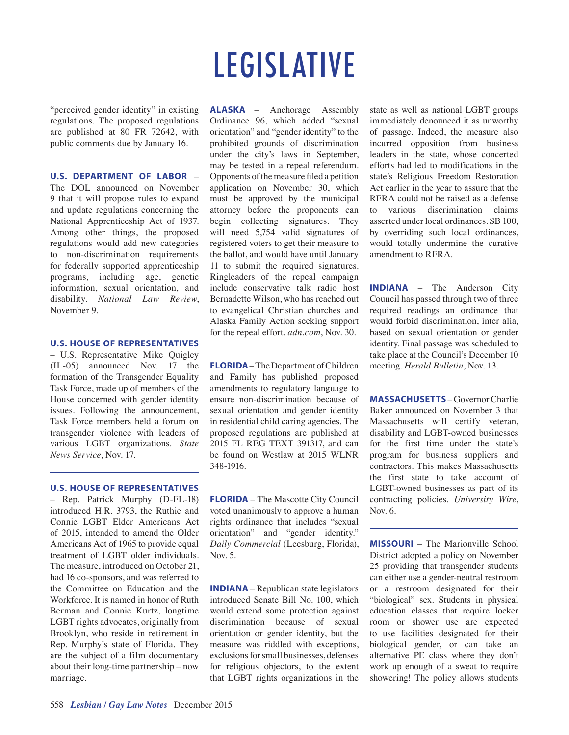# LEGISLATIVE

"perceived gender identity" in existing regulations. The proposed regulations are published at 80 FR 72642, with public comments due by January 16.

---

**U.S. DEPARTMENT OF LABOR** – The DOL announced on November 9 that it will propose rules to expand and update regulations concerning the National Apprenticeship Act of 1937. Among other things, the proposed regulations would add new categories to non-discrimination requirements for federally supported apprenticeship programs, including age, genetic information, sexual orientation, and disability. *National Law Review*, November 9.

---

**U.S. HOUSE OF REPRESENTATIVES** – U.S. Representative Mike Quigley (IL-05) announced Nov. 17 the formation of the Transgender Equality Task Force, made up of members of the House concerned with gender identity issues. Following the announcement, Task Force members held a forum on transgender violence with leaders of various LGBT organizations. *State News Service*, Nov. 17.

---

**U.S. HOUSE OF REPRESENTATIVES** – Rep. Patrick Murphy (D-FL-18) introduced H.R. 3793, the Ruthie and Connie LGBT Elder Americans Act of 2015, intended to amend the Older Americans Act of 1965 to provide equal treatment of LGBT older individuals. The measure, introduced on October 21, had 16 co-sponsors, and was referred to the Committee on Education and the Workforce. It is named in honor of Ruth Berman and Connie Kurtz, longtime LGBT rights advocates, originally from Brooklyn, who reside in retirement in Rep. Murphy's state of Florida. They are the subject of a film documentary about their long-time partnership – now marriage.

---

**ALASKA** – Anchorage Assembly Ordinance 96, which added "sexual orientation" and "gender identity" to the prohibited grounds of discrimination under the city's laws in September, may be tested in a repeal referendum. Opponents of the measure filed a petition application on November 30, which must be approved by the municipal attorney before the proponents can begin collecting signatures. They will need 5,754 valid signatures of registered voters to get their measure to the ballot, and would have until January 11 to submit the required signatures. Ringleaders of the repeal campaign include conservative talk radio host Bernadette Wilson, who has reached out to evangelical Christian churches and Alaska Family Action seeking support for the repeal effort. *adn.com*, Nov. 30.

---

**FLORIDA** – The Department of Children and Family has published proposed amendments to regulatory language to ensure non-discrimination because of sexual orientation and gender identity in residential child caring agencies. The proposed regulations are published at 2015 FL REG TEXT 391317, and can be found on Westlaw at 2015 WLNR 348-1916.

---

**FLORIDA** – The Mascotte City Council voted unanimously to approve a human rights ordinance that includes "sexual orientation" and "gender identity." *Daily Commercial* (Leesburg, Florida), Nov. 5.

---

**INDIANA** – Republican state legislators introduced Senate Bill No. 100, which would extend some protection against discrimination because of sexual orientation or gender identity, but the measure was riddled with exceptions, exclusions for small businesses, defenses for religious objectors, to the extent that LGBT rights organizations in the state as well as national LGBT groups immediately denounced it as unworthy of passage. Indeed, the measure also incurred opposition from business leaders in the state, whose concerted efforts had led to modifications in the state's Religious Freedom Restoration Act earlier in the year to assure that the RFRA could not be raised as a defense to various discrimination claims asserted under local ordinances. SB 100, by overriding such local ordinances, would totally undermine the curative amendment to RFRA.

---

**INDIANA** – The Anderson City Council has passed through two of three required readings an ordinance that would forbid discrimination, inter alia, based on sexual orientation or gender identity. Final passage was scheduled to take place at the Council's December 10 meeting. *Herald Bulletin*, Nov. 13.

---

**MASSACHUSETTS** – Governor Charlie Baker announced on November 3 that Massachusetts will certify veteran, disability and LGBT-owned businesses for the first time under the state's program for business suppliers and contractors. This makes Massachusetts the first state to take account of LGBT-owned businesses as part of its contracting policies. *University Wire*, Nov. 6.

---

**MISSOURI** – The Marionville School District adopted a policy on November 25 providing that transgender students can either use a gender-neutral restroom or a restroom designated for their "biological" sex. Students in physical education classes that require locker room or shower use are expected to use facilities designated for their biological gender, or can take an alternative PE class where they don't work up enough of a sweat to require showering! The policy allows students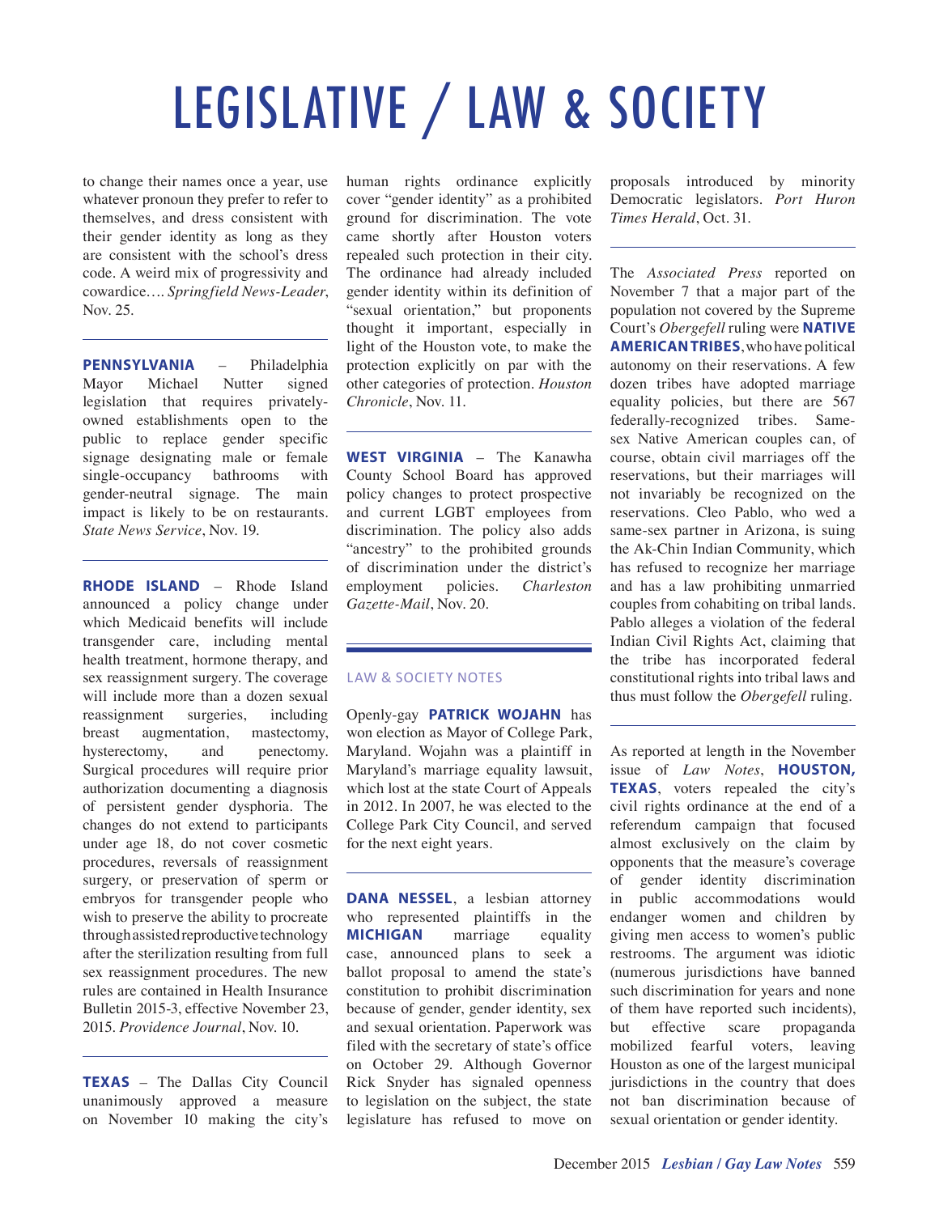# LEGISLATIVE / LAW & SOCIETY

to change their names once a year, use whatever pronoun they prefer to refer to themselves, and dress consistent with their gender identity as long as they are consistent with the school's dress code. A weird mix of progressivity and cowardice…. *Springfield News-Leader*, Nov. 25.

---

**PENNSYLVANIA** – Philadelphia Mayor Michael Nutter signed legislation that requires privately-owned establishments open to the public to replace gender specific signage designating male or female single-occupancy bathrooms with gender-neutral signage. The main impact is likely to be on restaurants. *State News Service*, Nov. 19.

---

**RHODE ISLAND** – Rhode Island announced a policy change under which Medicaid benefits will include transgender care, including mental health treatment, hormone therapy, and sex reassignment surgery. The coverage will include more than a dozen sexual reassignment surgeries, including breast augmentation, mastectomy, hysterectomy, and penectomy. Surgical procedures will require prior authorization documenting a diagnosis of persistent gender dysphoria. The changes do not extend to participants under age 18, do not cover cosmetic procedures, reversals of reassignment surgery, or preservation of sperm or embryos for transgender people who wish to preserve the ability to procreate through assisted reproductive technology after the sterilization resulting from full sex reassignment procedures. The new rules are contained in Health Insurance Bulletin 2015-3, effective November 23, 2015. *Providence Journal*, Nov. 10.

---

**TEXAS** – The Dallas City Council unanimously approved a measure on November 10 making the city's human rights ordinance explicitly cover "gender identity" as a prohibited ground for discrimination. The vote came shortly after Houston voters repealed such protection in their city. The ordinance had already included gender identity within its definition of "sexual orientation," but proponents thought it important, especially in light of the Houston vote, to make the protection explicitly on par with the other categories of protection. *Houston Chronicle*, Nov. 11.

---

**WEST VIRGINIA** – The Kanawha County School Board has approved policy changes to protect prospective and current LGBT employees from discrimination. The policy also adds "ancestry" to the prohibited grounds of discrimination under the district's employment policies. *Charleston Gazette-Mail*, Nov. 20.

---

## LAW & SOCIETY NOTES

Openly-gay **PATRICK WOJAHN** has won election as Mayor of College Park, Maryland. Wojahn was a plaintiff in Maryland's marriage equality lawsuit, which lost at the state Court of Appeals in 2012. In 2007, he was elected to the College Park City Council, and served for the next eight years.

---

**DANA NESSEL**, a lesbian attorney who represented plaintiffs in the **MICHIGAN** marriage equality case, announced plans to seek a ballot proposal to amend the state's constitution to prohibit discrimination because of gender, gender identity, sex and sexual orientation. Paperwork was filed with the secretary of state's office on October 29. Although Governor Rick Snyder has signaled openness to legislation on the subject, the state legislature has refused to move on proposals introduced by minority Democratic legislators. *Port Huron Times Herald*, Oct. 31.

---

The *Associated Press* reported on November 7 that a major part of the population not covered by the Supreme Court's *Obergefell* ruling were **NATIVE AMERICAN TRIBES**, who have political autonomy on their reservations. A few dozen tribes have adopted marriage equality policies, but there are 567 federally-recognized tribes. Same-sex Native American couples can, of course, obtain civil marriages off the reservations, but their marriages will not invariably be recognized on the reservations. Cleo Pablo, who wed a same-sex partner in Arizona, is suing the Ak-Chin Indian Community, which has refused to recognize her marriage and has a law prohibiting unmarried couples from cohabiting on tribal lands. Pablo alleges a violation of the federal Indian Civil Rights Act, claiming that the tribe has incorporated federal constitutional rights into tribal laws and thus must follow the *Obergefell* ruling.

---

As reported at length in the November issue of *Law Notes*, **HOUSTON, TEXAS**, voters repealed the city's civil rights ordinance at the end of a referendum campaign that focused almost exclusively on the claim by opponents that the measure's coverage of gender identity discrimination in public accommodations would endanger women and children by giving men access to women's public restrooms. The argument was idiotic (numerous jurisdictions have banned such discrimination for years and none of them have reported such incidents), but effective scare propaganda mobilized fearful voters, leaving Houston as one of the largest municipal jurisdictions in the country that does not ban discrimination because of sexual orientation or gender identity.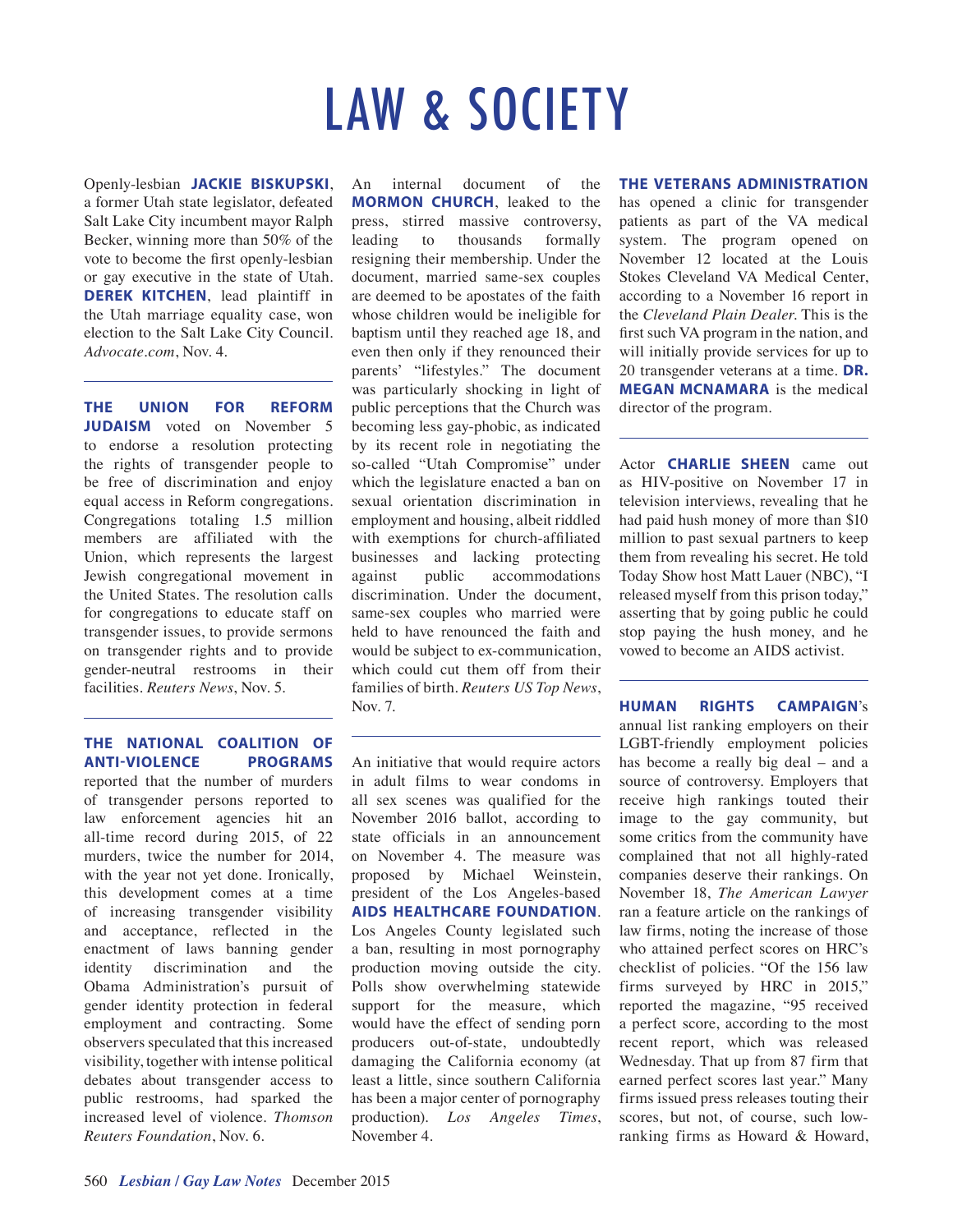# LAW & SOCIETY

Openly-lesbian **JACKIE BISKUPSKI**, a former Utah state legislator, defeated Salt Lake City incumbent mayor Ralph Becker, winning more than 50% of the vote to become the first openly-lesbian or gay executive in the state of Utah. **DEREK KITCHEN**, lead plaintiff in the Utah marriage equality case, won election to the Salt Lake City Council. *Advocate.com*, Nov. 4.

---

**THE UNION FOR REFORM JUDAISM** voted on November 5 to endorse a resolution protecting the rights of transgender people to be free of discrimination and enjoy equal access in Reform congregations. Congregations totaling 1.5 million members are affiliated with the Union, which represents the largest Jewish congregational movement in the United States. The resolution calls for congregations to educate staff on transgender issues, to provide sermons on transgender rights and to provide gender-neutral restrooms in their facilities. *Reuters News*, Nov. 5.

---

**THE NATIONAL COALITION OF ANTI-VIOLENCE PROGRAMS** reported that the number of murders of transgender persons reported to law enforcement agencies hit an all-time record during 2015, of 22 murders, twice the number for 2014, with the year not yet done. Ironically, this development comes at a time of increasing transgender visibility and acceptance, reflected in the enactment of laws banning gender identity discrimination and the Obama Administration's pursuit of gender identity protection in federal employment and contracting. Some observers speculated that this increased visibility, together with intense political debates about transgender access to public restrooms, had sparked the increased level of violence. *Thomson Reuters Foundation*, Nov. 6.

---

An internal document of the **MORMON CHURCH**, leaked to the press, stirred massive controversy, leading to thousands formally resigning their membership. Under the document, married same-sex couples are deemed to be apostates of the faith whose children would be ineligible for baptism until they reached age 18, and even then only if they renounced their parents' "lifestyles." The document was particularly shocking in light of public perceptions that the Church was becoming less gay-phobic, as indicated by its recent role in negotiating the so-called "Utah Compromise" under which the legislature enacted a ban on sexual orientation discrimination in employment and housing, albeit riddled with exemptions for church-affiliated businesses and lacking protecting against public accommodations discrimination. Under the document, same-sex couples who married were held to have renounced the faith and would be subject to ex-communication, which could cut them off from their families of birth. *Reuters US Top News*, Nov. 7.

---

An initiative that would require actors in adult films to wear condoms in all sex scenes was qualified for the November 2016 ballot, according to state officials in an announcement on November 4. The measure was proposed by Michael Weinstein, president of the Los Angeles-based **AIDS HEALTHCARE FOUNDATION**. Los Angeles County legislated such a ban, resulting in most pornography production moving outside the city. Polls show overwhelming statewide support for the measure, which would have the effect of sending porn producers out-of-state, undoubtedly damaging the California economy (at least a little, since southern California has been a major center of pornography production). *Los Angeles Times*, November 4.

---

**THE VETERANS ADMINISTRATION** has opened a clinic for transgender patients as part of the VA medical system. The program opened on November 12 located at the Louis Stokes Cleveland VA Medical Center, according to a November 16 report in the *Cleveland Plain Dealer.* This is the first such VA program in the nation, and will initially provide services for up to 20 transgender veterans at a time. **DR. MEGAN MCNAMARA** is the medical director of the program.

---

Actor **CHARLIE SHEEN** came out as HIV-positive on November 17 in television interviews, revealing that he had paid hush money of more than $10 million to past sexual partners to keep them from revealing his secret. He told Today Show host Matt Lauer (NBC), "I released myself from this prison today," asserting that by going public he could stop paying the hush money, and he vowed to become an AIDS activist.

---

**HUMAN RIGHTS CAMPAIGN**'s annual list ranking employers on their LGBT-friendly employment policies has become a really big deal – and a source of controversy. Employers that receive high rankings touted their image to the gay community, but some critics from the community have complained that not all highly-rated companies deserve their rankings. On November 18, *The American Lawyer* ran a feature article on the rankings of law firms, noting the increase of those who attained perfect scores on HRC's checklist of policies. "Of the 156 law firms surveyed by HRC in 2015," reported the magazine, "95 received a perfect score, according to the most recent report, which was released Wednesday. That up from 87 firm that earned perfect scores last year." Many firms issued press releases touting their scores, but not, of course, such low-ranking firms as Howard & Howard,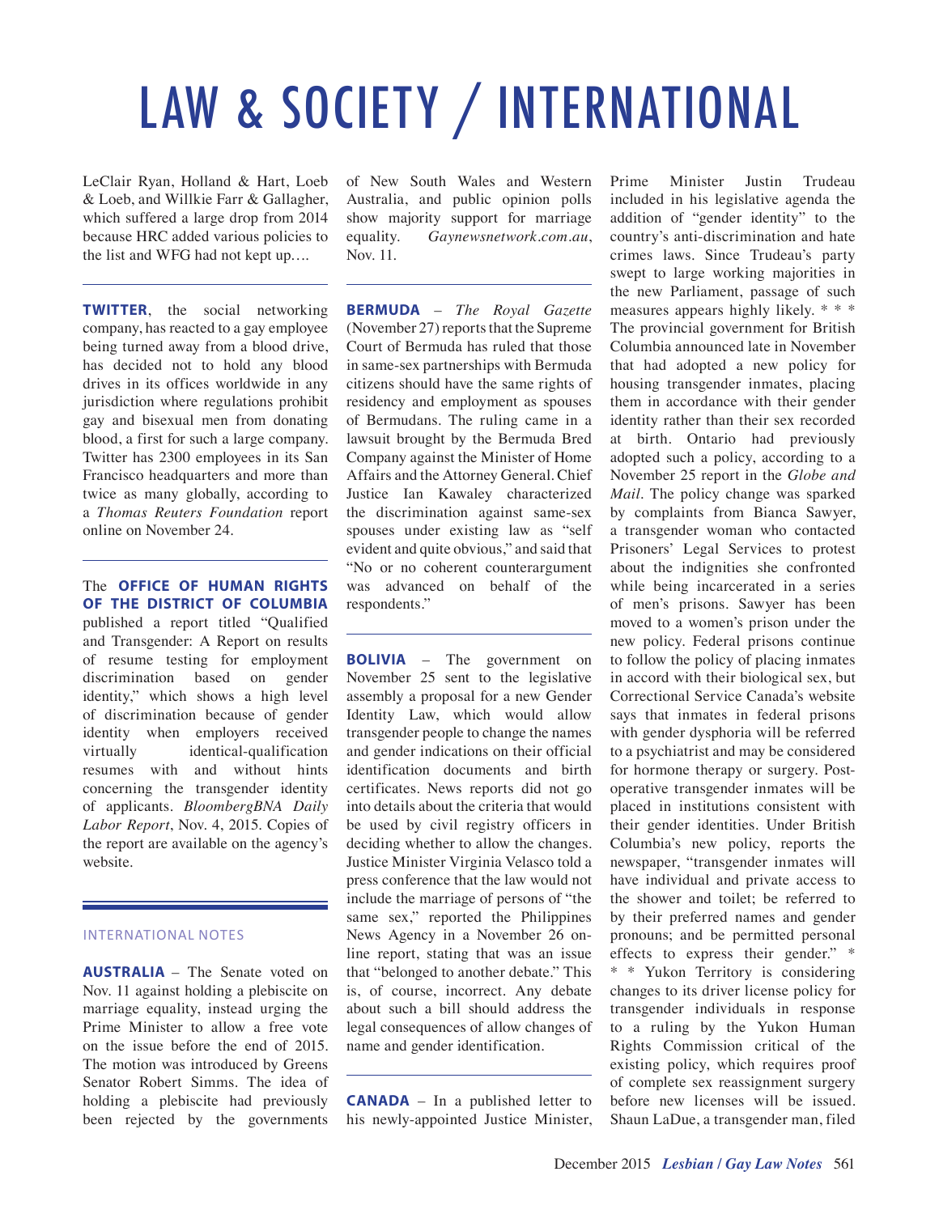# LAW & SOCIETY / INTERNATIONAL

LeClair Ryan, Holland & Hart, Loeb & Loeb, and Willkie Farr & Gallagher, which suffered a large drop from 2014 because HRC added various policies to the list and WFG had not kept up….

---

**TWITTER**, the social networking company, has reacted to a gay employee being turned away from a blood drive, has decided not to hold any blood drives in its offices worldwide in any jurisdiction where regulations prohibit gay and bisexual men from donating blood, a first for such a large company. Twitter has 2300 employees in its San Francisco headquarters and more than twice as many globally, according to a *Thomas Reuters Foundation* report online on November 24.

---

The **OFFICE OF HUMAN RIGHTS OF THE DISTRICT OF COLUMBIA** published a report titled "Qualified and Transgender: A Report on results of resume testing for employment discrimination based on gender identity," which shows a high level of discrimination because of gender identity when employers received virtually identical-qualification resumes with and without hints concerning the transgender identity of applicants. *BloombergBNA Daily Labor Report*, Nov. 4, 2015. Copies of the report are available on the agency's website.

---

## INTERNATIONAL NOTES

**AUSTRALIA** – The Senate voted on Nov. 11 against holding a plebiscite on marriage equality, instead urging the Prime Minister to allow a free vote on the issue before the end of 2015. The motion was introduced by Greens Senator Robert Simms. The idea of holding a plebiscite had previously been rejected by the governments of New South Wales and Western Australia, and public opinion polls show majority support for marriage equality. *Gaynewsnetwork.com.au*, Nov. 11.

---

**BERMUDA** – *The Royal Gazette* (November 27) reports that the Supreme Court of Bermuda has ruled that those in same-sex partnerships with Bermuda citizens should have the same rights of residency and employment as spouses of Bermudans. The ruling came in a lawsuit brought by the Bermuda Bred Company against the Minister of Home Affairs and the Attorney General. Chief Justice Ian Kawaley characterized the discrimination against same-sex spouses under existing law as "self evident and quite obvious," and said that "No or no coherent counterargument was advanced on behalf of the respondents."

---

**BOLIVIA** – The government on November 25 sent to the legislative assembly a proposal for a new Gender Identity Law, which would allow transgender people to change the names and gender indications on their official identification documents and birth certificates. News reports did not go into details about the criteria that would be used by civil registry officers in deciding whether to allow the changes. Justice Minister Virginia Velasco told a press conference that the law would not include the marriage of persons of "the same sex," reported the Philippines News Agency in a November 26 on-line report, stating that was an issue that "belonged to another debate." This is, of course, incorrect. Any debate about such a bill should address the legal consequences of allow changes of name and gender identification.

---

**CANADA** – In a published letter to his newly-appointed Justice Minister, Prime Minister Justin Trudeau included in his legislative agenda the addition of "gender identity" to the country's anti-discrimination and hate crimes laws. Since Trudeau's party swept to large working majorities in the new Parliament, passage of such measures appears highly likely. * * * The provincial government for British Columbia announced late in November that had adopted a new policy for housing transgender inmates, placing them in accordance with their gender identity rather than their sex recorded at birth. Ontario had previously adopted such a policy, according to a November 25 report in the *Globe and Mail*. The policy change was sparked by complaints from Bianca Sawyer, a transgender woman who contacted Prisoners' Legal Services to protest about the indignities she confronted while being incarcerated in a series of men's prisons. Sawyer has been moved to a women's prison under the new policy. Federal prisons continue to follow the policy of placing inmates in accord with their biological sex, but Correctional Service Canada's website says that inmates in federal prisons with gender dysphoria will be referred to a psychiatrist and may be considered for hormone therapy or surgery. Post-operative transgender inmates will be placed in institutions consistent with their gender identities. Under British Columbia's new policy, reports the newspaper, "transgender inmates will have individual and private access to the shower and toilet; be referred to by their preferred names and gender pronouns; and be permitted personal effects to express their gender." * * * Yukon Territory is considering changes to its driver license policy for transgender individuals in response to a ruling by the Yukon Human Rights Commission critical of the existing policy, which requires proof of complete sex reassignment surgery before new licenses will be issued. Shaun LaDue, a transgender man, filed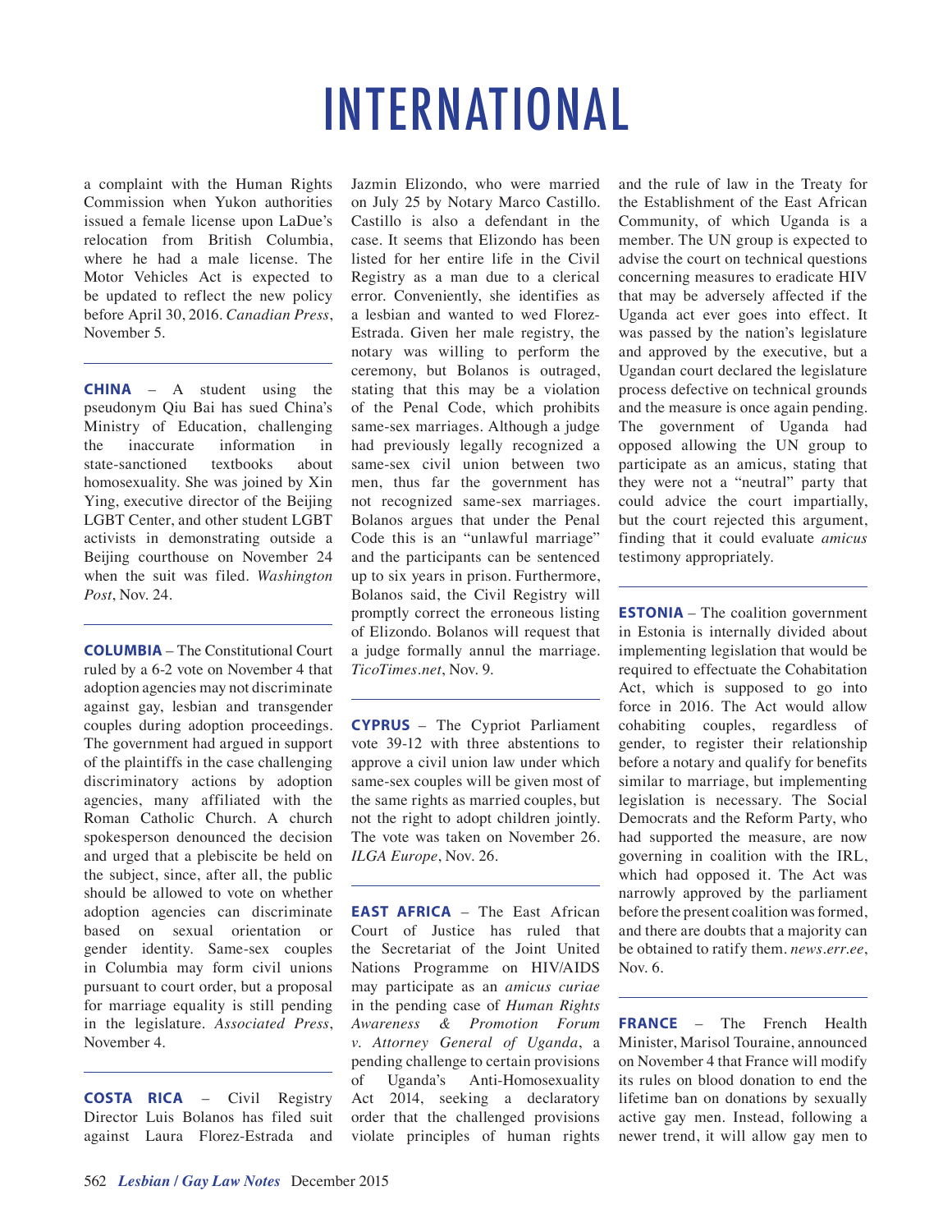# INTERNATIONAL

a complaint with the Human Rights Commission when Yukon authorities issued a female license upon LaDue's relocation from British Columbia, where he had a male license. The Motor Vehicles Act is expected to be updated to reflect the new policy before April 30, 2016. *Canadian Press*, November 5.

**CHINA** – A student using the pseudonym Qiu Bai has sued China's Ministry of Education, challenging the inaccurate information in state-sanctioned textbooks about homosexuality. She was joined by Xin Ying, executive director of the Beijing LGBT Center, and other student LGBT activists in demonstrating outside a Beijing courthouse on November 24 when the suit was filed. *Washington Post*, Nov. 24.

**COLUMBIA** – The Constitutional Court ruled by a 6-2 vote on November 4 that adoption agencies may not discriminate against gay, lesbian and transgender couples during adoption proceedings. The government had argued in support of the plaintiffs in the case challenging discriminatory actions by adoption agencies, many affiliated with the Roman Catholic Church. A church spokesperson denounced the decision and urged that a plebiscite be held on the subject, since, after all, the public should be allowed to vote on whether adoption agencies can discriminate based on sexual orientation or gender identity. Same-sex couples in Columbia may form civil unions pursuant to court order, but a proposal for marriage equality is still pending in the legislature. *Associated Press*, November 4.

**COSTA RICA** – Civil Registry Director Luis Bolanos has filed suit against Laura Florez-Estrada and Jazmin Elizondo, who were married on July 25 by Notary Marco Castillo. Castillo is also a defendant in the case. It seems that Elizondo has been listed for her entire life in the Civil Registry as a man due to a clerical error. Conveniently, she identifies as a lesbian and wanted to wed Florez-Estrada. Given her male registry, the notary was willing to perform the ceremony, but Bolanos is outraged, stating that this may be a violation of the Penal Code, which prohibits same-sex marriages. Although a judge had previously legally recognized a same-sex civil union between two men, thus far the government has not recognized same-sex marriages. Bolanos argues that under the Penal Code this is an "unlawful marriage" and the participants can be sentenced up to six years in prison. Furthermore, Bolanos said, the Civil Registry will promptly correct the erroneous listing of Elizondo. Bolanos will request that a judge formally annul the marriage. *TicoTimes.net*, Nov. 9.

**CYPRUS** – The Cypriot Parliament vote 39-12 with three abstentions to approve a civil union law under which same-sex couples will be given most of the same rights as married couples, but not the right to adopt children jointly. The vote was taken on November 26. *ILGA Europe*, Nov. 26.

**EAST AFRICA** – The East African Court of Justice has ruled that the Secretariat of the Joint United Nations Programme on HIV/AIDS may participate as an *amicus curiae* in the pending case of *Human Rights Awareness & Promotion Forum v. Attorney General of Uganda*, a pending challenge to certain provisions of Uganda's Anti-Homosexuality Act 2014, seeking a declaratory order that the challenged provisions violate principles of human rights and the rule of law in the Treaty for the Establishment of the East African Community, of which Uganda is a member. The UN group is expected to advise the court on technical questions concerning measures to eradicate HIV that may be adversely affected if the Uganda act ever goes into effect. It was passed by the nation's legislature and approved by the executive, but a Ugandan court declared the legislature process defective on technical grounds and the measure is once again pending. The government of Uganda had opposed allowing the UN group to participate as an amicus, stating that they were not a "neutral" party that could advice the court impartially, but the court rejected this argument, finding that it could evaluate *amicus* testimony appropriately.

**ESTONIA** – The coalition government in Estonia is internally divided about implementing legislation that would be required to effectuate the Cohabitation Act, which is supposed to go into force in 2016. The Act would allow cohabiting couples, regardless of gender, to register their relationship before a notary and qualify for benefits similar to marriage, but implementing legislation is necessary. The Social Democrats and the Reform Party, who had supported the measure, are now governing in coalition with the IRL, which had opposed it. The Act was narrowly approved by the parliament before the present coalition was formed, and there are doubts that a majority can be obtained to ratify them. *news.err.ee*, Nov. 6.

**FRANCE** – The French Health Minister, Marisol Touraine, announced on November 4 that France will modify its rules on blood donation to end the lifetime ban on donations by sexually active gay men. Instead, following a newer trend, it will allow gay men to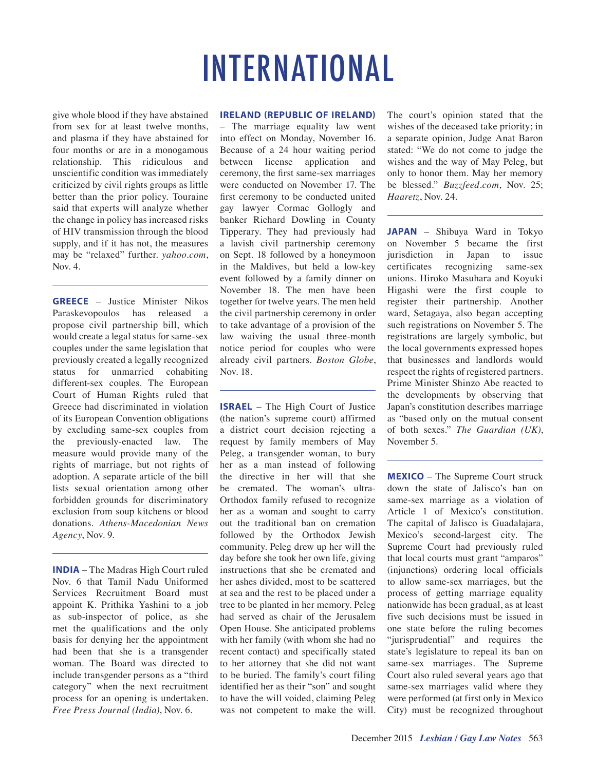# INTERNATIONAL

give whole blood if they have abstained from sex for at least twelve months, and plasma if they have abstained for four months or are in a monogamous relationship. This ridiculous and unscientific condition was immediately criticized by civil rights groups as little better than the prior policy. Touraine said that experts will analyze whether the change in policy has increased risks of HIV transmission through the blood supply, and if it has not, the measures may be "relaxed" further. *yahoo.com*, Nov. 4.

---

**GREECE** – Justice Minister Nikos Paraskevopoulos has released a propose civil partnership bill, which would create a legal status for same-sex couples under the same legislation that previously created a legally recognized status for unmarried cohabiting different-sex couples. The European Court of Human Rights ruled that Greece had discriminated in violation of its European Convention obligations by excluding same-sex couples from the previously-enacted law. The measure would provide many of the rights of marriage, but not rights of adoption. A separate article of the bill lists sexual orientation among other forbidden grounds for discriminatory exclusion from soup kitchens or blood donations. *Athens-Macedonian News Agency*, Nov. 9.

---

**INDIA** – The Madras High Court ruled Nov. 6 that Tamil Nadu Uniformed Services Recruitment Board must appoint K. Prithika Yashini to a job as sub-inspector of police, as she met the qualifications and the only basis for denying her the appointment had been that she is a transgender woman. The Board was directed to include transgender persons as a "third category" when the next recruitment process for an opening is undertaken. *Free Press Journal (India)*, Nov. 6.

---

**IRELAND (REPUBLIC OF IRELAND)** – The marriage equality law went into effect on Monday, November 16. Because of a 24 hour waiting period between license application and ceremony, the first same-sex marriages were conducted on November 17. The first ceremony to be conducted united gay lawyer Cormac Gollogly and banker Richard Dowling in County Tipperary. They had previously had a lavish civil partnership ceremony on Sept. 18 followed by a honeymoon in the Maldives, but held a low-key event followed by a family dinner on November 18. The men have been together for twelve years. The men held the civil partnership ceremony in order to take advantage of a provision of the law waiving the usual three-month notice period for couples who were already civil partners. *Boston Globe*, Nov. 18.

---

**ISRAEL** – The High Court of Justice (the nation's supreme court) affirmed a district court decision rejecting a request by family members of May Peleg, a transgender woman, to bury her as a man instead of following the directive in her will that she be cremated. The woman's ultra-Orthodox family refused to recognize her as a woman and sought to carry out the traditional ban on cremation followed by the Orthodox Jewish community. Peleg drew up her will the day before she took her own life, giving instructions that she be cremated and her ashes divided, most to be scattered at sea and the rest to be placed under a tree to be planted in her memory. Peleg had served as chair of the Jerusalem Open House. She anticipated problems with her family (with whom she had no recent contact) and specifically stated to her attorney that she did not want to be buried. The family's court filing identified her as their "son" and sought to have the will voided, claiming Peleg was not competent to make the will. The court's opinion stated that the wishes of the deceased take priority; in a separate opinion, Judge Anat Baron stated: "We do not come to judge the wishes and the way of May Peleg, but only to honor them. May her memory be blessed." *Buzzfeed.com*, Nov. 25; *Haaretz*, Nov. 24.

---

**JAPAN** – Shibuya Ward in Tokyo on November 5 became the first jurisdiction in Japan to issue certificates recognizing same-sex unions. Hiroko Masuhara and Koyuki Higashi were the first couple to register their partnership. Another ward, Setagaya, also began accepting such registrations on November 5. The registrations are largely symbolic, but the local governments expressed hopes that businesses and landlords would respect the rights of registered partners. Prime Minister Shinzo Abe reacted to the developments by observing that Japan's constitution describes marriage as "based only on the mutual consent of both sexes." *The Guardian (UK)*, November 5.

---

**MEXICO** – The Supreme Court struck down the state of Jalisco's ban on same-sex marriage as a violation of Article 1 of Mexico's constitution. The capital of Jalisco is Guadalajara, Mexico's second-largest city. The Supreme Court had previously ruled that local courts must grant "amparos" (injunctions) ordering local officials to allow same-sex marriages, but the process of getting marriage equality nationwide has been gradual, as at least five such decisions must be issued in one state before the ruling becomes "jurisprudential" and requires the state's legislature to repeal its ban on same-sex marriages. The Supreme Court also ruled several years ago that same-sex marriages valid where they were performed (at first only in Mexico City) must be recognized throughout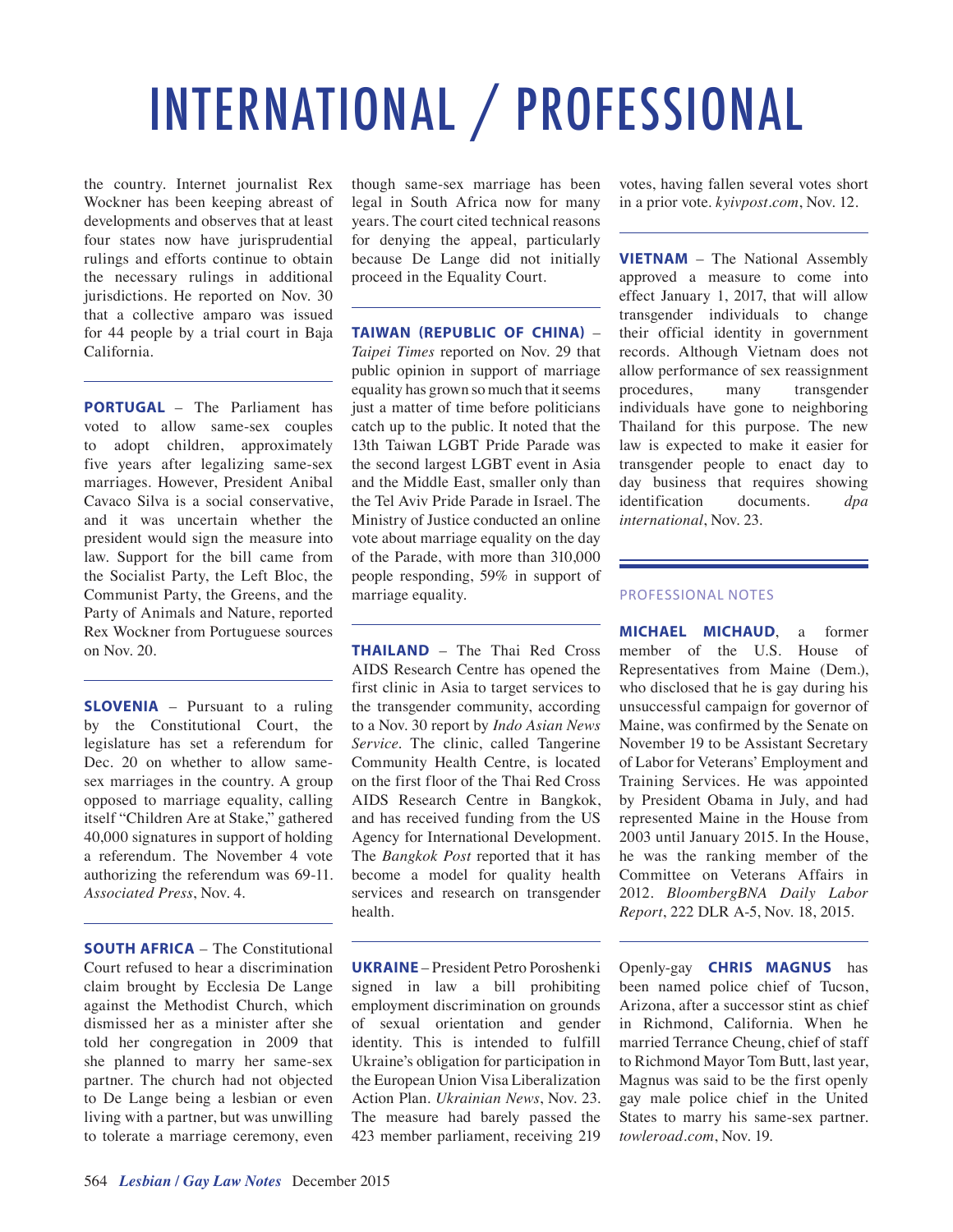# INTERNATIONAL / PROFESSIONAL

the country. Internet journalist Rex Wockner has been keeping abreast of developments and observes that at least four states now have jurisprudential rulings and efforts continue to obtain the necessary rulings in additional jurisdictions. He reported on Nov. 30 that a collective amparo was issued for 44 people by a trial court in Baja California.

**PORTUGAL** – The Parliament has voted to allow same-sex couples to adopt children, approximately five years after legalizing same-sex marriages. However, President Anibal Cavaco Silva is a social conservative, and it was uncertain whether the president would sign the measure into law. Support for the bill came from the Socialist Party, the Left Bloc, the Communist Party, the Greens, and the Party of Animals and Nature, reported Rex Wockner from Portuguese sources on Nov. 20.

**SLOVENIA** – Pursuant to a ruling by the Constitutional Court, the legislature has set a referendum for Dec. 20 on whether to allow same-sex marriages in the country. A group opposed to marriage equality, calling itself "Children Are at Stake," gathered 40,000 signatures in support of holding a referendum. The November 4 vote authorizing the referendum was 69-11. *Associated Press*, Nov. 4.

**SOUTH AFRICA** – The Constitutional Court refused to hear a discrimination claim brought by Ecclesia De Lange against the Methodist Church, which dismissed her as a minister after she told her congregation in 2009 that she planned to marry her same-sex partner. The church had not objected to De Lange being a lesbian or even living with a partner, but was unwilling to tolerate a marriage ceremony, even though same-sex marriage has been legal in South Africa now for many years. The court cited technical reasons for denying the appeal, particularly because De Lange did not initially proceed in the Equality Court.

**TAIWAN (REPUBLIC OF CHINA)** – *Taipei Times* reported on Nov. 29 that public opinion in support of marriage equality has grown so much that it seems just a matter of time before politicians catch up to the public. It noted that the 13th Taiwan LGBT Pride Parade was the second largest LGBT event in Asia and the Middle East, smaller only than the Tel Aviv Pride Parade in Israel. The Ministry of Justice conducted an online vote about marriage equality on the day of the Parade, with more than 310,000 people responding, 59% in support of marriage equality.

**THAILAND** – The Thai Red Cross AIDS Research Centre has opened the first clinic in Asia to target services to the transgender community, according to a Nov. 30 report by *Indo Asian News Service*. The clinic, called Tangerine Community Health Centre, is located on the first floor of the Thai Red Cross AIDS Research Centre in Bangkok, and has received funding from the US Agency for International Development. The *Bangkok Post* reported that it has become a model for quality health services and research on transgender health.

**UKRAINE** – President Petro Poroshenki signed in law a bill prohibiting employment discrimination on grounds of sexual orientation and gender identity. This is intended to fulfill Ukraine's obligation for participation in the European Union Visa Liberalization Action Plan. *Ukrainian News*, Nov. 23. The measure had barely passed the 423 member parliament, receiving 219 votes, having fallen several votes short in a prior vote. *kyivpost.com*, Nov. 12.

**VIETNAM** – The National Assembly approved a measure to come into effect January 1, 2017, that will allow transgender individuals to change their official identity in government records. Although Vietnam does not allow performance of sex reassignment procedures, many transgender individuals have gone to neighboring Thailand for this purpose. The new law is expected to make it easier for transgender people to enact day to day business that requires showing identification documents. *dpa international*, Nov. 23.

## PROFESSIONAL NOTES

**MICHAEL MICHAUD**, a former member of the U.S. House of Representatives from Maine (Dem.), who disclosed that he is gay during his unsuccessful campaign for governor of Maine, was confirmed by the Senate on November 19 to be Assistant Secretary of Labor for Veterans' Employment and Training Services. He was appointed by President Obama in July, and had represented Maine in the House from 2003 until January 2015. In the House, he was the ranking member of the Committee on Veterans Affairs in 2012. *BloombergBNA Daily Labor Report*, 222 DLR A-5, Nov. 18, 2015.

Openly-gay **CHRIS MAGNUS** has been named police chief of Tucson, Arizona, after a successor stint as chief in Richmond, California. When he married Terrance Cheung, chief of staff to Richmond Mayor Tom Butt, last year, Magnus was said to be the first openly gay male police chief in the United States to marry his same-sex partner. *towleroad.com*, Nov. 19.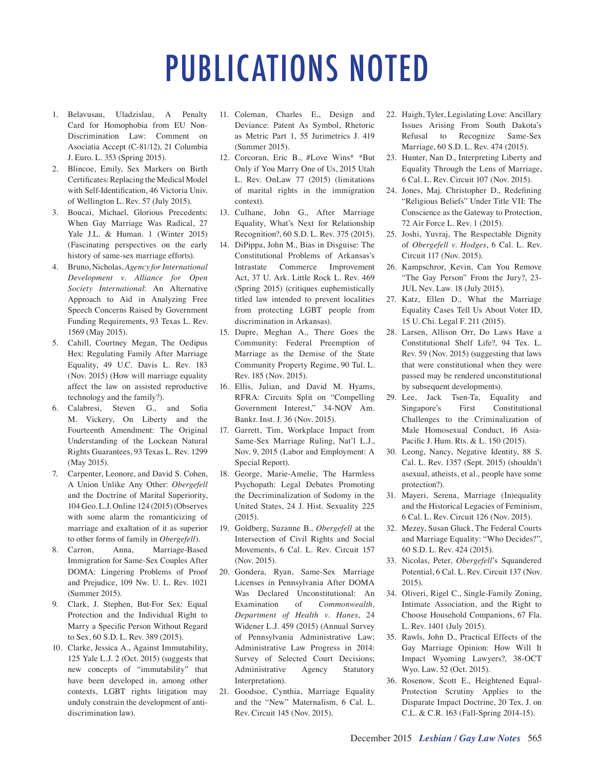# PUBLICATIONS NOTED

1. Belavusau, Uladzislau, A Penalty Card for Homophobia from EU Non-Discrimination Law: Comment on Asociatia Accept (C-81/12), 21 Columbia J. Euro. L. 353 (Spring 2015).
2. Blincoe, Emily, Sex Markers on Birth Certificates: Replacing the Medical Model with Self-Identification, 46 Victoria Univ. of Wellington L. Rev. 57 (July 2015).
3. Boucai, Michael, Glorious Precedents: When Gay Marriage Was Radical, 27 Yale J.L. & Human. 1 (Winter 2015) (Fascinating perspectives on the early history of same-sex marriage efforts).
4. Bruno, Nicholas, *Agency for International Development v. Alliance for Open Society International*: An Alternative Approach to Aid in Analyzing Free Speech Concerns Raised by Government Funding Requirements, 93 Texas L. Rev. 1569 (May 2015).
5. Cahill, Courtney Megan, The Oedipus Hex: Regulating Family After Marriage Equality, 49 U.C. Davis L. Rev. 183 (Nov. 2015) (How will marriage equality affect the law on assisted reproductive technology and the family?).
6. Calabresi, Steven G., and Sofia M. Vickery, On Liberty and the Fourteenth Amendment: The Original Understanding of the Lockean Natural Rights Guarantees, 93 Texas L. Rev. 1299 (May 2015).
7. Carpenter, Leonore, and David S. Cohen, A Union Unlike Any Other: *Obergefell* and the Doctrine of Marital Superiority, 104 Geo. L.J. Online 124 (2015) (Observes with some alarm the romanticizing of marriage and exaltation of it as superior to other forms of family in *Obergefell*).
8. Carron, Anna, Marriage-Based Immigration for Same-Sex Couples After DOMA: Lingering Problems of Proof and Prejudice, 109 Nw. U. L. Rev. 1021 (Summer 2015).
9. Clark, J. Stephen, But-For Sex: Equal Protection and the Individual Right to Marry a Specific Person Without Regard to Sex, 60 S.D. L. Rev. 389 (2015).
10. Clarke, Jessica A., Against Immutability, 125 Yale L.J. 2 (Oct. 2015) (suggests that new concepts of "immutability" that have been developed in, among other contexts, LGBT rights litigation may unduly constrain the development of anti-discrimination law).
11. Coleman, Charles E., Design and Deviance: Patent As Symbol, Rhetoric as Metric Part 1, 55 Jurimetrics J. 419 (Summer 2015).
12. Corcoran, Eric B., #Love Wins* *But Only if You Marry One of Us, 2015 Utah L. Rev. OnLaw 77 (2015) (limitations of marital rights in the immigration context).
13. Culhane, John G., After Marriage Equality, What's Next for Relationship Recognition?, 60 S.D. L. Rev. 375 (2015).
14. DiPippa, John M., Bias in Disguise: The Constitutional Problems of Arkansas's Intrastate Commerce Improvement Act, 37 U. Ark. Little Rock L. Rev. 469 (Spring 2015) (critiques euphemistically titled law intended to prevent localities from protecting LGBT people from discrimination in Arkansas).
15. Dupre, Meghan A., There Goes the Community: Federal Preemption of Marriage as the Demise of the State Community Property Regime, 90 Tul. L. Rev. 185 (Nov. 2015).
16. Ellis, Julian, and David M. Hyams, RFRA: Circuits Split on "Compelling Government Interest," 34-NOV Am. Bankr. Inst. J. 36 (Nov. 2015).
17. Garrett, Tim, Workplace Impact from Same-Sex Marriage Ruling, Nat'l L.J., Nov. 9, 2015 (Labor and Employment: A Special Report).
18. George, Marie-Amelie, The Harmless Psychopath: Legal Debates Promoting the Decriminalization of Sodomy in the United States, 24 J. Hist. Sexuality 225 (2015).
19. Goldberg, Suzanne B., *Obergefell* at the Intersection of Civil Rights and Social Movements, 6 Cal. L. Rev. Circuit 157 (Nov. 2015).
20. Gondera, Ryan, Same-Sex Marriage Licenses in Pennsylvania After DOMA Was Declared Unconstitutional: An Examination of *Commonwealth, Department of Health v. Hanes*, 24 Widener L.J. 459 (2015) (Annual Survey of Pennsylvania Administrative Law; Administrative Law Progress in 2014: Survey of Selected Court Decisions; Administrative Agency Statutory Interpretation).
21. Goodsoe, Cynthia, Marriage Equality and the "New" Maternalism, 6 Cal. L. Rev. Circuit 145 (Nov. 2015).
22. Haigh, Tyler, Legislating Love: Ancillary Issues Arising From South Dakota's Refusal to Recognize Same-Sex Marriage, 60 S.D. L. Rev. 474 (2015).
23. Hunter, Nan D., Interpreting Liberty and Equality Through the Lens of Marriage, 6 Cal. L. Rev. Circuit 107 (Nov. 2015).
24. Jones, Maj. Christopher D., Redefining "Religious Beliefs" Under Title VII: The Conscience as the Gateway to Protection, 72 Air Force L. Rev. 1 (2015).
25. Joshi, Yuvraj, The Respectable Dignity of *Obergefell v. Hodges*, 6 Cal. L. Rev. Circuit 117 (Nov. 2015).
26. Kampschror, Kevin, Can You Remove "The Gay Person" From the Jury?, 23-JUL Nev. Law. 18 (July 2015).
27. Katz, Ellen D., What the Marriage Equality Cases Tell Us About Voter ID, 15 U. Chi. Legal F. 211 (2015).
28. Larsen, Allison Orr, Do Laws Have a Constitutional Shelf Life?, 94 Tex. L. Rev. 59 (Nov. 2015) (suggesting that laws that were constitutional when they were passed may be rendered unconstitutional by subsequent developments).
29. Lee, Jack Tsen-Ta, Equality and Singapore's First Constitutional Challenges to the Criminalization of Male Homosexual Conduct, 16 Asia-Pacific J. Hum. Rts. & L. 150 (2015).
30. Leong, Nancy, Negative Identity, 88 S. Cal. L. Rev. 1357 (Sept. 2015) (shouldn't asexual, atheists, et al., people have some protection?).
31. Mayeri, Serena, Marriage (In)equality and the Historical Legacies of Feminism, 6 Cal. L. Rev. Circuit 126 (Nov. 2015).
32. Mezey, Susan Gluck, The Federal Courts and Marriage Equality: "Who Decides?", 60 S.D. L. Rev. 424 (2015).
33. Nicolas, Peter, *Obergefell*'s Squandered Potential, 6 Cal. L. Rev. Circuit 137 (Nov. 2015).
34. Oliveri, Rigel C., Single-Family Zoning, Intimate Association, and the Right to Choose Household Companions, 67 Fla. L. Rev. 1401 (July 2015).
35. Rawls, John D., Practical Effects of the Gay Marriage Opinion: How Will It Impact Wyoming Lawyers?, 38-OCT Wyo. Law. 52 (Oct. 2015).
36. Rosenow, Scott E., Heightened Equal-Protection Scrutiny Applies to the Disparate Impact Doctrine, 20 Tex. J. on C.L. & C.R. 163 (Fall-Spring 2014-15).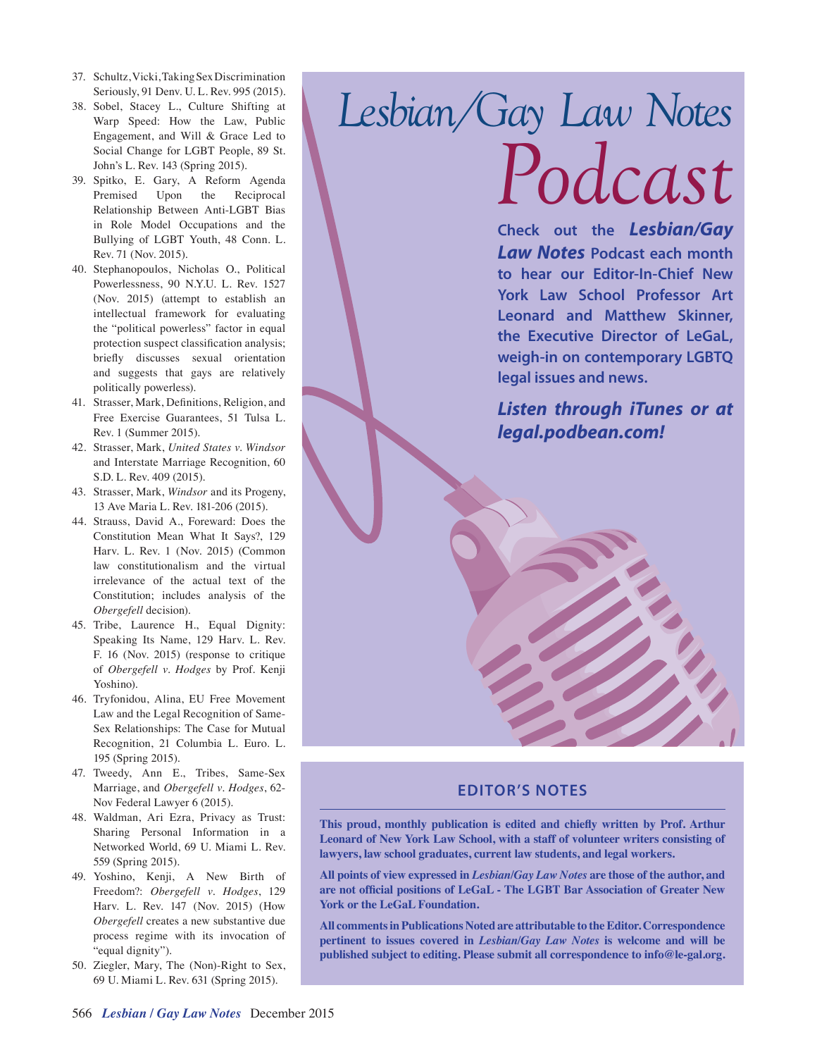37. Schultz, Vicki, Taking Sex Discrimination Seriously, 91 Denv. U. L. Rev. 995 (2015).
38. Sobel, Stacey L., Culture Shifting at Warp Speed: How the Law, Public Engagement, and Will & Grace Led to Social Change for LGBT People, 89 St. John's L. Rev. 143 (Spring 2015).
39. Spitko, E. Gary, A Reform Agenda Premised Upon the Reciprocal Relationship Between Anti-LGBT Bias in Role Model Occupations and the Bullying of LGBT Youth, 48 Conn. L. Rev. 71 (Nov. 2015).
40. Stephanopoulos, Nicholas O., Political Powerlessness, 90 N.Y.U. L. Rev. 1527 (Nov. 2015) (attempt to establish an intellectual framework for evaluating the "political powerless" factor in equal protection suspect classification analysis; briefly discusses sexual orientation and suggests that gays are relatively politically powerless).
41. Strasser, Mark, Definitions, Religion, and Free Exercise Guarantees, 51 Tulsa L. Rev. 1 (Summer 2015).
42. Strasser, Mark, *United States v. Windsor* and Interstate Marriage Recognition, 60 S.D. L. Rev. 409 (2015).
43. Strasser, Mark, *Windsor* and its Progeny, 13 Ave Maria L. Rev. 181-206 (2015).
44. Strauss, David A., Foreward: Does the Constitution Mean What It Says?, 129 Harv. L. Rev. 1 (Nov. 2015) (Common law constitutionalism and the virtual irrelevance of the actual text of the Constitution; includes analysis of the *Obergefell* decision).
45. Tribe, Laurence H., Equal Dignity: Speaking Its Name, 129 Harv. L. Rev. F. 16 (Nov. 2015) (response to critique of *Obergefell v. Hodges* by Prof. Kenji Yoshino).
46. Tryfonidou, Alina, EU Free Movement Law and the Legal Recognition of Same-Sex Relationships: The Case for Mutual Recognition, 21 Columbia L. Euro. L. 195 (Spring 2015).
47. Tweedy, Ann E., Tribes, Same-Sex Marriage, and *Obergefell v. Hodges*, 62-Nov Federal Lawyer 6 (2015).
48. Waldman, Ari Ezra, Privacy as Trust: Sharing Personal Information in a Networked World, 69 U. Miami L. Rev. 559 (Spring 2015).
49. Yoshino, Kenji, A New Birth of Freedom?: *Obergefell v. Hodges*, 129 Harv. L. Rev. 147 (Nov. 2015) (How *Obergefell* creates a new substantive due process regime with its invocation of "equal dignity").
50. Ziegler, Mary, The (Non)-Right to Sex, 69 U. Miami L. Rev. 631 (Spring 2015).

# Lesbian/Gay Law Notes Podcast

**Check out the *Lesbian/Gay Law Notes* Podcast each month to hear our Editor-In-Chief New York Law School Professor Art Leonard and Matthew Skinner, the Executive Director of LeGaL, weigh-in on contemporary LGBTQ legal issues and news.**

***Listen through iTunes or at legal.podbean.com!***

## EDITOR'S NOTES

**This proud, monthly publication is edited and chiefly written by Prof. Arthur Leonard of New York Law School, with a staff of volunteer writers consisting of lawyers, law school graduates, current law students, and legal workers.**

**All points of view expressed in *Lesbian/Gay Law Notes* are those of the author, and are not official positions of LeGaL - The LGBT Bar Association of Greater New York or the LeGaL Foundation.**

**All comments in Publications Noted are attributable to the Editor. Correspondence pertinent to issues covered in *Lesbian/Gay Law Notes* is welcome and will be published subject to editing. Please submit all correspondence to info@le-gal.org.**